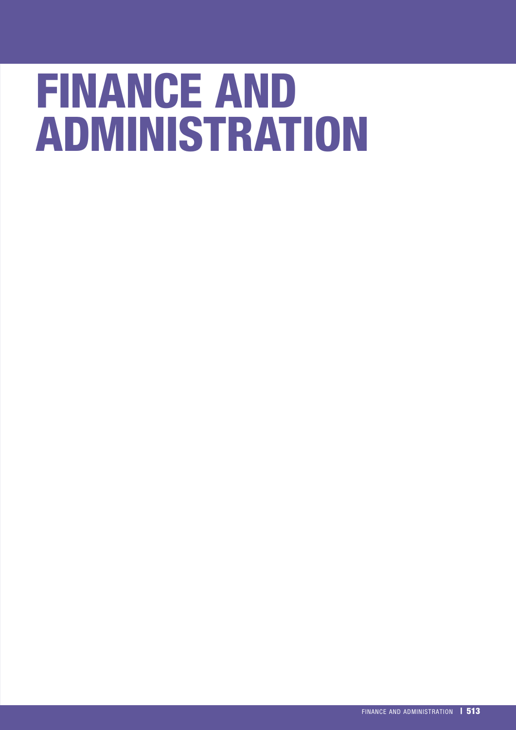# FINANCE AND ADMINISTRATION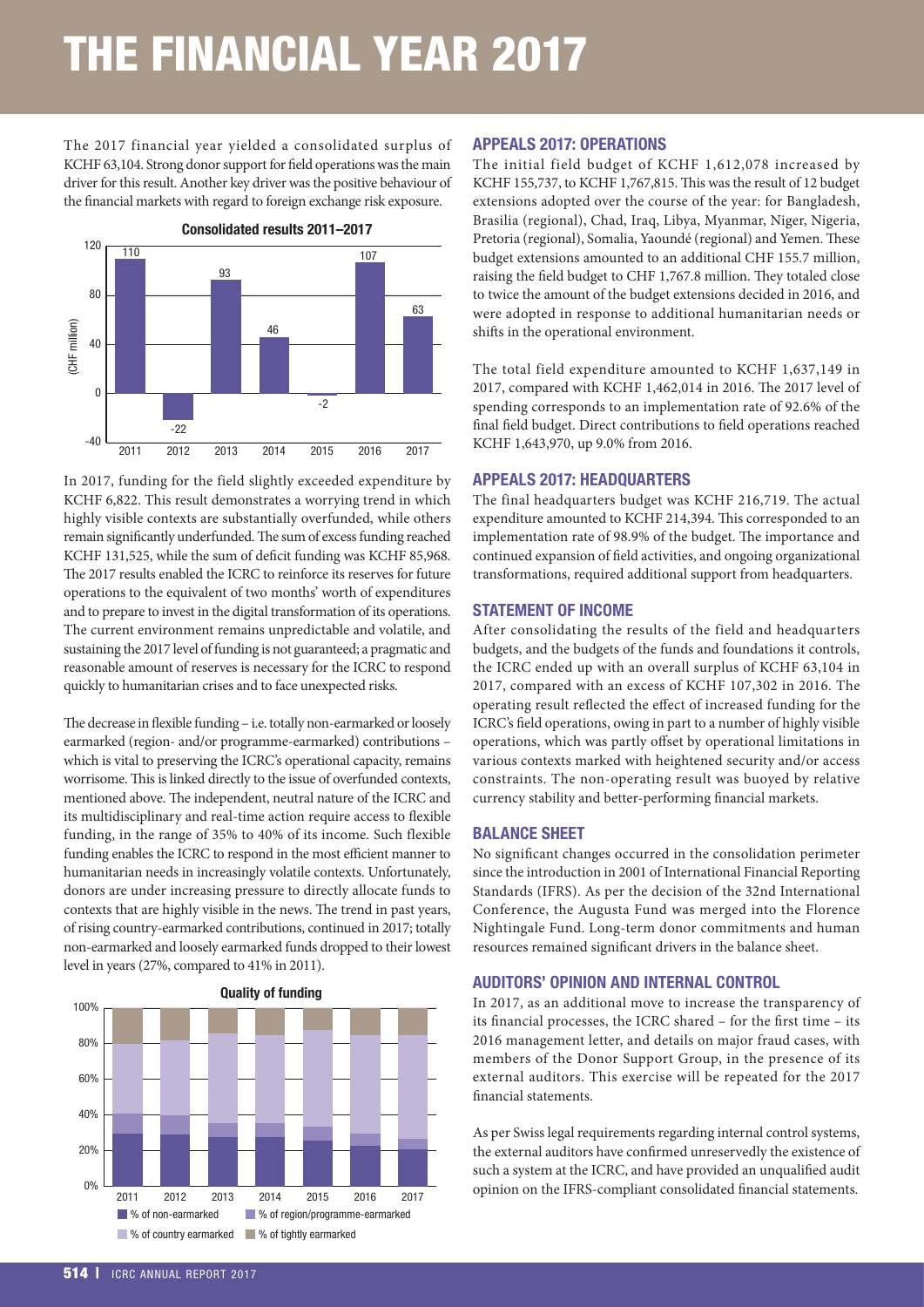# THE FINANCIAL YEAR 2017

The 2017 financial year yielded a consolidated surplus of KCHF 63,104. Strong donor support for field operations was the main driver for this result. Another key driver was the positive behaviour of the financial markets with regard to foreign exchange risk exposure.

**Consolidated results 2011–2017**

| Year | CHF million |
|---|---|
| 2011 | 110 |
| 2012 | -22 |
| 2013 | 93 |
| 2014 | 46 |
| 2015 | -2 |
| 2016 | 107 |
| 2017 | 63 |

In 2017, funding for the field slightly exceeded expenditure by KCHF 6,822. This result demonstrates a worrying trend in which highly visible contexts are substantially overfunded, while others remain significantly underfunded. The sum of excess funding reached KCHF 131,525, while the sum of deficit funding was KCHF 85,968. The 2017 results enabled the ICRC to reinforce its reserves for future operations to the equivalent of two months' worth of expenditures and to prepare to invest in the digital transformation of its operations. The current environment remains unpredictable and volatile, and sustaining the 2017 level of funding is not guaranteed; a pragmatic and reasonable amount of reserves is necessary for the ICRC to respond quickly to humanitarian crises and to face unexpected risks.

The decrease in flexible funding – i.e. totally non-earmarked or loosely earmarked (region- and/or programme-earmarked) contributions – which is vital to preserving the ICRC's operational capacity, remains worrisome. This is linked directly to the issue of overfunded contexts, mentioned above. The independent, neutral nature of the ICRC and its multidisciplinary and real-time action require access to flexible funding, in the range of 35% to 40% of its income. Such flexible funding enables the ICRC to respond in the most efficient manner to humanitarian needs in increasingly volatile contexts. Unfortunately, donors are under increasing pressure to directly allocate funds to contexts that are highly visible in the news. The trend in past years, of rising country-earmarked contributions, continued in 2017; totally non-earmarked and loosely earmarked funds dropped to their lowest level in years (27%, compared to 41% in 2011).

**Quality of funding**

(Stacked bar chart, 2011–2017: % of non-earmarked; % of region/programme-earmarked; % of country earmarked; % of tightly earmarked)

## APPEALS 2017: OPERATIONS

The initial field budget of KCHF 1,612,078 increased by KCHF 155,737, to KCHF 1,767,815. This was the result of 12 budget extensions adopted over the course of the year: for Bangladesh, Brasilia (regional), Chad, Iraq, Libya, Myanmar, Niger, Nigeria, Pretoria (regional), Somalia, Yaoundé (regional) and Yemen. These budget extensions amounted to an additional CHF 155.7 million, raising the field budget to CHF 1,767.8 million. They totaled close to twice the amount of the budget extensions decided in 2016, and were adopted in response to additional humanitarian needs or shifts in the operational environment.

The total field expenditure amounted to KCHF 1,637,149 in 2017, compared with KCHF 1,462,014 in 2016. The 2017 level of spending corresponds to an implementation rate of 92.6% of the final field budget. Direct contributions to field operations reached KCHF 1,643,970, up 9.0% from 2016.

## APPEALS 2017: HEADQUARTERS

The final headquarters budget was KCHF 216,719. The actual expenditure amounted to KCHF 214,394. This corresponded to an implementation rate of 98.9% of the budget. The importance and continued expansion of field activities, and ongoing organizational transformations, required additional support from headquarters.

## STATEMENT OF INCOME

After consolidating the results of the field and headquarters budgets, and the budgets of the funds and foundations it controls, the ICRC ended up with an overall surplus of KCHF 63,104 in 2017, compared with an excess of KCHF 107,302 in 2016. The operating result reflected the effect of increased funding for the ICRC's field operations, owing in part to a number of highly visible operations, which was partly offset by operational limitations in various contexts marked with heightened security and/or access constraints. The non-operating result was buoyed by relative currency stability and better-performing financial markets.

## BALANCE SHEET

No significant changes occurred in the consolidation perimeter since the introduction in 2001 of International Financial Reporting Standards (IFRS). As per the decision of the 32nd International Conference, the Augusta Fund was merged into the Florence Nightingale Fund. Long-term donor commitments and human resources remained significant drivers in the balance sheet.

## AUDITORS' OPINION AND INTERNAL CONTROL

In 2017, as an additional move to increase the transparency of its financial processes, the ICRC shared – for the first time – its 2016 management letter, and details on major fraud cases, with members of the Donor Support Group, in the presence of its external auditors. This exercise will be repeated for the 2017 financial statements.

As per Swiss legal requirements regarding internal control systems, the external auditors have confirmed unreservedly the existence of such a system at the ICRC, and have provided an unqualified audit opinion on the IFRS-compliant consolidated financial statements.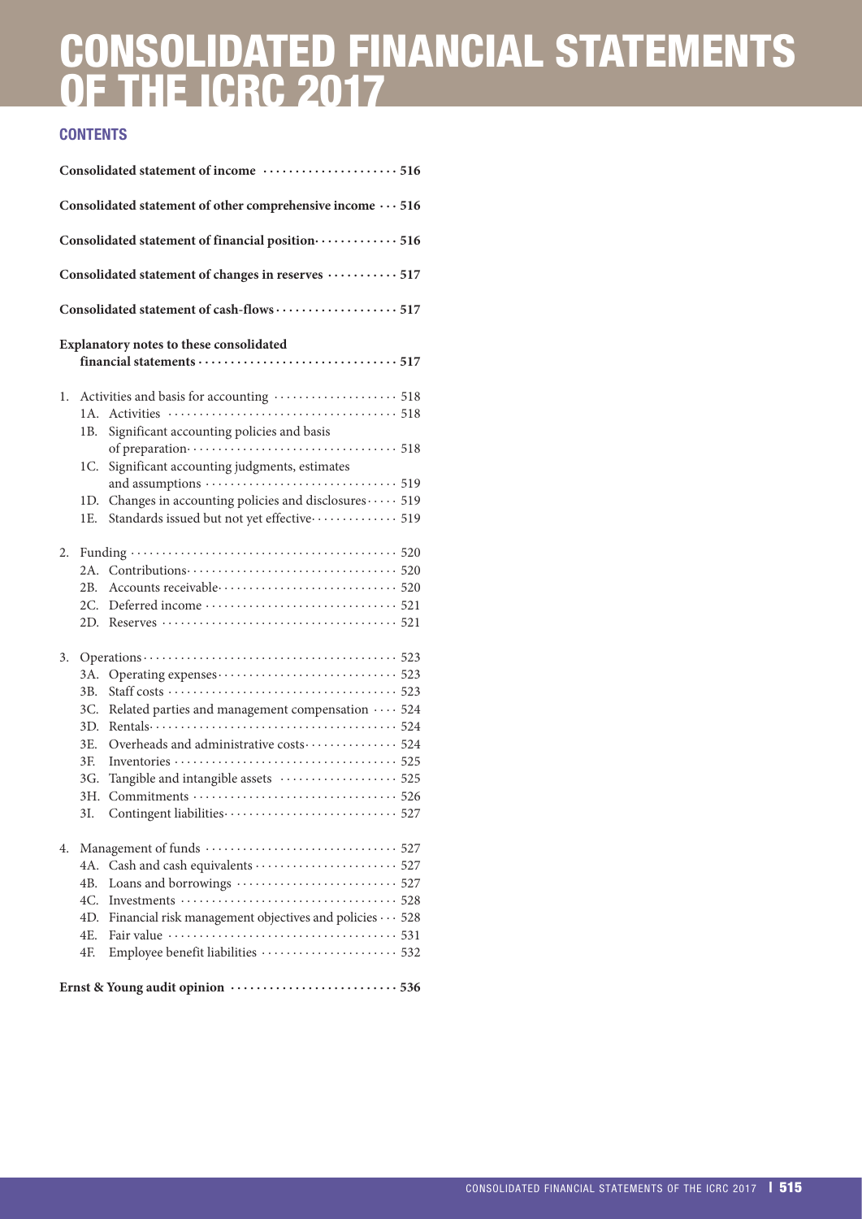# CONSOLIDATED FINANCIAL STATEMENTS OF THE ICRC 2017

## CONTENTS

**Consolidated statement of income** ..................... **516**

**Consolidated statement of other comprehensive income** ... **516**

**Consolidated statement of financial position** ............. **516**

**Consolidated statement of changes in reserves** ........... **517**

**Consolidated statement of cash-flows** ................... **517**

**Explanatory notes to these consolidated financial statements** ............................... **517**

1. Activities and basis for accounting .................... 518
   - 1A. Activities ..................................... 518
   - 1B. Significant accounting policies and basis of preparation ................................. 518
   - 1C. Significant accounting judgments, estimates and assumptions ............................... 519
   - 1D. Changes in accounting policies and disclosures ..... 519
   - 1E. Standards issued but not yet effective ............. 519

2. Funding ........................................... 520
   - 2A. Contributions .................................. 520
   - 2B. Accounts receivable ............................ 520
   - 2C. Deferred income ............................... 521
   - 2D. Reserves ...................................... 521

3. Operations ......................................... 523
   - 3A. Operating expenses ............................. 523
   - 3B. Staff costs ..................................... 523
   - 3C. Related parties and management compensation .... 524
   - 3D. Rentals ....................................... 524
   - 3E. Overheads and administrative costs ............... 524
   - 3F. Inventories .................................... 525
   - 3G. Tangible and intangible assets ................... 525
   - 3H. Commitments ................................. 526
   - 3I. Contingent liabilities ............................ 527

4. Management of funds ............................... 527
   - 4A. Cash and cash equivalents ....................... 527
   - 4B. Loans and borrowings .......................... 527
   - 4C. Investments ................................... 528
   - 4D. Financial risk management objectives and policies ... 528
   - 4E. Fair value ..................................... 531
   - 4F. Employee benefit liabilities ...................... 532

**Ernst & Young audit opinion** .......................... **536**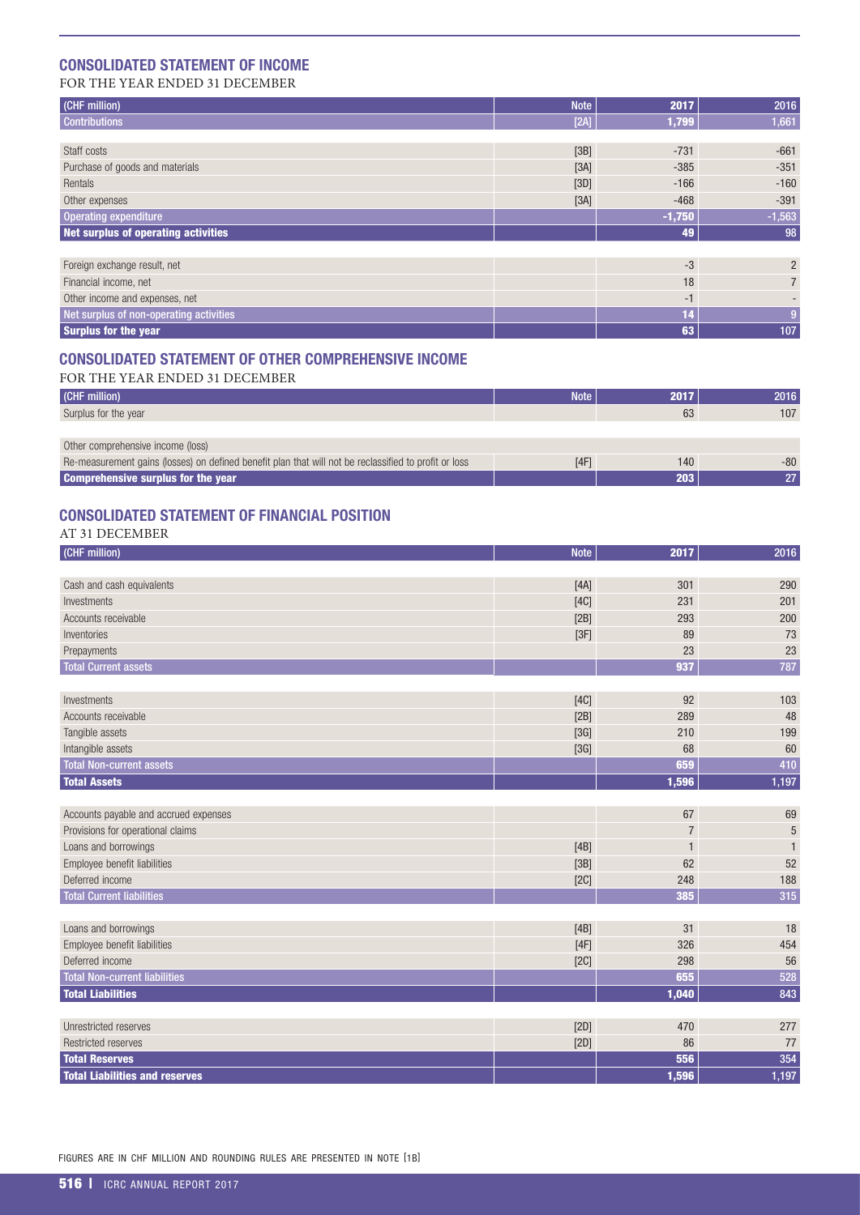## CONSOLIDATED STATEMENT OF INCOME

FOR THE YEAR ENDED 31 DECEMBER

| (CHF million) | Note | 2017 | 2016 |
|---|---|---|---|
| Contributions | [2A] | 1,799 | 1,661 |
| | | | |
| Staff costs | [3B] | -731 | -661 |
| Purchase of goods and materials | [3A] | -385 | -351 |
| Rentals | [3D] | -166 | -160 |
| Other expenses | [3A] | -468 | -391 |
| Operating expenditure | | -1,750 | -1,563 |
| **Net surplus of operating activities** | | **49** | **98** |
| | | | |
| Foreign exchange result, net | | -3 | 2 |
| Financial income, net | | 18 | 7 |
| Other income and expenses, net | | -1 | - |
| Net surplus of non-operating activities | | 14 | 9 |
| **Surplus for the year** | | **63** | **107** |

## CONSOLIDATED STATEMENT OF OTHER COMPREHENSIVE INCOME

FOR THE YEAR ENDED 31 DECEMBER

| (CHF million) | Note | 2017 | 2016 |
|---|---|---|---|
| Surplus for the year | | 63 | 107 |
| | | | |
| Other comprehensive income (loss) | | | |
| Re-measurement gains (losses) on defined benefit plan that will not be reclassified to profit or loss | [4F] | 140 | -80 |
| **Comprehensive surplus for the year** | | **203** | **27** |

## CONSOLIDATED STATEMENT OF FINANCIAL POSITION

AT 31 DECEMBER

| (CHF million) | Note | 2017 | 2016 |
|---|---|---|---|
| Cash and cash equivalents | [4A] | 301 | 290 |
| Investments | [4C] | 231 | 201 |
| Accounts receivable | [2B] | 293 | 200 |
| Inventories | [3F] | 89 | 73 |
| Prepayments | | 23 | 23 |
| Total Current assets | | 937 | 787 |
| | | | |
| Investments | [4C] | 92 | 103 |
| Accounts receivable | [2B] | 289 | 48 |
| Tangible assets | [3G] | 210 | 199 |
| Intangible assets | [3G] | 68 | 60 |
| Total Non-current assets | | 659 | 410 |
| **Total Assets** | | **1,596** | **1,197** |
| | | | |
| Accounts payable and accrued expenses | | 67 | 69 |
| Provisions for operational claims | | 7 | 5 |
| Loans and borrowings | [4B] | 1 | 1 |
| Employee benefit liabilities | [3B] | 62 | 52 |
| Deferred income | [2C] | 248 | 188 |
| Total Current liabilities | | 385 | 315 |
| | | | |
| Loans and borrowings | [4B] | 31 | 18 |
| Employee benefit liabilities | [4F] | 326 | 454 |
| Deferred income | [2C] | 298 | 56 |
| Total Non-current liabilities | | 655 | 528 |
| **Total Liabilities** | | **1,040** | **843** |
| | | | |
| Unrestricted reserves | [2D] | 470 | 277 |
| Restricted reserves | [2D] | 86 | 77 |
| **Total Reserves** | | **556** | **354** |
| **Total Liabilities and reserves** | | **1,596** | **1,197** |

FIGURES ARE IN CHF MILLION AND ROUNDING RULES ARE PRESENTED IN NOTE [1B]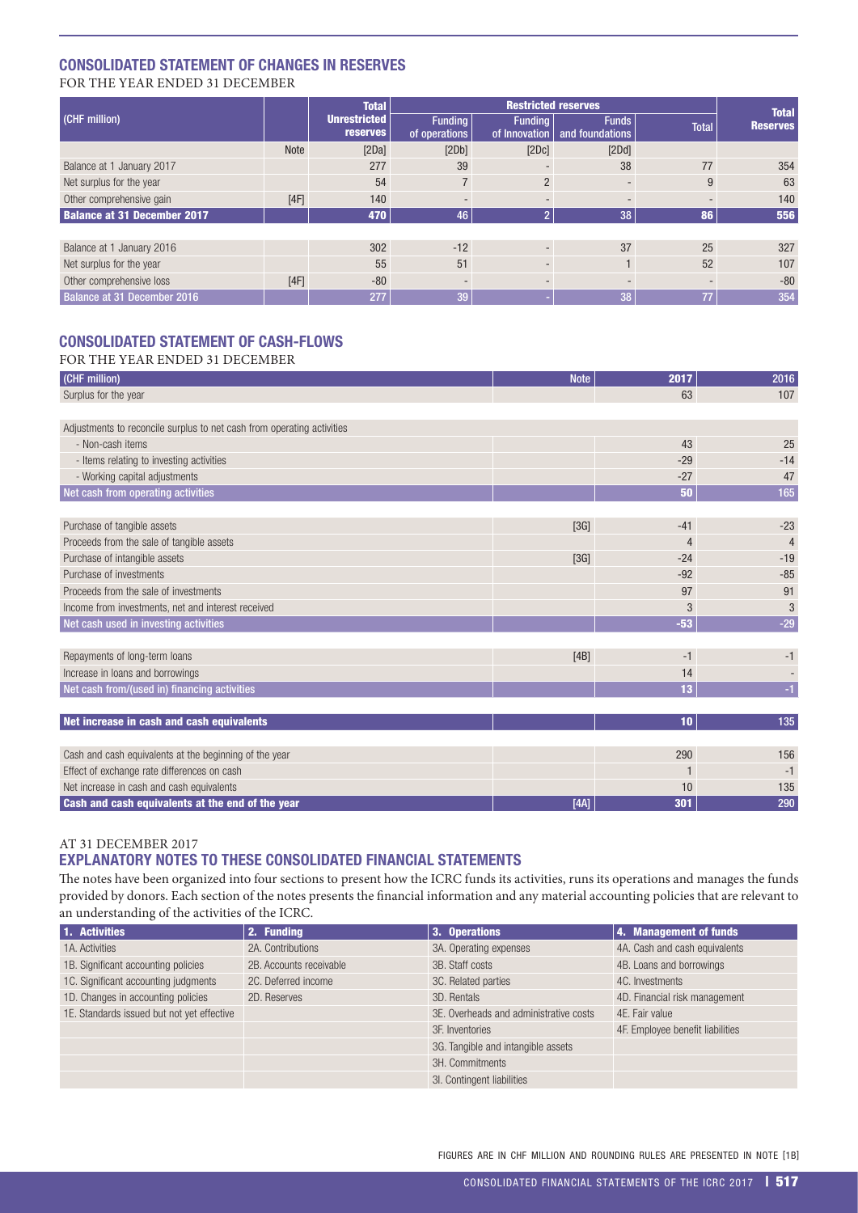## CONSOLIDATED STATEMENT OF CHANGES IN RESERVES

FOR THE YEAR ENDED 31 DECEMBER

| (CHF million) | | Total Unrestricted reserves | Restricted reserves | | | | Total Reserves |
|---|---|---|---|---|---|---|---|
| | | | Funding of operations | Funding of Innovation | Funds and foundations | Total | |
| | Note | [2Da] | [2Db] | [2Dc] | [2Dd] | | |
| Balance at 1 January 2017 | | 277 | 39 | - | 38 | 77 | 354 |
| Net surplus for the year | | 54 | 7 | 2 | - | 9 | 63 |
| Other comprehensive gain | [4F] | 140 | - | - | - | - | 140 |
| **Balance at 31 December 2017** | | **470** | **46** | **2** | **38** | **86** | **556** |
| | | | | | | | |
| Balance at 1 January 2016 | | 302 | -12 | - | 37 | 25 | 327 |
| Net surplus for the year | | 55 | 51 | - | 1 | 52 | 107 |
| Other comprehensive loss | [4F] | -80 | - | - | - | - | -80 |
| **Balance at 31 December 2016** | | **277** | **39** | **-** | **38** | **77** | **354** |

## CONSOLIDATED STATEMENT OF CASH-FLOWS

FOR THE YEAR ENDED 31 DECEMBER

| (CHF million) | Note | 2017 | 2016 |
|---|---|---|---|
| Surplus for the year | | 63 | 107 |
| | | | |
| Adjustments to reconcile surplus to net cash from operating activities | | | |
| - Non-cash items | | 43 | 25 |
| - Items relating to investing activities | | -29 | -14 |
| - Working capital adjustments | | -27 | 47 |
| **Net cash from operating activities** | | **50** | **165** |
| | | | |
| Purchase of tangible assets | [3G] | -41 | -23 |
| Proceeds from the sale of tangible assets | | 4 | 4 |
| Purchase of intangible assets | [3G] | -24 | -19 |
| Purchase of investments | | -92 | -85 |
| Proceeds from the sale of investments | | 97 | 91 |
| Income from investments, net and interest received | | 3 | 3 |
| **Net cash used in investing activities** | | **-53** | **-29** |
| | | | |
| Repayments of long-term loans | [4B] | -1 | -1 |
| Increase in loans and borrowings | | 14 | - |
| **Net cash from/(used in) financing activities** | | **13** | **-1** |
| | | | |
| **Net increase in cash and cash equivalents** | | **10** | **135** |
| | | | |
| Cash and cash equivalents at the beginning of the year | | 290 | 156 |
| Effect of exchange rate differences on cash | | 1 | -1 |
| Net increase in cash and cash equivalents | | 10 | 135 |
| **Cash and cash equivalents at the end of the year** | [4A] | **301** | **290** |

AT 31 DECEMBER 2017

## EXPLANATORY NOTES TO THESE CONSOLIDATED FINANCIAL STATEMENTS

The notes have been organized into four sections to present how the ICRC funds its activities, runs its operations and manages the funds provided by donors. Each section of the notes presents the financial information and any material accounting policies that are relevant to an understanding of the activities of the ICRC.

| 1. Activities | 2. Funding | 3. Operations | 4. Management of funds |
|---|---|---|---|
| 1A. Activities | 2A. Contributions | 3A. Operating expenses | 4A. Cash and cash equivalents |
| 1B. Significant accounting policies | 2B. Accounts receivable | 3B. Staff costs | 4B. Loans and borrowings |
| 1C. Significant accounting judgments | 2C. Deferred income | 3C. Related parties | 4C. Investments |
| 1D. Changes in accounting policies | 2D. Reserves | 3D. Rentals | 4D. Financial risk management |
| 1E. Standards issued but not yet effective | | 3E. Overheads and administrative costs | 4E. Fair value |
| | | 3F. Inventories | 4F. Employee benefit liabilities |
| | | 3G. Tangible and intangible assets | |
| | | 3H. Commitments | |
| | | 3I. Contingent liabilities | |

FIGURES ARE IN CHF MILLION AND ROUNDING RULES ARE PRESENTED IN NOTE [1B]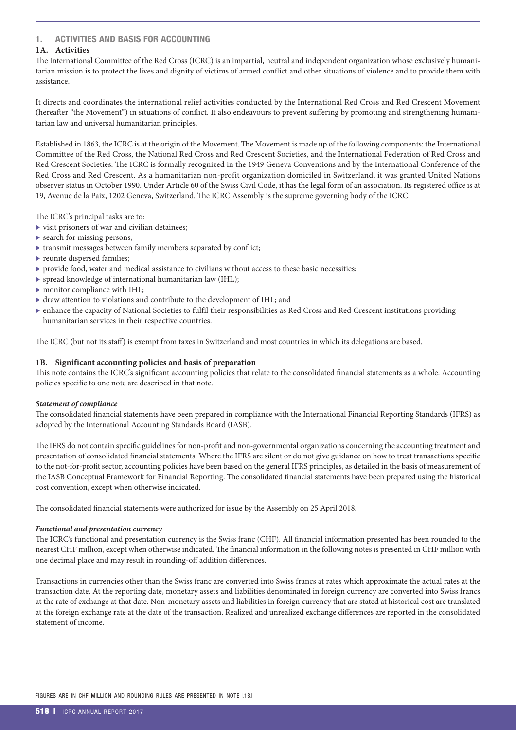## 1. ACTIVITIES AND BASIS FOR ACCOUNTING

### 1A. Activities

The International Committee of the Red Cross (ICRC) is an impartial, neutral and independent organization whose exclusively humanitarian mission is to protect the lives and dignity of victims of armed conflict and other situations of violence and to provide them with assistance.

It directs and coordinates the international relief activities conducted by the International Red Cross and Red Crescent Movement (hereafter "the Movement") in situations of conflict. It also endeavours to prevent suffering by promoting and strengthening humanitarian law and universal humanitarian principles.

Established in 1863, the ICRC is at the origin of the Movement. The Movement is made up of the following components: the International Committee of the Red Cross, the National Red Cross and Red Crescent Societies, and the International Federation of Red Cross and Red Crescent Societies. The ICRC is formally recognized in the 1949 Geneva Conventions and by the International Conference of the Red Cross and Red Crescent. As a humanitarian non-profit organization domiciled in Switzerland, it was granted United Nations observer status in October 1990. Under Article 60 of the Swiss Civil Code, it has the legal form of an association. Its registered office is at 19, Avenue de la Paix, 1202 Geneva, Switzerland. The ICRC Assembly is the supreme governing body of the ICRC.

The ICRC's principal tasks are to:

- visit prisoners of war and civilian detainees;
- search for missing persons;
- transmit messages between family members separated by conflict;
- reunite dispersed families;
- provide food, water and medical assistance to civilians without access to these basic necessities;
- spread knowledge of international humanitarian law (IHL);
- monitor compliance with IHL;
- draw attention to violations and contribute to the development of IHL; and
- enhance the capacity of National Societies to fulfil their responsibilities as Red Cross and Red Crescent institutions providing humanitarian services in their respective countries.

The ICRC (but not its staff) is exempt from taxes in Switzerland and most countries in which its delegations are based.

### 1B. Significant accounting policies and basis of preparation

This note contains the ICRC's significant accounting policies that relate to the consolidated financial statements as a whole. Accounting policies specific to one note are described in that note.

***Statement of compliance***

The consolidated financial statements have been prepared in compliance with the International Financial Reporting Standards (IFRS) as adopted by the International Accounting Standards Board (IASB).

The IFRS do not contain specific guidelines for non-profit and non-governmental organizations concerning the accounting treatment and presentation of consolidated financial statements. Where the IFRS are silent or do not give guidance on how to treat transactions specific to the not-for-profit sector, accounting policies have been based on the general IFRS principles, as detailed in the basis of measurement of the IASB Conceptual Framework for Financial Reporting. The consolidated financial statements have been prepared using the historical cost convention, except when otherwise indicated.

The consolidated financial statements were authorized for issue by the Assembly on 25 April 2018.

***Functional and presentation currency***

The ICRC's functional and presentation currency is the Swiss franc (CHF). All financial information presented has been rounded to the nearest CHF million, except when otherwise indicated. The financial information in the following notes is presented in CHF million with one decimal place and may result in rounding-off addition differences.

Transactions in currencies other than the Swiss franc are converted into Swiss francs at rates which approximate the actual rates at the transaction date. At the reporting date, monetary assets and liabilities denominated in foreign currency are converted into Swiss francs at the rate of exchange at that date. Non-monetary assets and liabilities in foreign currency that are stated at historical cost are translated at the foreign exchange rate at the date of the transaction. Realized and unrealized exchange differences are reported in the consolidated statement of income.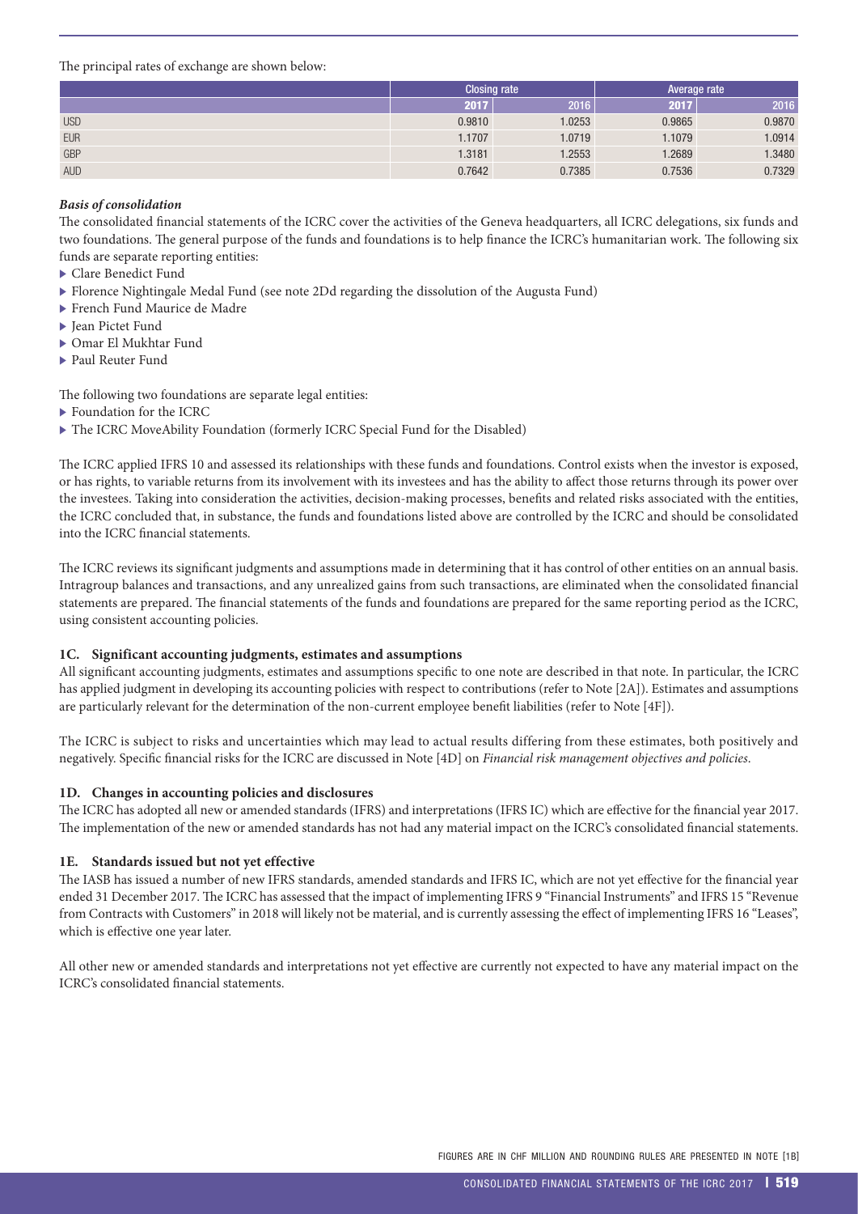The principal rates of exchange are shown below:

| | Closing rate | | Average rate | |
|---|---|---|---|---|
| | 2017 | 2016 | 2017 | 2016 |
| USD | 0.9810 | 1.0253 | 0.9865 | 0.9870 |
| EUR | 1.1707 | 1.0719 | 1.1079 | 1.0914 |
| GBP | 1.3181 | 1.2553 | 1.2689 | 1.3480 |
| AUD | 0.7642 | 0.7385 | 0.7536 | 0.7329 |

***Basis of consolidation***

The consolidated financial statements of the ICRC cover the activities of the Geneva headquarters, all ICRC delegations, six funds and two foundations. The general purpose of the funds and foundations is to help finance the ICRC's humanitarian work. The following six funds are separate reporting entities:

- Clare Benedict Fund
- Florence Nightingale Medal Fund (see note 2Dd regarding the dissolution of the Augusta Fund)
- French Fund Maurice de Madre
- Jean Pictet Fund
- Omar El Mukhtar Fund
- Paul Reuter Fund

The following two foundations are separate legal entities:

- Foundation for the ICRC
- The ICRC MoveAbility Foundation (formerly ICRC Special Fund for the Disabled)

The ICRC applied IFRS 10 and assessed its relationships with these funds and foundations. Control exists when the investor is exposed, or has rights, to variable returns from its involvement with its investees and has the ability to affect those returns through its power over the investees. Taking into consideration the activities, decision-making processes, benefits and related risks associated with the entities, the ICRC concluded that, in substance, the funds and foundations listed above are controlled by the ICRC and should be consolidated into the ICRC financial statements.

The ICRC reviews its significant judgments and assumptions made in determining that it has control of other entities on an annual basis. Intragroup balances and transactions, and any unrealized gains from such transactions, are eliminated when the consolidated financial statements are prepared. The financial statements of the funds and foundations are prepared for the same reporting period as the ICRC, using consistent accounting policies.

### 1C. Significant accounting judgments, estimates and assumptions

All significant accounting judgments, estimates and assumptions specific to one note are described in that note. In particular, the ICRC has applied judgment in developing its accounting policies with respect to contributions (refer to Note [2A]). Estimates and assumptions are particularly relevant for the determination of the non-current employee benefit liabilities (refer to Note [4F]).

The ICRC is subject to risks and uncertainties which may lead to actual results differing from these estimates, both positively and negatively. Specific financial risks for the ICRC are discussed in Note [4D] on *Financial risk management objectives and policies*.

### 1D. Changes in accounting policies and disclosures

The ICRC has adopted all new or amended standards (IFRS) and interpretations (IFRS IC) which are effective for the financial year 2017. The implementation of the new or amended standards has not had any material impact on the ICRC's consolidated financial statements.

### 1E. Standards issued but not yet effective

The IASB has issued a number of new IFRS standards, amended standards and IFRS IC, which are not yet effective for the financial year ended 31 December 2017. The ICRC has assessed that the impact of implementing IFRS 9 "Financial Instruments" and IFRS 15 "Revenue from Contracts with Customers" in 2018 will likely not be material, and is currently assessing the effect of implementing IFRS 16 "Leases", which is effective one year later.

All other new or amended standards and interpretations not yet effective are currently not expected to have any material impact on the ICRC's consolidated financial statements.

FIGURES ARE IN CHF MILLION AND ROUNDING RULES ARE PRESENTED IN NOTE [1B]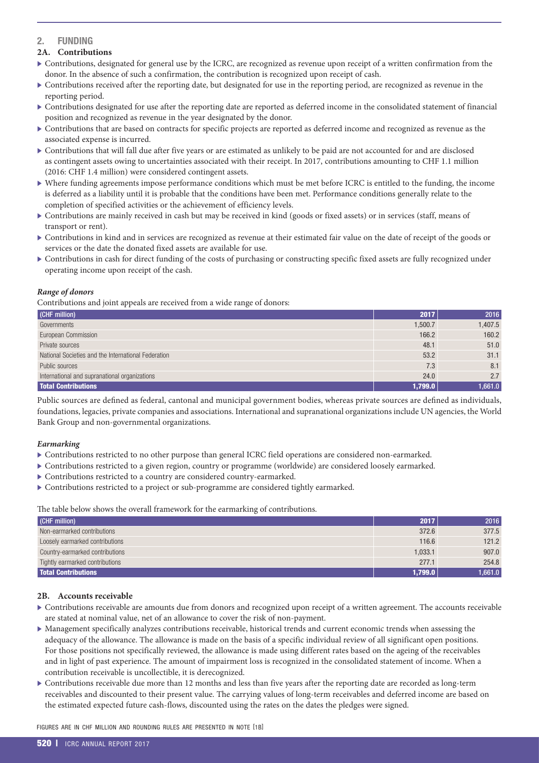## 2. FUNDING

### 2A. Contributions

- Contributions, designated for general use by the ICRC, are recognized as revenue upon receipt of a written confirmation from the donor. In the absence of such a confirmation, the contribution is recognized upon receipt of cash.
- Contributions received after the reporting date, but designated for use in the reporting period, are recognized as revenue in the reporting period.
- Contributions designated for use after the reporting date are reported as deferred income in the consolidated statement of financial position and recognized as revenue in the year designated by the donor.
- Contributions that are based on contracts for specific projects are reported as deferred income and recognized as revenue as the associated expense is incurred.
- Contributions that will fall due after five years or are estimated as unlikely to be paid are not accounted for and are disclosed as contingent assets owing to uncertainties associated with their receipt. In 2017, contributions amounting to CHF 1.1 million (2016: CHF 1.4 million) were considered contingent assets.
- Where funding agreements impose performance conditions which must be met before ICRC is entitled to the funding, the income is deferred as a liability until it is probable that the conditions have been met. Performance conditions generally relate to the completion of specified activities or the achievement of efficiency levels.
- Contributions are mainly received in cash but may be received in kind (goods or fixed assets) or in services (staff, means of transport or rent).
- Contributions in kind and in services are recognized as revenue at their estimated fair value on the date of receipt of the goods or services or the date the donated fixed assets are available for use.
- Contributions in cash for direct funding of the costs of purchasing or constructing specific fixed assets are fully recognized under operating income upon receipt of the cash.

***Range of donors***

Contributions and joint appeals are received from a wide range of donors:

| (CHF million) | 2017 | 2016 |
|---|---|---|
| Governments | 1,500.7 | 1,407.5 |
| European Commission | 166.2 | 160.2 |
| Private sources | 48.1 | 51.0 |
| National Societies and the International Federation | 53.2 | 31.1 |
| Public sources | 7.3 | 8.1 |
| International and supranational organizations | 24.0 | 2.7 |
| **Total Contributions** | **1,799.0** | **1,661.0** |

Public sources are defined as federal, cantonal and municipal government bodies, whereas private sources are defined as individuals, foundations, legacies, private companies and associations. International and supranational organizations include UN agencies, the World Bank Group and non-governmental organizations.

***Earmarking***

- Contributions restricted to no other purpose than general ICRC field operations are considered non-earmarked.
- Contributions restricted to a given region, country or programme (worldwide) are considered loosely earmarked.
- Contributions restricted to a country are considered country-earmarked.
- Contributions restricted to a project or sub-programme are considered tightly earmarked.

The table below shows the overall framework for the earmarking of contributions.

| (CHF million) | 2017 | 2016 |
|---|---|---|
| Non-earmarked contributions | 372.6 | 377.5 |
| Loosely earmarked contributions | 116.6 | 121.2 |
| Country-earmarked contributions | 1,033.1 | 907.0 |
| Tightly earmarked contributions | 277.1 | 254.8 |
| **Total Contributions** | **1,799.0** | **1,661.0** |

### 2B. Accounts receivable

- Contributions receivable are amounts due from donors and recognized upon receipt of a written agreement. The accounts receivable are stated at nominal value, net of an allowance to cover the risk of non-payment.
- Management specifically analyzes contributions receivable, historical trends and current economic trends when assessing the adequacy of the allowance. The allowance is made on the basis of a specific individual review of all significant open positions. For those positions not specifically reviewed, the allowance is made using different rates based on the ageing of the receivables and in light of past experience. The amount of impairment loss is recognized in the consolidated statement of income. When a contribution receivable is uncollectible, it is derecognized.
- Contributions receivable due more than 12 months and less than five years after the reporting date are recorded as long-term receivables and discounted to their present value. The carrying values of long-term receivables and deferred income are based on the estimated expected future cash-flows, discounted using the rates on the dates the pledges were signed.

FIGURES ARE IN CHF MILLION AND ROUNDING RULES ARE PRESENTED IN NOTE [1B]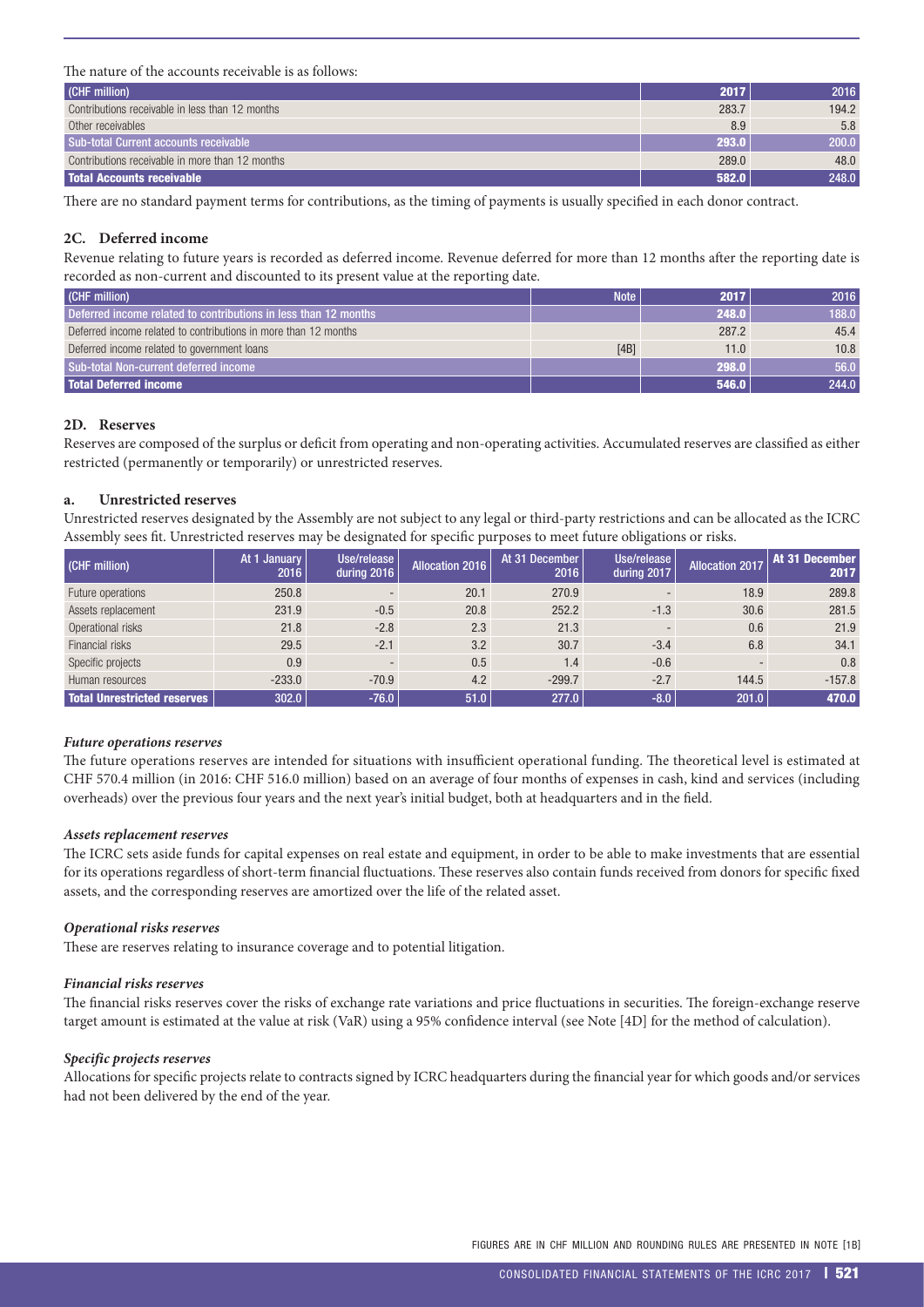The nature of the accounts receivable is as follows:

| (CHF million) | 2017 | 2016 |
|---|---|---|
| Contributions receivable in less than 12 months | 283.7 | 194.2 |
| Other receivables | 8.9 | 5.8 |
| **Sub-total Current accounts receivable** | **293.0** | **200.0** |
| Contributions receivable in more than 12 months | 289.0 | 48.0 |
| **Total Accounts receivable** | **582.0** | **248.0** |

There are no standard payment terms for contributions, as the timing of payments is usually specified in each donor contract.

### 2C. Deferred income

Revenue relating to future years is recorded as deferred income. Revenue deferred for more than 12 months after the reporting date is recorded as non-current and discounted to its present value at the reporting date.

| (CHF million) | Note | 2017 | 2016 |
|---|---|---|---|
| **Deferred income related to contributions in less than 12 months** | | **248.0** | **188.0** |
| Deferred income related to contributions in more than 12 months | | 287.2 | 45.4 |
| Deferred income related to government loans | [4B] | 11.0 | 10.8 |
| **Sub-total Non-current deferred income** | | **298.0** | **56.0** |
| **Total Deferred income** | | **546.0** | **244.0** |

### 2D. Reserves

Reserves are composed of the surplus or deficit from operating and non-operating activities. Accumulated reserves are classified as either restricted (permanently or temporarily) or unrestricted reserves.

#### a. Unrestricted reserves

Unrestricted reserves designated by the Assembly are not subject to any legal or third-party restrictions and can be allocated as the ICRC Assembly sees fit. Unrestricted reserves may be designated for specific purposes to meet future obligations or risks.

| (CHF million) | At 1 January 2016 | Use/release during 2016 | Allocation 2016 | At 31 December 2016 | Use/release during 2017 | Allocation 2017 | At 31 December 2017 |
|---|---|---|---|---|---|---|---|
| Future operations | 250.8 | - | 20.1 | 270.9 | - | 18.9 | 289.8 |
| Assets replacement | 231.9 | -0.5 | 20.8 | 252.2 | -1.3 | 30.6 | 281.5 |
| Operational risks | 21.8 | -2.8 | 2.3 | 21.3 | - | 0.6 | 21.9 |
| Financial risks | 29.5 | -2.1 | 3.2 | 30.7 | -3.4 | 6.8 | 34.1 |
| Specific projects | 0.9 | - | 0.5 | 1.4 | -0.6 | - | 0.8 |
| Human resources | -233.0 | -70.9 | 4.2 | -299.7 | -2.7 | 144.5 | -157.8 |
| **Total Unrestricted reserves** | **302.0** | **-76.0** | **51.0** | **277.0** | **-8.0** | **201.0** | **470.0** |

***Future operations reserves***

The future operations reserves are intended for situations with insufficient operational funding. The theoretical level is estimated at CHF 570.4 million (in 2016: CHF 516.0 million) based on an average of four months of expenses in cash, kind and services (including overheads) over the previous four years and the next year's initial budget, both at headquarters and in the field.

***Assets replacement reserves***

The ICRC sets aside funds for capital expenses on real estate and equipment, in order to be able to make investments that are essential for its operations regardless of short-term financial fluctuations. These reserves also contain funds received from donors for specific fixed assets, and the corresponding reserves are amortized over the life of the related asset.

***Operational risks reserves***

These are reserves relating to insurance coverage and to potential litigation.

***Financial risks reserves***

The financial risks reserves cover the risks of exchange rate variations and price fluctuations in securities. The foreign-exchange reserve target amount is estimated at the value at risk (VaR) using a 95% confidence interval (see Note [4D] for the method of calculation).

***Specific projects reserves***

Allocations for specific projects relate to contracts signed by ICRC headquarters during the financial year for which goods and/or services had not been delivered by the end of the year.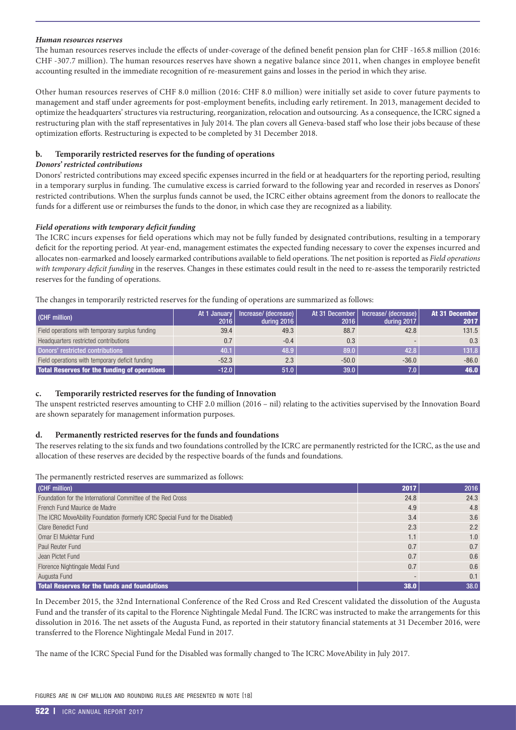***Human resources reserves***

The human resources reserves include the effects of under-coverage of the defined benefit pension plan for CHF -165.8 million (2016: CHF -307.7 million). The human resources reserves have shown a negative balance since 2011, when changes in employee benefit accounting resulted in the immediate recognition of re-measurement gains and losses in the period in which they arise.

Other human resources reserves of CHF 8.0 million (2016: CHF 8.0 million) were initially set aside to cover future payments to management and staff under agreements for post-employment benefits, including early retirement. In 2013, management decided to optimize the headquarters' structures via restructuring, reorganization, relocation and outsourcing. As a consequence, the ICRC signed a restructuring plan with the staff representatives in July 2014. The plan covers all Geneva-based staff who lose their jobs because of these optimization efforts. Restructuring is expected to be completed by 31 December 2018.

### b. Temporarily restricted reserves for the funding of operations

***Donors' restricted contributions***

Donors' restricted contributions may exceed specific expenses incurred in the field or at headquarters for the reporting period, resulting in a temporary surplus in funding. The cumulative excess is carried forward to the following year and recorded in reserves as Donors' restricted contributions. When the surplus funds cannot be used, the ICRC either obtains agreement from the donors to reallocate the funds for a different use or reimburses the funds to the donor, in which case they are recognized as a liability.

***Field operations with temporary deficit funding***

The ICRC incurs expenses for field operations which may not be fully funded by designated contributions, resulting in a temporary deficit for the reporting period. At year-end, management estimates the expected funding necessary to cover the expenses incurred and allocates non-earmarked and loosely earmarked contributions available to field operations. The net position is reported as *Field operations with temporary deficit funding* in the reserves. Changes in these estimates could result in the need to re-assess the temporarily restricted reserves for the funding of operations.

The changes in temporarily restricted reserves for the funding of operations are summarized as follows:

| (CHF million) | At 1 January 2016 | Increase/ (decrease) during 2016 | At 31 December 2016 | Increase/ (decrease) during 2017 | At 31 December 2017 |
|---|---|---|---|---|---|
| Field operations with temporary surplus funding | 39.4 | 49.3 | 88.7 | 42.8 | 131.5 |
| Headquarters restricted contributions | 0.7 | -0.4 | 0.3 | - | 0.3 |
| **Donors' restricted contributions** | **40.1** | **48.9** | **89.0** | **42.8** | **131.8** |
| Field operations with temporary deficit funding | -52.3 | 2.3 | -50.0 | -36.0 | -86.0 |
| **Total Reserves for the funding of operations** | **-12.0** | **51.0** | **39.0** | **7.0** | **46.0** |

### c. Temporarily restricted reserves for the funding of Innovation

The unspent restricted reserves amounting to CHF 2.0 million (2016 – nil) relating to the activities supervised by the Innovation Board are shown separately for management information purposes.

### d. Permanently restricted reserves for the funds and foundations

The reserves relating to the six funds and two foundations controlled by the ICRC are permanently restricted for the ICRC, as the use and allocation of these reserves are decided by the respective boards of the funds and foundations.

The permanently restricted reserves are summarized as follows:

| (CHF million) | 2017 | 2016 |
|---|---|---|
| Foundation for the International Committee of the Red Cross | 24.8 | 24.3 |
| French Fund Maurice de Madre | 4.9 | 4.8 |
| The ICRC MoveAbility Foundation (formerly ICRC Special Fund for the Disabled) | 3.4 | 3.6 |
| Clare Benedict Fund | 2.3 | 2.2 |
| Omar El Mukhtar Fund | 1.1 | 1.0 |
| Paul Reuter Fund | 0.7 | 0.7 |
| Jean Pictet Fund | 0.7 | 0.6 |
| Florence Nightingale Medal Fund | 0.7 | 0.6 |
| Augusta Fund | - | 0.1 |
| **Total Reserves for the funds and foundations** | **38.0** | **38.0** |

In December 2015, the 32nd International Conference of the Red Cross and Red Crescent validated the dissolution of the Augusta Fund and the transfer of its capital to the Florence Nightingale Medal Fund. The ICRC was instructed to make the arrangements for this dissolution in 2016. The net assets of the Augusta Fund, as reported in their statutory financial statements at 31 December 2016, were transferred to the Florence Nightingale Medal Fund in 2017.

The name of the ICRC Special Fund for the Disabled was formally changed to The ICRC MoveAbility in July 2017.

FIGURES ARE IN CHF MILLION AND ROUNDING RULES ARE PRESENTED IN NOTE [1B]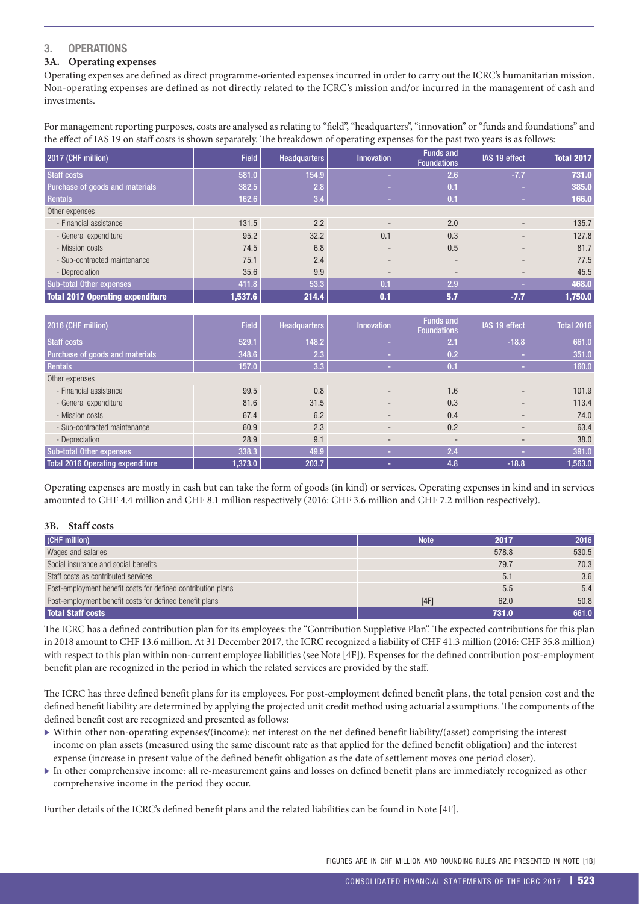## 3. OPERATIONS

### 3A. Operating expenses

Operating expenses are defined as direct programme-oriented expenses incurred in order to carry out the ICRC's humanitarian mission. Non-operating expenses are defined as not directly related to the ICRC's mission and/or incurred in the management of cash and investments.

For management reporting purposes, costs are analysed as relating to "field", "headquarters", "innovation" or "funds and foundations" and the effect of IAS 19 on staff costs is shown separately. The breakdown of operating expenses for the past two years is as follows:

| 2017 (CHF million) | Field | Headquarters | Innovation | Funds and Foundations | IAS 19 effect | Total 2017 |
|---|---|---|---|---|---|---|
| **Staff costs** | 581.0 | 154.9 | - | 2.6 | -7.7 | **731.0** |
| **Purchase of goods and materials** | 382.5 | 2.8 | - | 0.1 | - | **385.0** |
| **Rentals** | 162.6 | 3.4 | - | 0.1 | - | **166.0** |
| Other expenses | | | | | | |
| - Financial assistance | 131.5 | 2.2 | - | 2.0 | - | 135.7 |
| - General expenditure | 95.2 | 32.2 | 0.1 | 0.3 | - | 127.8 |
| - Mission costs | 74.5 | 6.8 | - | 0.5 | - | 81.7 |
| - Sub-contracted maintenance | 75.1 | 2.4 | - | - | - | 77.5 |
| - Depreciation | 35.6 | 9.9 | - | - | - | 45.5 |
| **Sub-total Other expenses** | 411.8 | 53.3 | 0.1 | 2.9 | - | **468.0** |
| **Total 2017 Operating expenditure** | **1,537.6** | **214.4** | **0.1** | **5.7** | **-7.7** | **1,750.0** |

| 2016 (CHF million) | Field | Headquarters | Innovation | Funds and Foundations | IAS 19 effect | Total 2016 |
|---|---|---|---|---|---|---|
| Staff costs | 529.1 | 148.2 | - | 2.1 | -18.8 | 661.0 |
| Purchase of goods and materials | 348.6 | 2.3 | - | 0.2 | - | 351.0 |
| Rentals | 157.0 | 3.3 | - | 0.1 | - | 160.0 |
| Other expenses | | | | | | |
| - Financial assistance | 99.5 | 0.8 | - | 1.6 | - | 101.9 |
| - General expenditure | 81.6 | 31.5 | - | 0.3 | - | 113.4 |
| - Mission costs | 67.4 | 6.2 | - | 0.4 | - | 74.0 |
| - Sub-contracted maintenance | 60.9 | 2.3 | - | 0.2 | - | 63.4 |
| - Depreciation | 28.9 | 9.1 | - | - | - | 38.0 |
| Sub-total Other expenses | 338.3 | 49.9 | - | 2.4 | - | 391.0 |
| Total 2016 Operating expenditure | 1,373.0 | 203.7 | - | 4.8 | -18.8 | 1,563.0 |

Operating expenses are mostly in cash but can take the form of goods (in kind) or services. Operating expenses in kind and in services amounted to CHF 4.4 million and CHF 8.1 million respectively (2016: CHF 3.6 million and CHF 7.2 million respectively).

### 3B. Staff costs

| (CHF million) | Note | 2017 | 2016 |
|---|---|---|---|
| Wages and salaries | | 578.8 | 530.5 |
| Social insurance and social benefits | | 79.7 | 70.3 |
| Staff costs as contributed services | | 5.1 | 3.6 |
| Post-employment benefit costs for defined contribution plans | | 5.5 | 5.4 |
| Post-employment benefit costs for defined benefit plans | [4F] | 62.0 | 50.8 |
| **Total Staff costs** | | **731.0** | **661.0** |

The ICRC has a defined contribution plan for its employees: the "Contribution Suppletive Plan". The expected contributions for this plan in 2018 amount to CHF 13.6 million. At 31 December 2017, the ICRC recognized a liability of CHF 41.3 million (2016: CHF 35.8 million) with respect to this plan within non-current employee liabilities (see Note [4F]). Expenses for the defined contribution post-employment benefit plan are recognized in the period in which the related services are provided by the staff.

The ICRC has three defined benefit plans for its employees. For post-employment defined benefit plans, the total pension cost and the defined benefit liability are determined by applying the projected unit credit method using actuarial assumptions. The components of the defined benefit cost are recognized and presented as follows:

- Within other non-operating expenses/(income): net interest on the net defined benefit liability/(asset) comprising the interest income on plan assets (measured using the same discount rate as that applied for the defined benefit obligation) and the interest expense (increase in present value of the defined benefit obligation as the date of settlement moves one period closer).
- In other comprehensive income: all re-measurement gains and losses on defined benefit plans are immediately recognized as other comprehensive income in the period they occur.

Further details of the ICRC's defined benefit plans and the related liabilities can be found in Note [4F].

FIGURES ARE IN CHF MILLION AND ROUNDING RULES ARE PRESENTED IN NOTE [1B]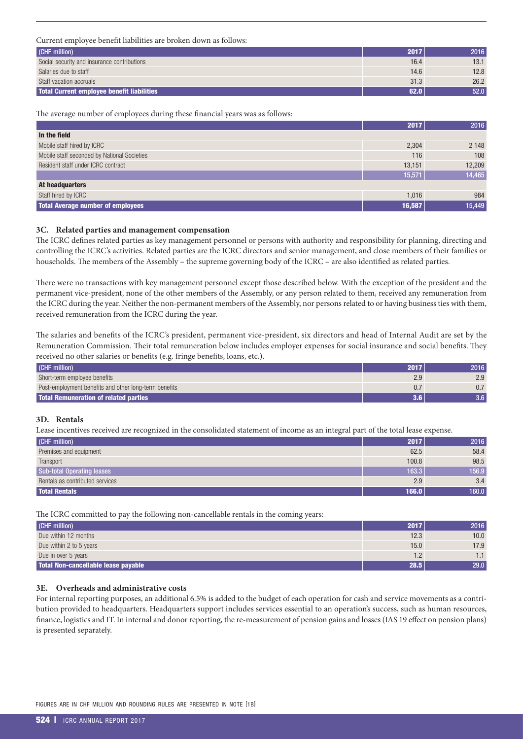Current employee benefit liabilities are broken down as follows:

| (CHF million) | 2017 | 2016 |
|---|---|---|
| Social security and insurance contributions | 16.4 | 13.1 |
| Salaries due to staff | 14.6 | 12.8 |
| Staff vacation accruals | 31.3 | 26.2 |
| **Total Current employee benefit liabilities** | **62.0** | **52.0** |

The average number of employees during these financial years was as follows:

| | 2017 | 2016 |
|---|---|---|
| **In the field** | | |
| Mobile staff hired by ICRC | 2,304 | 2 148 |
| Mobile staff seconded by National Societies | 116 | 108 |
| Resident staff under ICRC contract | 13,151 | 12,209 |
| | 15,571 | 14,465 |
| **At headquarters** | | |
| Staff hired by ICRC | 1,016 | 984 |
| **Total Average number of employees** | **16,587** | **15,449** |

### 3C. Related parties and management compensation

The ICRC defines related parties as key management personnel or persons with authority and responsibility for planning, directing and controlling the ICRC's activities. Related parties are the ICRC directors and senior management, and close members of their families or households. The members of the Assembly – the supreme governing body of the ICRC – are also identified as related parties.

There were no transactions with key management personnel except those described below. With the exception of the president and the permanent vice-president, none of the other members of the Assembly, or any person related to them, received any remuneration from the ICRC during the year. Neither the non-permanent members of the Assembly, nor persons related to or having business ties with them, received remuneration from the ICRC during the year.

The salaries and benefits of the ICRC's president, permanent vice-president, six directors and head of Internal Audit are set by the Remuneration Commission. Their total remuneration below includes employer expenses for social insurance and social benefits. They received no other salaries or benefits (e.g. fringe benefits, loans, etc.).

| (CHF million) | 2017 | 2016 |
|---|---|---|
| Short-term employee benefits | 2.9 | 2.9 |
| Post-employment benefits and other long-term benefits | 0.7 | 0.7 |
| **Total Remuneration of related parties** | **3.6** | **3.6** |

### 3D. Rentals

Lease incentives received are recognized in the consolidated statement of income as an integral part of the total lease expense.

| (CHF million) | 2017 | 2016 |
|---|---|---|
| Premises and equipment | 62.5 | 58.4 |
| Transport | 100.8 | 98.5 |
| Sub-total Operating leases | 163.3 | 156.9 |
| Rentals as contributed services | 2.9 | 3.4 |
| **Total Rentals** | **166.0** | **160.0** |

The ICRC committed to pay the following non-cancellable rentals in the coming years:

| (CHF million) | 2017 | 2016 |
|---|---|---|
| Due within 12 months | 12.3 | 10.0 |
| Due within 2 to 5 years | 15.0 | 17.9 |
| Due in over 5 years | 1.2 | 1.1 |
| **Total Non-cancellable lease payable** | **28.5** | **29.0** |

### 3E. Overheads and administrative costs

For internal reporting purposes, an additional 6.5% is added to the budget of each operation for cash and service movements as a contribution provided to headquarters. Headquarters support includes services essential to an operation's success, such as human resources, finance, logistics and IT. In internal and donor reporting, the re-measurement of pension gains and losses (IAS 19 effect on pension plans) is presented separately.

FIGURES ARE IN CHF MILLION AND ROUNDING RULES ARE PRESENTED IN NOTE [1B]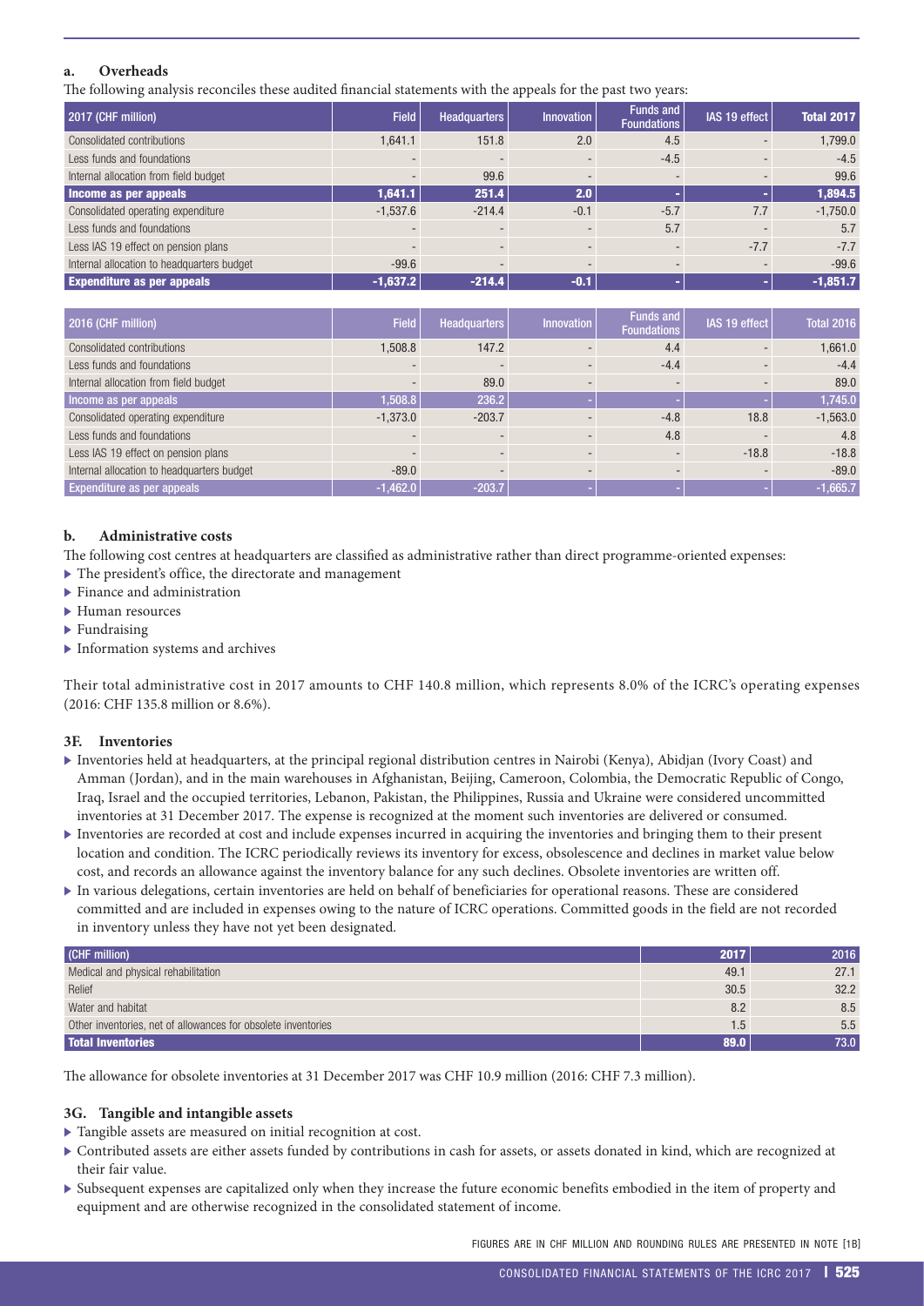### a. Overheads

The following analysis reconciles these audited financial statements with the appeals for the past two years:

| 2017 (CHF million) | Field | Headquarters | Innovation | Funds and Foundations | IAS 19 effect | Total 2017 |
|---|---|---|---|---|---|---|
| Consolidated contributions | 1,641.1 | 151.8 | 2.0 | 4.5 | - | 1,799.0 |
| Less funds and foundations | - | - | - | -4.5 | - | -4.5 |
| Internal allocation from field budget | - | 99.6 | - | - | - | 99.6 |
| **Income as per appeals** | **1,641.1** | **251.4** | **2.0** | **-** | **-** | **1,894.5** |
| Consolidated operating expenditure | -1,537.6 | -214.4 | -0.1 | -5.7 | 7.7 | -1,750.0 |
| Less funds and foundations | - | - | - | 5.7 | - | 5.7 |
| Less IAS 19 effect on pension plans | - | - | - | - | -7.7 | -7.7 |
| Internal allocation to headquarters budget | -99.6 | - | - | - | - | -99.6 |
| **Expenditure as per appeals** | **-1,637.2** | **-214.4** | **-0.1** | **-** | **-** | **-1,851.7** |

| 2016 (CHF million) | Field | Headquarters | Innovation | Funds and Foundations | IAS 19 effect | Total 2016 |
|---|---|---|---|---|---|---|
| Consolidated contributions | 1,508.8 | 147.2 | - | 4.4 | - | 1,661.0 |
| Less funds and foundations | - | - | - | -4.4 | - | -4.4 |
| Internal allocation from field budget | - | 89.0 | - | - | - | 89.0 |
| Income as per appeals | 1,508.8 | 236.2 | - | - | - | 1,745.0 |
| Consolidated operating expenditure | -1,373.0 | -203.7 | - | -4.8 | 18.8 | -1,563.0 |
| Less funds and foundations | - | - | - | 4.8 | - | 4.8 |
| Less IAS 19 effect on pension plans | - | - | - | - | -18.8 | -18.8 |
| Internal allocation to headquarters budget | -89.0 | - | - | - | - | -89.0 |
| Expenditure as per appeals | -1,462.0 | -203.7 | - | - | - | -1,665.7 |

### b. Administrative costs

The following cost centres at headquarters are classified as administrative rather than direct programme-oriented expenses:

- The president's office, the directorate and management
- Finance and administration
- Human resources
- Fundraising
- Information systems and archives

Their total administrative cost in 2017 amounts to CHF 140.8 million, which represents 8.0% of the ICRC's operating expenses (2016: CHF 135.8 million or 8.6%).

## 3F. Inventories

- Inventories held at headquarters, at the principal regional distribution centres in Nairobi (Kenya), Abidjan (Ivory Coast) and Amman (Jordan), and in the main warehouses in Afghanistan, Beijing, Cameroon, Colombia, the Democratic Republic of Congo, Iraq, Israel and the occupied territories, Lebanon, Pakistan, the Philippines, Russia and Ukraine were considered uncommitted inventories at 31 December 2017. The expense is recognized at the moment such inventories are delivered or consumed.
- Inventories are recorded at cost and include expenses incurred in acquiring the inventories and bringing them to their present location and condition. The ICRC periodically reviews its inventory for excess, obsolescence and declines in market value below cost, and records an allowance against the inventory balance for any such declines. Obsolete inventories are written off.
- In various delegations, certain inventories are held on behalf of beneficiaries for operational reasons. These are considered committed and are included in expenses owing to the nature of ICRC operations. Committed goods in the field are not recorded in inventory unless they have not yet been designated.

| (CHF million) | 2017 | 2016 |
|---|---|---|
| Medical and physical rehabilitation | 49.1 | 27.1 |
| Relief | 30.5 | 32.2 |
| Water and habitat | 8.2 | 8.5 |
| Other inventories, net of allowances for obsolete inventories | 1.5 | 5.5 |
| **Total Inventories** | **89.0** | **73.0** |

The allowance for obsolete inventories at 31 December 2017 was CHF 10.9 million (2016: CHF 7.3 million).

## 3G. Tangible and intangible assets

- Tangible assets are measured on initial recognition at cost.
- Contributed assets are either assets funded by contributions in cash for assets, or assets donated in kind, which are recognized at their fair value.
- Subsequent expenses are capitalized only when they increase the future economic benefits embodied in the item of property and equipment and are otherwise recognized in the consolidated statement of income.

FIGURES ARE IN CHF MILLION AND ROUNDING RULES ARE PRESENTED IN NOTE [1B]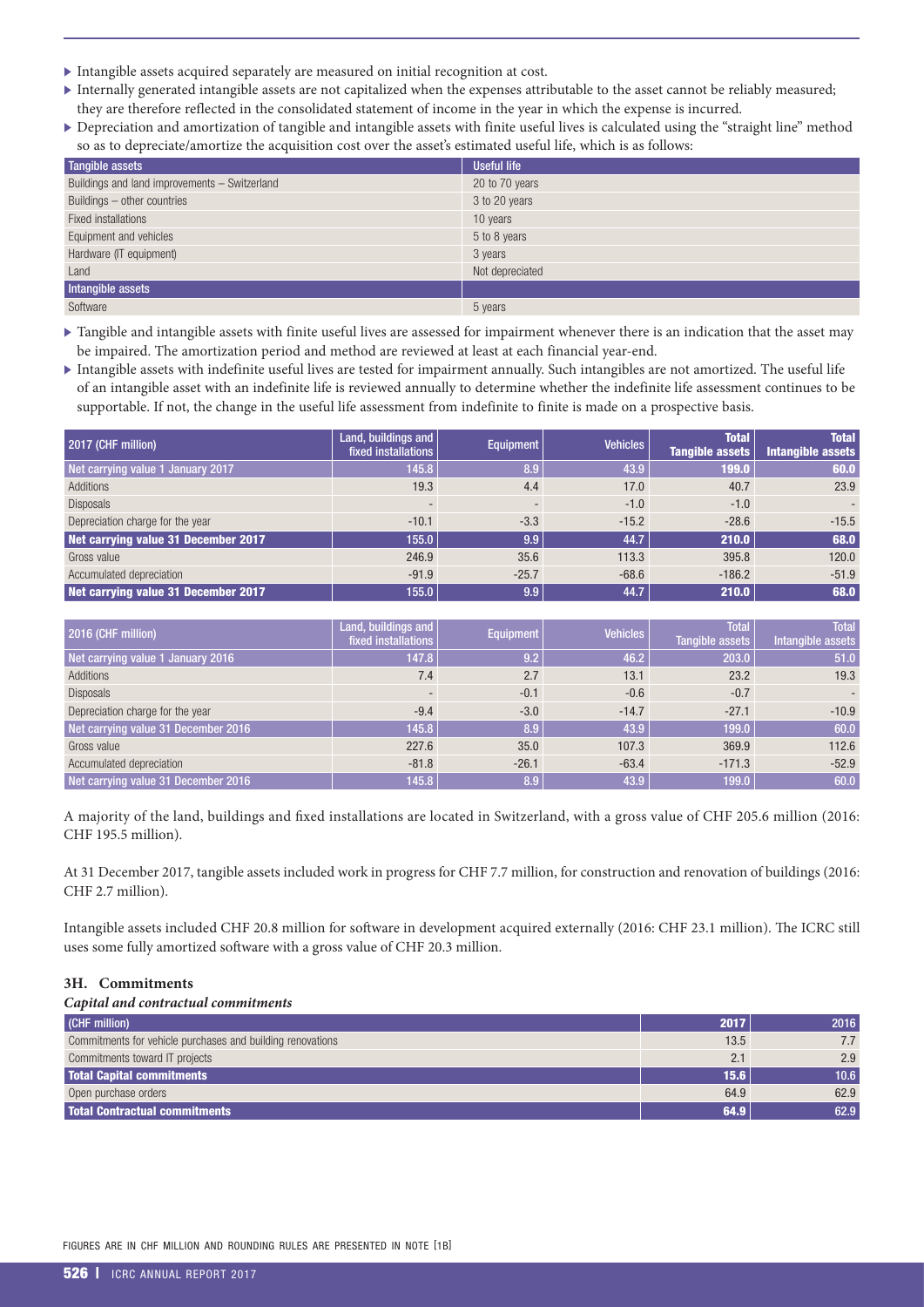- Intangible assets acquired separately are measured on initial recognition at cost.
- Internally generated intangible assets are not capitalized when the expenses attributable to the asset cannot be reliably measured; they are therefore reflected in the consolidated statement of income in the year in which the expense is incurred.
- Depreciation and amortization of tangible and intangible assets with finite useful lives is calculated using the "straight line" method so as to depreciate/amortize the acquisition cost over the asset's estimated useful life, which is as follows:

| Tangible assets | Useful life |
|---|---|
| Buildings and land improvements – Switzerland | 20 to 70 years |
| Buildings – other countries | 3 to 20 years |
| Fixed installations | 10 years |
| Equipment and vehicles | 5 to 8 years |
| Hardware (IT equipment) | 3 years |
| Land | Not depreciated |
| **Intangible assets** | |
| Software | 5 years |

- Tangible and intangible assets with finite useful lives are assessed for impairment whenever there is an indication that the asset may be impaired. The amortization period and method are reviewed at least at each financial year-end.
- Intangible assets with indefinite useful lives are tested for impairment annually. Such intangibles are not amortized. The useful life of an intangible asset with an indefinite life is reviewed annually to determine whether the indefinite life assessment continues to be supportable. If not, the change in the useful life assessment from indefinite to finite is made on a prospective basis.

| 2017 (CHF million) | Land, buildings and fixed installations | Equipment | Vehicles | Total Tangible assets | Total Intangible assets |
|---|---|---|---|---|---|
| **Net carrying value 1 January 2017** | 145.8 | 8.9 | 43.9 | 199.0 | 60.0 |
| Additions | 19.3 | 4.4 | 17.0 | 40.7 | 23.9 |
| Disposals | - | - | -1.0 | -1.0 | - |
| Depreciation charge for the year | -10.1 | -3.3 | -15.2 | -28.6 | -15.5 |
| **Net carrying value 31 December 2017** | 155.0 | 9.9 | 44.7 | 210.0 | 68.0 |
| Gross value | 246.9 | 35.6 | 113.3 | 395.8 | 120.0 |
| Accumulated depreciation | -91.9 | -25.7 | -68.6 | -186.2 | -51.9 |
| **Net carrying value 31 December 2017** | 155.0 | 9.9 | 44.7 | 210.0 | 68.0 |

| 2016 (CHF million) | Land, buildings and fixed installations | Equipment | Vehicles | Total Tangible assets | Total Intangible assets |
|---|---|---|---|---|---|
| Net carrying value 1 January 2016 | 147.8 | 9.2 | 46.2 | 203.0 | 51.0 |
| Additions | 7.4 | 2.7 | 13.1 | 23.2 | 19.3 |
| Disposals | - | -0.1 | -0.6 | -0.7 | - |
| Depreciation charge for the year | -9.4 | -3.0 | -14.7 | -27.1 | -10.9 |
| Net carrying value 31 December 2016 | 145.8 | 8.9 | 43.9 | 199.0 | 60.0 |
| Gross value | 227.6 | 35.0 | 107.3 | 369.9 | 112.6 |
| Accumulated depreciation | -81.8 | -26.1 | -63.4 | -171.3 | -52.9 |
| Net carrying value 31 December 2016 | 145.8 | 8.9 | 43.9 | 199.0 | 60.0 |

A majority of the land, buildings and fixed installations are located in Switzerland, with a gross value of CHF 205.6 million (2016: CHF 195.5 million).

At 31 December 2017, tangible assets included work in progress for CHF 7.7 million, for construction and renovation of buildings (2016: CHF 2.7 million).

Intangible assets included CHF 20.8 million for software in development acquired externally (2016: CHF 23.1 million). The ICRC still uses some fully amortized software with a gross value of CHF 20.3 million.

### 3H. Commitments

***Capital and contractual commitments***

| (CHF million) | 2017 | 2016 |
|---|---|---|
| Commitments for vehicle purchases and building renovations | 13.5 | 7.7 |
| Commitments toward IT projects | 2.1 | 2.9 |
| **Total Capital commitments** | 15.6 | 10.6 |
| Open purchase orders | 64.9 | 62.9 |
| **Total Contractual commitments** | 64.9 | 62.9 |

FIGURES ARE IN CHF MILLION AND ROUNDING RULES ARE PRESENTED IN NOTE [1B]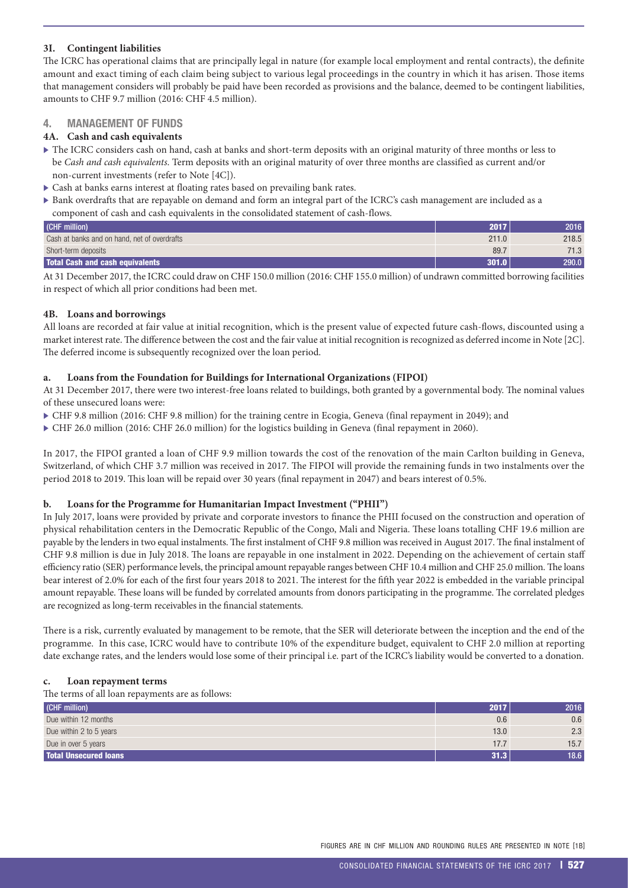### 3I. Contingent liabilities

The ICRC has operational claims that are principally legal in nature (for example local employment and rental contracts), the definite amount and exact timing of each claim being subject to various legal proceedings in the country in which it has arisen. Those items that management considers will probably be paid have been recorded as provisions and the balance, deemed to be contingent liabilities, amounts to CHF 9.7 million (2016: CHF 4.5 million).

## 4. MANAGEMENT OF FUNDS

### 4A. Cash and cash equivalents

- The ICRC considers cash on hand, cash at banks and short-term deposits with an original maturity of three months or less to be *Cash and cash equivalents*. Term deposits with an original maturity of over three months are classified as current and/or non-current investments (refer to Note [4C]).
- Cash at banks earns interest at floating rates based on prevailing bank rates.
- Bank overdrafts that are repayable on demand and form an integral part of the ICRC's cash management are included as a component of cash and cash equivalents in the consolidated statement of cash-flows.

| (CHF million) | 2017 | 2016 |
|---|---|---|
| Cash at banks and on hand, net of overdrafts | 211.0 | 218.5 |
| Short-term deposits | 89.7 | 71.3 |
| **Total Cash and cash equivalents** | **301.0** | **290.0** |

At 31 December 2017, the ICRC could draw on CHF 150.0 million (2016: CHF 155.0 million) of undrawn committed borrowing facilities in respect of which all prior conditions had been met.

### 4B. Loans and borrowings

All loans are recorded at fair value at initial recognition, which is the present value of expected future cash-flows, discounted using a market interest rate. The difference between the cost and the fair value at initial recognition is recognized as deferred income in Note [2C]. The deferred income is subsequently recognized over the loan period.

#### a. Loans from the Foundation for Buildings for International Organizations (FIPOI)

At 31 December 2017, there were two interest-free loans related to buildings, both granted by a governmental body. The nominal values of these unsecured loans were:

- CHF 9.8 million (2016: CHF 9.8 million) for the training centre in Ecogia, Geneva (final repayment in 2049); and
- CHF 26.0 million (2016: CHF 26.0 million) for the logistics building in Geneva (final repayment in 2060).

In 2017, the FIPOI granted a loan of CHF 9.9 million towards the cost of the renovation of the main Carlton building in Geneva, Switzerland, of which CHF 3.7 million was received in 2017. The FIPOI will provide the remaining funds in two instalments over the period 2018 to 2019. This loan will be repaid over 30 years (final repayment in 2047) and bears interest of 0.5%.

#### b. Loans for the Programme for Humanitarian Impact Investment ("PHII")

In July 2017, loans were provided by private and corporate investors to finance the PHII focused on the construction and operation of physical rehabilitation centers in the Democratic Republic of the Congo, Mali and Nigeria. These loans totalling CHF 19.6 million are payable by the lenders in two equal instalments. The first instalment of CHF 9.8 million was received in August 2017. The final instalment of CHF 9.8 million is due in July 2018. The loans are repayable in one instalment in 2022. Depending on the achievement of certain staff efficiency ratio (SER) performance levels, the principal amount repayable ranges between CHF 10.4 million and CHF 25.0 million. The loans bear interest of 2.0% for each of the first four years 2018 to 2021. The interest for the fifth year 2022 is embedded in the variable principal amount repayable. These loans will be funded by correlated amounts from donors participating in the programme. The correlated pledges are recognized as long-term receivables in the financial statements.

There is a risk, currently evaluated by management to be remote, that the SER will deteriorate between the inception and the end of the programme. In this case, ICRC would have to contribute 10% of the expenditure budget, equivalent to CHF 2.0 million at reporting date exchange rates, and the lenders would lose some of their principal i.e. part of the ICRC's liability would be converted to a donation.

#### c. Loan repayment terms

The terms of all loan repayments are as follows:

| (CHF million) | 2017 | 2016 |
|---|---|---|
| Due within 12 months | 0.6 | 0.6 |
| Due within 2 to 5 years | 13.0 | 2.3 |
| Due in over 5 years | 17.7 | 15.7 |
| **Total Unsecured loans** | **31.3** | **18.6** |

FIGURES ARE IN CHF MILLION AND ROUNDING RULES ARE PRESENTED IN NOTE [1B]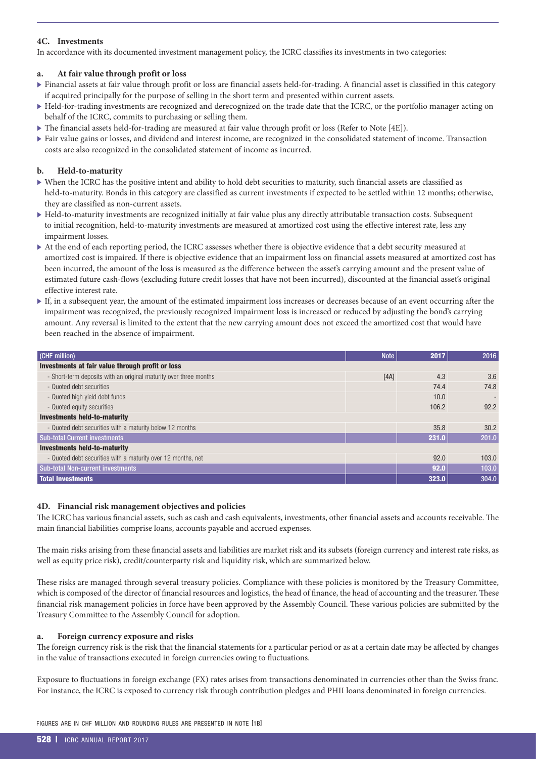### 4C. Investments

In accordance with its documented investment management policy, the ICRC classifies its investments in two categories:

#### a. At fair value through profit or loss

- Financial assets at fair value through profit or loss are financial assets held-for-trading. A financial asset is classified in this category if acquired principally for the purpose of selling in the short term and presented within current assets.
- Held-for-trading investments are recognized and derecognized on the trade date that the ICRC, or the portfolio manager acting on behalf of the ICRC, commits to purchasing or selling them.
- The financial assets held-for-trading are measured at fair value through profit or loss (Refer to Note [4E]).
- Fair value gains or losses, and dividend and interest income, are recognized in the consolidated statement of income. Transaction costs are also recognized in the consolidated statement of income as incurred.

#### b. Held-to-maturity

- When the ICRC has the positive intent and ability to hold debt securities to maturity, such financial assets are classified as held-to-maturity. Bonds in this category are classified as current investments if expected to be settled within 12 months; otherwise, they are classified as non-current assets.
- Held-to-maturity investments are recognized initially at fair value plus any directly attributable transaction costs. Subsequent to initial recognition, held-to-maturity investments are measured at amortized cost using the effective interest rate, less any impairment losses.
- At the end of each reporting period, the ICRC assesses whether there is objective evidence that a debt security measured at amortized cost is impaired. If there is objective evidence that an impairment loss on financial assets measured at amortized cost has been incurred, the amount of the loss is measured as the difference between the asset's carrying amount and the present value of estimated future cash-flows (excluding future credit losses that have not been incurred), discounted at the financial asset's original effective interest rate.
- If, in a subsequent year, the amount of the estimated impairment loss increases or decreases because of an event occurring after the impairment was recognized, the previously recognized impairment loss is increased or reduced by adjusting the bond's carrying amount. Any reversal is limited to the extent that the new carrying amount does not exceed the amortized cost that would have been reached in the absence of impairment.

| (CHF million) | Note | 2017 | 2016 |
|---|---|---|---|
| **Investments at fair value through profit or loss** | | | |
| - Short-term deposits with an original maturity over three months | [4A] | 4.3 | 3.6 |
| - Quoted debt securities | | 74.4 | 74.8 |
| - Quoted high yield debt funds | | 10.0 | - |
| - Quoted equity securities | | 106.2 | 92.2 |
| **Investments held-to-maturity** | | | |
| - Quoted debt securities with a maturity below 12 months | | 35.8 | 30.2 |
| **Sub-total Current investments** | | **231.0** | **201.0** |
| **Investments held-to-maturity** | | | |
| - Quoted debt securities with a maturity over 12 months, net | | 92.0 | 103.0 |
| **Sub-total Non-current investments** | | **92.0** | **103.0** |
| **Total Investments** | | **323.0** | **304.0** |

### 4D. Financial risk management objectives and policies

The ICRC has various financial assets, such as cash and cash equivalents, investments, other financial assets and accounts receivable. The main financial liabilities comprise loans, accounts payable and accrued expenses.

The main risks arising from these financial assets and liabilities are market risk and its subsets (foreign currency and interest rate risks, as well as equity price risk), credit/counterparty risk and liquidity risk, which are summarized below.

These risks are managed through several treasury policies. Compliance with these policies is monitored by the Treasury Committee, which is composed of the director of financial resources and logistics, the head of finance, the head of accounting and the treasurer. These financial risk management policies in force have been approved by the Assembly Council. These various policies are submitted by the Treasury Committee to the Assembly Council for adoption.

#### a. Foreign currency exposure and risks

The foreign currency risk is the risk that the financial statements for a particular period or as at a certain date may be affected by changes in the value of transactions executed in foreign currencies owing to fluctuations.

Exposure to fluctuations in foreign exchange (FX) rates arises from transactions denominated in currencies other than the Swiss franc. For instance, the ICRC is exposed to currency risk through contribution pledges and PHII loans denominated in foreign currencies.

FIGURES ARE IN CHF MILLION AND ROUNDING RULES ARE PRESENTED IN NOTE [1B]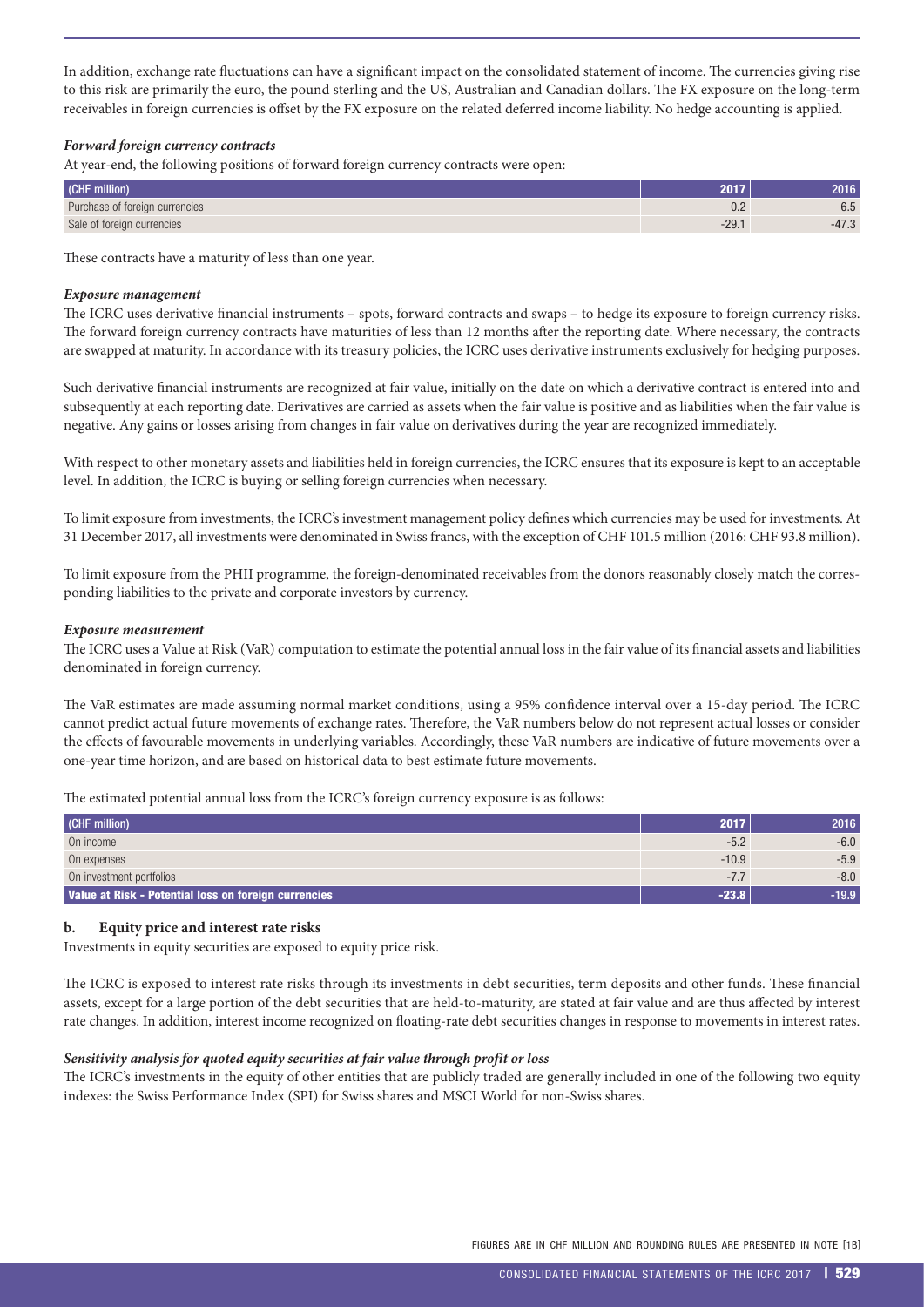In addition, exchange rate fluctuations can have a significant impact on the consolidated statement of income. The currencies giving rise to this risk are primarily the euro, the pound sterling and the US, Australian and Canadian dollars. The FX exposure on the long-term receivables in foreign currencies is offset by the FX exposure on the related deferred income liability. No hedge accounting is applied.

***Forward foreign currency contracts***

At year-end, the following positions of forward foreign currency contracts were open:

| (CHF million) | 2017 | 2016 |
|---|---|---|
| Purchase of foreign currencies | 0.2 | 6.5 |
| Sale of foreign currencies | -29.1 | -47.3 |

These contracts have a maturity of less than one year.

***Exposure management***

The ICRC uses derivative financial instruments – spots, forward contracts and swaps – to hedge its exposure to foreign currency risks. The forward foreign currency contracts have maturities of less than 12 months after the reporting date. Where necessary, the contracts are swapped at maturity. In accordance with its treasury policies, the ICRC uses derivative instruments exclusively for hedging purposes.

Such derivative financial instruments are recognized at fair value, initially on the date on which a derivative contract is entered into and subsequently at each reporting date. Derivatives are carried as assets when the fair value is positive and as liabilities when the fair value is negative. Any gains or losses arising from changes in fair value on derivatives during the year are recognized immediately.

With respect to other monetary assets and liabilities held in foreign currencies, the ICRC ensures that its exposure is kept to an acceptable level. In addition, the ICRC is buying or selling foreign currencies when necessary.

To limit exposure from investments, the ICRC's investment management policy defines which currencies may be used for investments. At 31 December 2017, all investments were denominated in Swiss francs, with the exception of CHF 101.5 million (2016: CHF 93.8 million).

To limit exposure from the PHII programme, the foreign-denominated receivables from the donors reasonably closely match the corresponding liabilities to the private and corporate investors by currency.

***Exposure measurement***

The ICRC uses a Value at Risk (VaR) computation to estimate the potential annual loss in the fair value of its financial assets and liabilities denominated in foreign currency.

The VaR estimates are made assuming normal market conditions, using a 95% confidence interval over a 15-day period. The ICRC cannot predict actual future movements of exchange rates. Therefore, the VaR numbers below do not represent actual losses or consider the effects of favourable movements in underlying variables. Accordingly, these VaR numbers are indicative of future movements over a one-year time horizon, and are based on historical data to best estimate future movements.

The estimated potential annual loss from the ICRC's foreign currency exposure is as follows:

| (CHF million) | 2017 | 2016 |
|---|---|---|
| On income | -5.2 | -6.0 |
| On expenses | -10.9 | -5.9 |
| On investment portfolios | -7.7 | -8.0 |
| **Value at Risk - Potential loss on foreign currencies** | **-23.8** | **-19.9** |

### b. Equity price and interest rate risks

Investments in equity securities are exposed to equity price risk.

The ICRC is exposed to interest rate risks through its investments in debt securities, term deposits and other funds. These financial assets, except for a large portion of the debt securities that are held-to-maturity, are stated at fair value and are thus affected by interest rate changes. In addition, interest income recognized on floating-rate debt securities changes in response to movements in interest rates.

***Sensitivity analysis for quoted equity securities at fair value through profit or loss***

The ICRC's investments in the equity of other entities that are publicly traded are generally included in one of the following two equity indexes: the Swiss Performance Index (SPI) for Swiss shares and MSCI World for non-Swiss shares.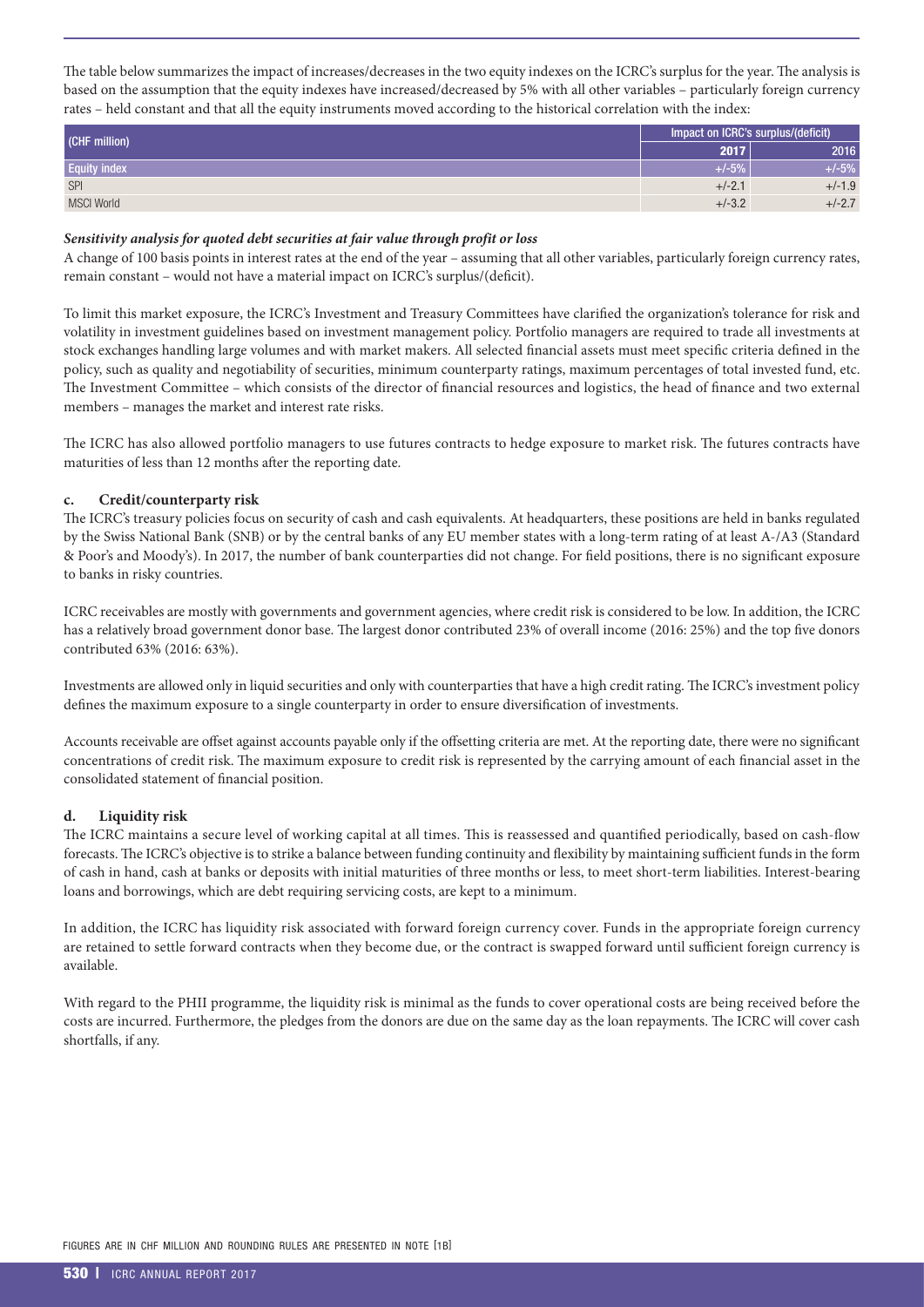The table below summarizes the impact of increases/decreases in the two equity indexes on the ICRC's surplus for the year. The analysis is based on the assumption that the equity indexes have increased/decreased by 5% with all other variables – particularly foreign currency rates – held constant and that all the equity instruments moved according to the historical correlation with the index:

| (CHF million) | Impact on ICRC's surplus/(deficit) | |
|---|---|---|
| | 2017 | 2016 |
| Equity index | +/-5% | +/-5% |
| SPI | +/-2.1 | +/-1.9 |
| MSCI World | +/-3.2 | +/-2.7 |

***Sensitivity analysis for quoted debt securities at fair value through profit or loss***

A change of 100 basis points in interest rates at the end of the year – assuming that all other variables, particularly foreign currency rates, remain constant – would not have a material impact on ICRC's surplus/(deficit).

To limit this market exposure, the ICRC's Investment and Treasury Committees have clarified the organization's tolerance for risk and volatility in investment guidelines based on investment management policy. Portfolio managers are required to trade all investments at stock exchanges handling large volumes and with market makers. All selected financial assets must meet specific criteria defined in the policy, such as quality and negotiability of securities, minimum counterparty ratings, maximum percentages of total invested fund, etc. The Investment Committee – which consists of the director of financial resources and logistics, the head of finance and two external members – manages the market and interest rate risks.

The ICRC has also allowed portfolio managers to use futures contracts to hedge exposure to market risk. The futures contracts have maturities of less than 12 months after the reporting date.

#### c. Credit/counterparty risk

The ICRC's treasury policies focus on security of cash and cash equivalents. At headquarters, these positions are held in banks regulated by the Swiss National Bank (SNB) or by the central banks of any EU member states with a long-term rating of at least A-/A3 (Standard & Poor's and Moody's). In 2017, the number of bank counterparties did not change. For field positions, there is no significant exposure to banks in risky countries.

ICRC receivables are mostly with governments and government agencies, where credit risk is considered to be low. In addition, the ICRC has a relatively broad government donor base. The largest donor contributed 23% of overall income (2016: 25%) and the top five donors contributed 63% (2016: 63%).

Investments are allowed only in liquid securities and only with counterparties that have a high credit rating. The ICRC's investment policy defines the maximum exposure to a single counterparty in order to ensure diversification of investments.

Accounts receivable are offset against accounts payable only if the offsetting criteria are met. At the reporting date, there were no significant concentrations of credit risk. The maximum exposure to credit risk is represented by the carrying amount of each financial asset in the consolidated statement of financial position.

#### d. Liquidity risk

The ICRC maintains a secure level of working capital at all times. This is reassessed and quantified periodically, based on cash-flow forecasts. The ICRC's objective is to strike a balance between funding continuity and flexibility by maintaining sufficient funds in the form of cash in hand, cash at banks or deposits with initial maturities of three months or less, to meet short-term liabilities. Interest-bearing loans and borrowings, which are debt requiring servicing costs, are kept to a minimum.

In addition, the ICRC has liquidity risk associated with forward foreign currency cover. Funds in the appropriate foreign currency are retained to settle forward contracts when they become due, or the contract is swapped forward until sufficient foreign currency is available.

With regard to the PHII programme, the liquidity risk is minimal as the funds to cover operational costs are being received before the costs are incurred. Furthermore, the pledges from the donors are due on the same day as the loan repayments. The ICRC will cover cash shortfalls, if any.

FIGURES ARE IN CHF MILLION AND ROUNDING RULES ARE PRESENTED IN NOTE [1B]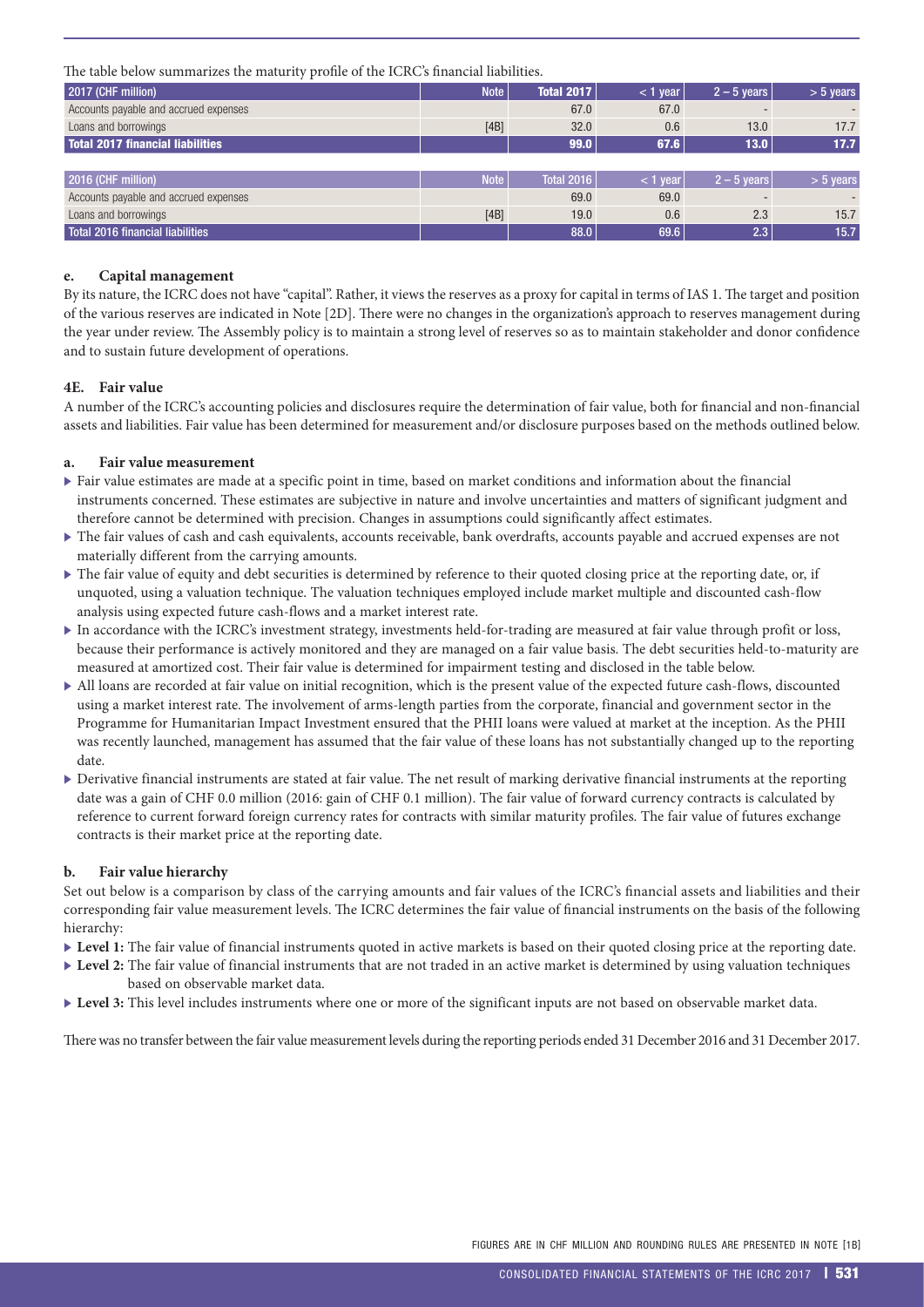The table below summarizes the maturity profile of the ICRC's financial liabilities.

| 2017 (CHF million) | Note | Total 2017 | < 1 year | 2 – 5 years | > 5 years |
|---|---|---|---|---|---|
| Accounts payable and accrued expenses | | 67.0 | 67.0 | - | - |
| Loans and borrowings | [4B] | 32.0 | 0.6 | 13.0 | 17.7 |
| **Total 2017 financial liabilities** | | **99.0** | **67.6** | **13.0** | **17.7** |

| 2016 (CHF million) | Note | Total 2016 | < 1 year | 2 – 5 years | > 5 years |
|---|---|---|---|---|---|
| Accounts payable and accrued expenses | | 69.0 | 69.0 | - | - |
| Loans and borrowings | [4B] | 19.0 | 0.6 | 2.3 | 15.7 |
| Total 2016 financial liabilities | | 88.0 | 69.6 | 2.3 | 15.7 |

### e. Capital management

By its nature, the ICRC does not have "capital". Rather, it views the reserves as a proxy for capital in terms of IAS 1. The target and position of the various reserves are indicated in Note [2D]. There were no changes in the organization's approach to reserves management during the year under review. The Assembly policy is to maintain a strong level of reserves so as to maintain stakeholder and donor confidence and to sustain future development of operations.

## 4E. Fair value

A number of the ICRC's accounting policies and disclosures require the determination of fair value, both for financial and non-financial assets and liabilities. Fair value has been determined for measurement and/or disclosure purposes based on the methods outlined below.

### a. Fair value measurement

- Fair value estimates are made at a specific point in time, based on market conditions and information about the financial instruments concerned. These estimates are subjective in nature and involve uncertainties and matters of significant judgment and therefore cannot be determined with precision. Changes in assumptions could significantly affect estimates.
- The fair values of cash and cash equivalents, accounts receivable, bank overdrafts, accounts payable and accrued expenses are not materially different from the carrying amounts.
- The fair value of equity and debt securities is determined by reference to their quoted closing price at the reporting date, or, if unquoted, using a valuation technique. The valuation techniques employed include market multiple and discounted cash-flow analysis using expected future cash-flows and a market interest rate.
- In accordance with the ICRC's investment strategy, investments held-for-trading are measured at fair value through profit or loss, because their performance is actively monitored and they are managed on a fair value basis. The debt securities held-to-maturity are measured at amortized cost. Their fair value is determined for impairment testing and disclosed in the table below.
- All loans are recorded at fair value on initial recognition, which is the present value of the expected future cash-flows, discounted using a market interest rate. The involvement of arms-length parties from the corporate, financial and government sector in the Programme for Humanitarian Impact Investment ensured that the PHII loans were valued at market at the inception. As the PHII was recently launched, management has assumed that the fair value of these loans has not substantially changed up to the reporting date.
- Derivative financial instruments are stated at fair value. The net result of marking derivative financial instruments at the reporting date was a gain of CHF 0.0 million (2016: gain of CHF 0.1 million). The fair value of forward currency contracts is calculated by reference to current forward foreign currency rates for contracts with similar maturity profiles. The fair value of futures exchange contracts is their market price at the reporting date.

### b. Fair value hierarchy

Set out below is a comparison by class of the carrying amounts and fair values of the ICRC's financial assets and liabilities and their corresponding fair value measurement levels. The ICRC determines the fair value of financial instruments on the basis of the following hierarchy:

- **Level 1:** The fair value of financial instruments quoted in active markets is based on their quoted closing price at the reporting date.
- **Level 2:** The fair value of financial instruments that are not traded in an active market is determined by using valuation techniques based on observable market data.
- **Level 3:** This level includes instruments where one or more of the significant inputs are not based on observable market data.

There was no transfer between the fair value measurement levels during the reporting periods ended 31 December 2016 and 31 December 2017.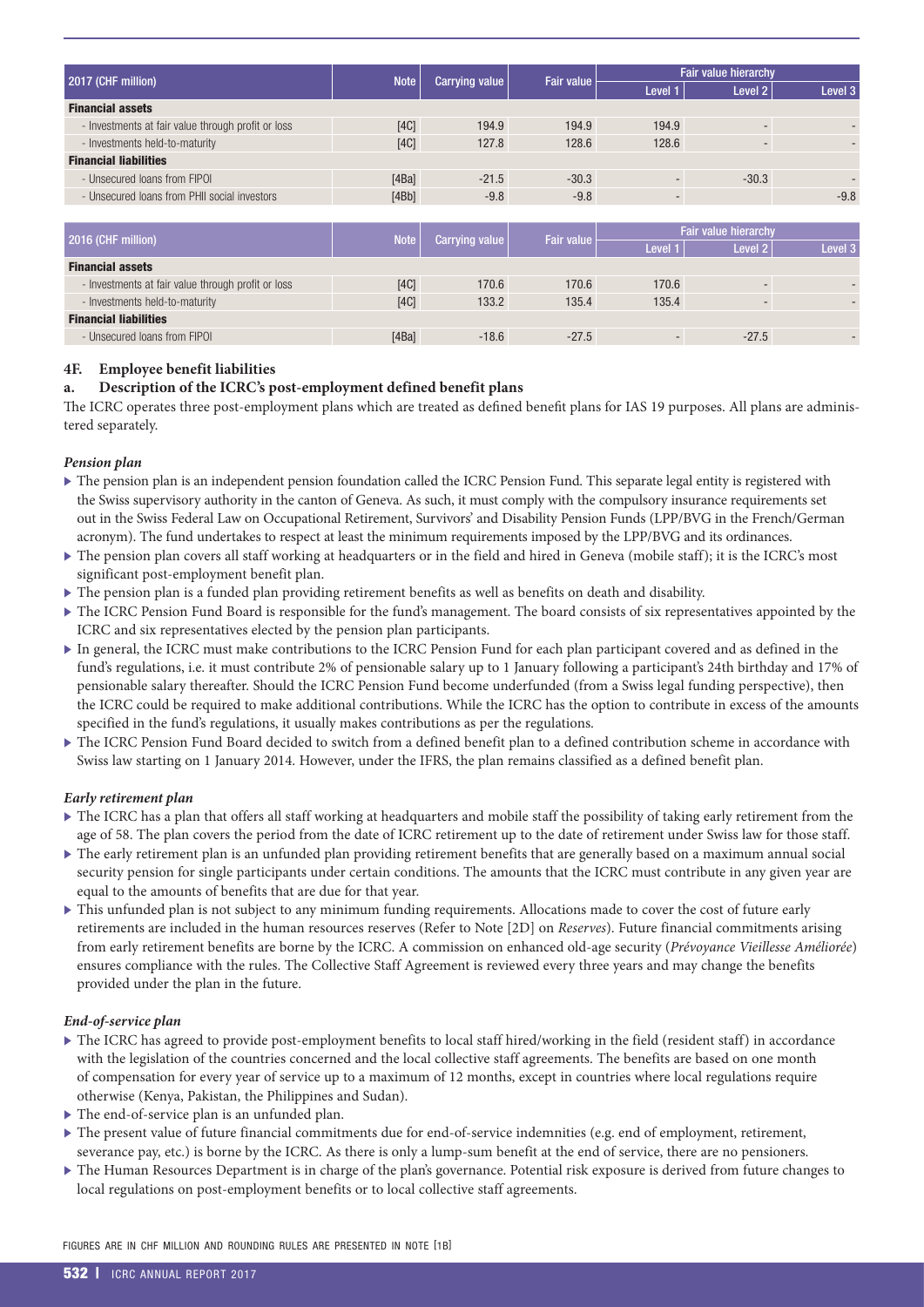| 2017 (CHF million) | Note | Carrying value | Fair value | Fair value hierarchy | | |
|---|---|---|---|---|---|---|
| | | | | Level 1 | Level 2 | Level 3 |
| **Financial assets** | | | | | | |
| - Investments at fair value through profit or loss | [4C] | 194.9 | 194.9 | 194.9 | - | - |
| - Investments held-to-maturity | [4C] | 127.8 | 128.6 | 128.6 | - | - |
| **Financial liabilities** | | | | | | |
| - Unsecured loans from FIPOI | [4Ba] | -21.5 | -30.3 | - | -30.3 | - |
| - Unsecured loans from PHII social investors | [4Bb] | -9.8 | -9.8 | - | | -9.8 |

| 2016 (CHF million) | Note | Carrying value | Fair value | Fair value hierarchy | | |
|---|---|---|---|---|---|---|
| | | | | Level 1 | Level 2 | Level 3 |
| **Financial assets** | | | | | | |
| - Investments at fair value through profit or loss | [4C] | 170.6 | 170.6 | 170.6 | - | - |
| - Investments held-to-maturity | [4C] | 133.2 | 135.4 | 135.4 | - | - |
| **Financial liabilities** | | | | | | |
| - Unsecured loans from FIPOI | [4Ba] | -18.6 | -27.5 | - | -27.5 | - |

### 4F. Employee benefit liabilities

#### a. Description of the ICRC's post-employment defined benefit plans

The ICRC operates three post-employment plans which are treated as defined benefit plans for IAS 19 purposes. All plans are administered separately.

***Pension plan***

- The pension plan is an independent pension foundation called the ICRC Pension Fund. This separate legal entity is registered with the Swiss supervisory authority in the canton of Geneva. As such, it must comply with the compulsory insurance requirements set out in the Swiss Federal Law on Occupational Retirement, Survivors' and Disability Pension Funds (LPP/BVG in the French/German acronym). The fund undertakes to respect at least the minimum requirements imposed by the LPP/BVG and its ordinances.
- The pension plan covers all staff working at headquarters or in the field and hired in Geneva (mobile staff); it is the ICRC's most significant post-employment benefit plan.
- The pension plan is a funded plan providing retirement benefits as well as benefits on death and disability.
- The ICRC Pension Fund Board is responsible for the fund's management. The board consists of six representatives appointed by the ICRC and six representatives elected by the pension plan participants.
- In general, the ICRC must make contributions to the ICRC Pension Fund for each plan participant covered and as defined in the fund's regulations, i.e. it must contribute 2% of pensionable salary up to 1 January following a participant's 24th birthday and 17% of pensionable salary thereafter. Should the ICRC Pension Fund become underfunded (from a Swiss legal funding perspective), then the ICRC could be required to make additional contributions. While the ICRC has the option to contribute in excess of the amounts specified in the fund's regulations, it usually makes contributions as per the regulations.
- The ICRC Pension Fund Board decided to switch from a defined benefit plan to a defined contribution scheme in accordance with Swiss law starting on 1 January 2014. However, under the IFRS, the plan remains classified as a defined benefit plan.

***Early retirement plan***

- The ICRC has a plan that offers all staff working at headquarters and mobile staff the possibility of taking early retirement from the age of 58. The plan covers the period from the date of ICRC retirement up to the date of retirement under Swiss law for those staff.
- The early retirement plan is an unfunded plan providing retirement benefits that are generally based on a maximum annual social security pension for single participants under certain conditions. The amounts that the ICRC must contribute in any given year are equal to the amounts of benefits that are due for that year.
- This unfunded plan is not subject to any minimum funding requirements. Allocations made to cover the cost of future early retirements are included in the human resources reserves (Refer to Note [2D] on *Reserves*). Future financial commitments arising from early retirement benefits are borne by the ICRC. A commission on enhanced old-age security (*Prévoyance Vieillesse Améliorée*) ensures compliance with the rules. The Collective Staff Agreement is reviewed every three years and may change the benefits provided under the plan in the future.

***End-of-service plan***

- The ICRC has agreed to provide post-employment benefits to local staff hired/working in the field (resident staff) in accordance with the legislation of the countries concerned and the local collective staff agreements. The benefits are based on one month of compensation for every year of service up to a maximum of 12 months, except in countries where local regulations require otherwise (Kenya, Pakistan, the Philippines and Sudan).
- The end-of-service plan is an unfunded plan.
- The present value of future financial commitments due for end-of-service indemnities (e.g. end of employment, retirement, severance pay, etc.) is borne by the ICRC. As there is only a lump-sum benefit at the end of service, there are no pensioners.
- The Human Resources Department is in charge of the plan's governance. Potential risk exposure is derived from future changes to local regulations on post-employment benefits or to local collective staff agreements.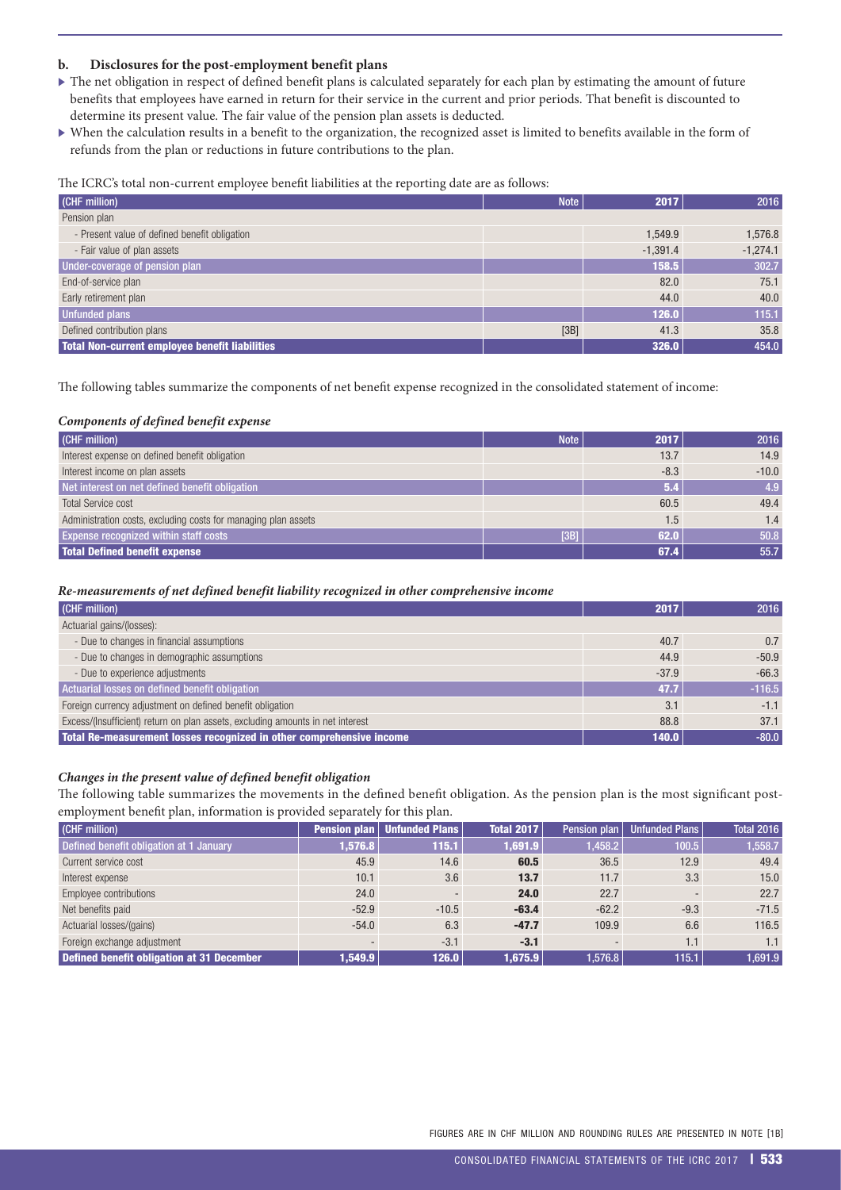### b. Disclosures for the post-employment benefit plans

- The net obligation in respect of defined benefit plans is calculated separately for each plan by estimating the amount of future benefits that employees have earned in return for their service in the current and prior periods. That benefit is discounted to determine its present value. The fair value of the pension plan assets is deducted.
- When the calculation results in a benefit to the organization, the recognized asset is limited to benefits available in the form of refunds from the plan or reductions in future contributions to the plan.

The ICRC's total non-current employee benefit liabilities at the reporting date are as follows:

| (CHF million) | Note | 2017 | 2016 |
|---|---|---|---|
| Pension plan | | | |
| - Present value of defined benefit obligation | | 1,549.9 | 1,576.8 |
| - Fair value of plan assets | | -1,391.4 | -1,274.1 |
| **Under-coverage of pension plan** | | **158.5** | **302.7** |
| End-of-service plan | | 82.0 | 75.1 |
| Early retirement plan | | 44.0 | 40.0 |
| **Unfunded plans** | | **126.0** | **115.1** |
| Defined contribution plans | [3B] | 41.3 | 35.8 |
| **Total Non-current employee benefit liabilities** | | **326.0** | **454.0** |

The following tables summarize the components of net benefit expense recognized in the consolidated statement of income:

***Components of defined benefit expense***

| (CHF million) | Note | 2017 | 2016 |
|---|---|---|---|
| Interest expense on defined benefit obligation | | 13.7 | 14.9 |
| Interest income on plan assets | | -8.3 | -10.0 |
| **Net interest on net defined benefit obligation** | | **5.4** | **4.9** |
| Total Service cost | | 60.5 | 49.4 |
| Administration costs, excluding costs for managing plan assets | | 1.5 | 1.4 |
| **Expense recognized within staff costs** | [3B] | **62.0** | **50.8** |
| **Total Defined benefit expense** | | **67.4** | **55.7** |

***Re-measurements of net defined benefit liability recognized in other comprehensive income***

| (CHF million) | 2017 | 2016 |
|---|---|---|
| Actuarial gains/(losses): | | |
| - Due to changes in financial assumptions | 40.7 | 0.7 |
| - Due to changes in demographic assumptions | 44.9 | -50.9 |
| - Due to experience adjustments | -37.9 | -66.3 |
| **Actuarial losses on defined benefit obligation** | **47.7** | **-116.5** |
| Foreign currency adjustment on defined benefit obligation | 3.1 | -1.1 |
| Excess/(Insufficient) return on plan assets, excluding amounts in net interest | 88.8 | 37.1 |
| **Total Re-measurement losses recognized in other comprehensive income** | **140.0** | **-80.0** |

***Changes in the present value of defined benefit obligation***

The following table summarizes the movements in the defined benefit obligation. As the pension plan is the most significant post-employment benefit plan, information is provided separately for this plan.

| (CHF million) | Pension plan | Unfunded Plans | Total 2017 | Pension plan | Unfunded Plans | Total 2016 |
|---|---|---|---|---|---|---|
| **Defined benefit obligation at 1 January** | **1,576.8** | **115.1** | **1,691.9** | 1,458.2 | 100.5 | 1,558.7 |
| Current service cost | 45.9 | 14.6 | **60.5** | 36.5 | 12.9 | 49.4 |
| Interest expense | 10.1 | 3.6 | **13.7** | 11.7 | 3.3 | 15.0 |
| Employee contributions | 24.0 | - | **24.0** | 22.7 | - | 22.7 |
| Net benefits paid | -52.9 | -10.5 | **-63.4** | -62.2 | -9.3 | -71.5 |
| Actuarial losses/(gains) | -54.0 | 6.3 | **-47.7** | 109.9 | 6.6 | 116.5 |
| Foreign exchange adjustment | - | -3.1 | **-3.1** | - | 1.1 | 1.1 |
| **Defined benefit obligation at 31 December** | **1,549.9** | **126.0** | **1,675.9** | 1,576.8 | 115.1 | 1,691.9 |

FIGURES ARE IN CHF MILLION AND ROUNDING RULES ARE PRESENTED IN NOTE [1B]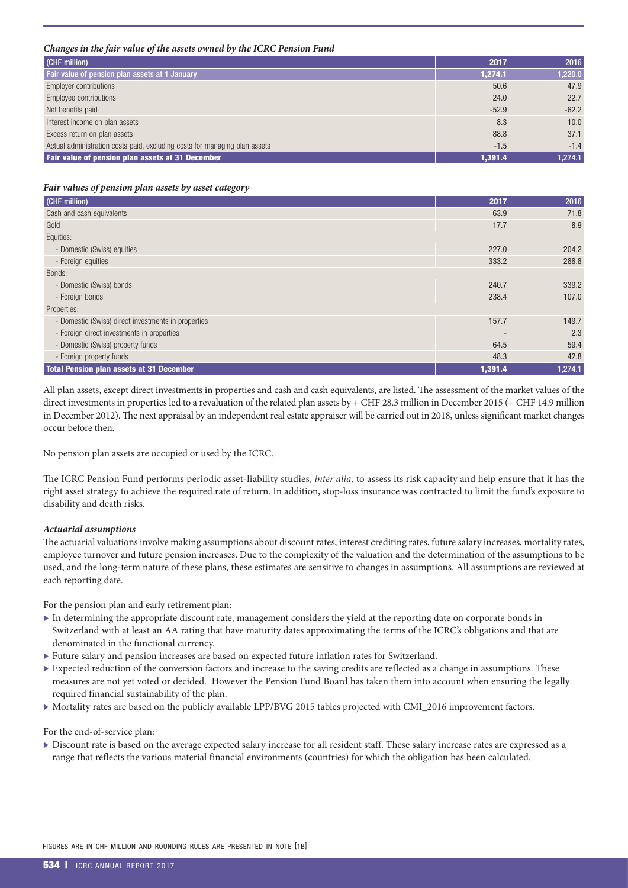***Changes in the fair value of the assets owned by the ICRC Pension Fund***

| (CHF million) | 2017 | 2016 |
|---|---|---|
| **Fair value of pension plan assets at 1 January** | **1,274.1** | **1,220.0** |
| Employer contributions | 50.6 | 47.9 |
| Employee contributions | 24.0 | 22.7 |
| Net benefits paid | -52.9 | -62.2 |
| Interest income on plan assets | 8.3 | 10.0 |
| Excess return on plan assets | 88.8 | 37.1 |
| Actual administration costs paid, excluding costs for managing plan assets | -1.5 | -1.4 |
| **Fair value of pension plan assets at 31 December** | **1,391.4** | **1,274.1** |

***Fair values of pension plan assets by asset category***

| (CHF million) | 2017 | 2016 |
|---|---|---|
| Cash and cash equivalents | 63.9 | 71.8 |
| Gold | 17.7 | 8.9 |
| Equities: | | |
| - Domestic (Swiss) equities | 227.0 | 204.2 |
| - Foreign equities | 333.2 | 288.8 |
| Bonds: | | |
| - Domestic (Swiss) bonds | 240.7 | 339.2 |
| - Foreign bonds | 238.4 | 107.0 |
| Properties: | | |
| - Domestic (Swiss) direct investments in properties | 157.7 | 149.7 |
| - Foreign direct investments in properties | - | 2.3 |
| - Domestic (Swiss) property funds | 64.5 | 59.4 |
| - Foreign property funds | 48.3 | 42.8 |
| **Total Pension plan assets at 31 December** | **1,391.4** | **1,274.1** |

All plan assets, except direct investments in properties and cash and cash equivalents, are listed. The assessment of the market values of the direct investments in properties led to a revaluation of the related plan assets by + CHF 28.3 million in December 2015 (+ CHF 14.9 million in December 2012). The next appraisal by an independent real estate appraiser will be carried out in 2018, unless significant market changes occur before then.

No pension plan assets are occupied or used by the ICRC.

The ICRC Pension Fund performs periodic asset-liability studies, *inter alia*, to assess its risk capacity and help ensure that it has the right asset strategy to achieve the required rate of return. In addition, stop-loss insurance was contracted to limit the fund's exposure to disability and death risks.

***Actuarial assumptions***

The actuarial valuations involve making assumptions about discount rates, interest crediting rates, future salary increases, mortality rates, employee turnover and future pension increases. Due to the complexity of the valuation and the determination of the assumptions to be used, and the long-term nature of these plans, these estimates are sensitive to changes in assumptions. All assumptions are reviewed at each reporting date.

For the pension plan and early retirement plan:

- In determining the appropriate discount rate, management considers the yield at the reporting date on corporate bonds in Switzerland with at least an AA rating that have maturity dates approximating the terms of the ICRC's obligations and that are denominated in the functional currency.
- Future salary and pension increases are based on expected future inflation rates for Switzerland.
- Expected reduction of the conversion factors and increase to the saving credits are reflected as a change in assumptions. These measures are not yet voted or decided. However the Pension Fund Board has taken them into account when ensuring the legally required financial sustainability of the plan.
- Mortality rates are based on the publicly available LPP/BVG 2015 tables projected with CMI_2016 improvement factors.

For the end-of-service plan:

- Discount rate is based on the average expected salary increase for all resident staff. These salary increase rates are expressed as a range that reflects the various material financial environments (countries) for which the obligation has been calculated.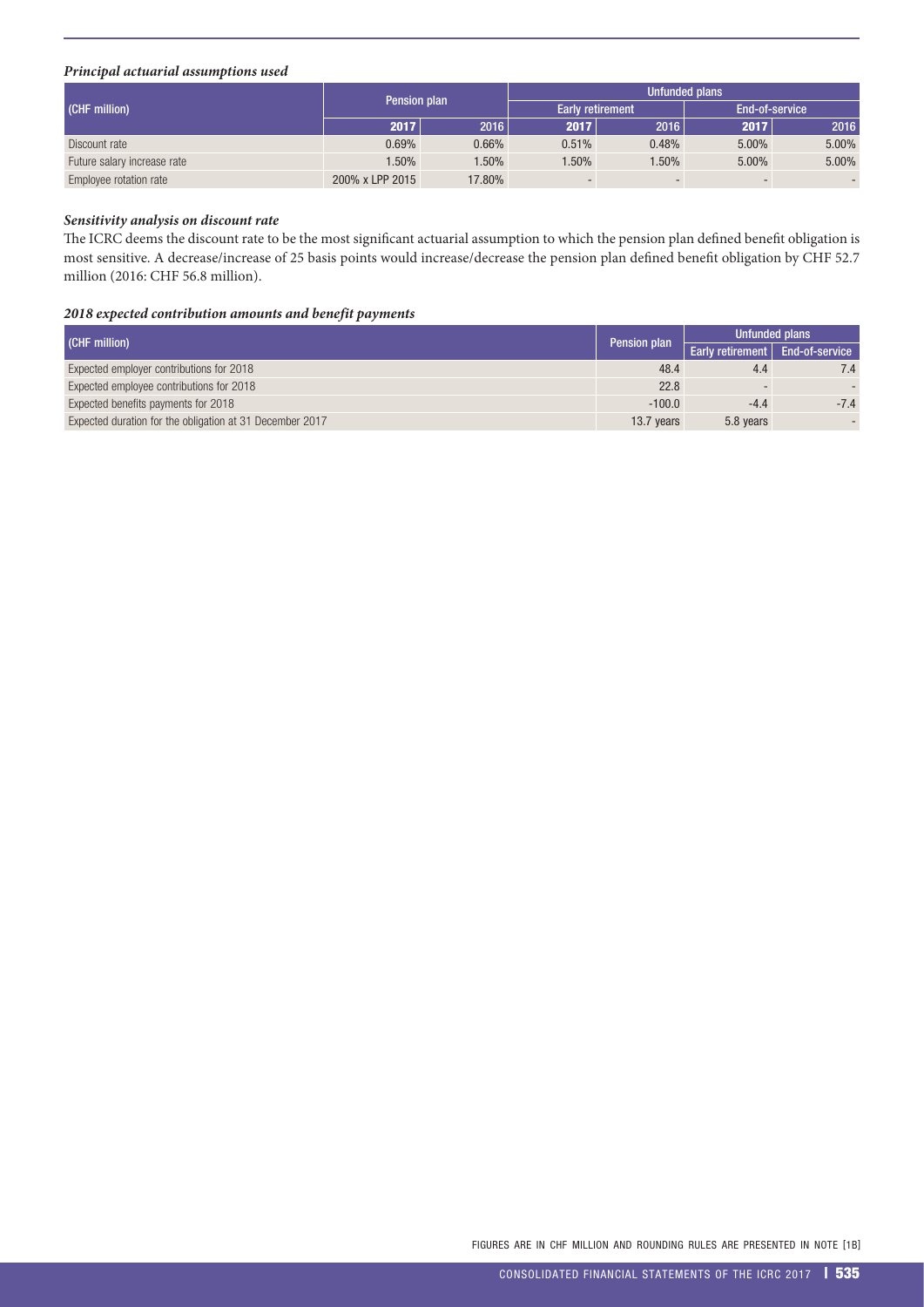***Principal actuarial assumptions used***

| (CHF million) | Pension plan | | Unfunded plans | | | |
|---|---|---|---|---|---|---|
| | | | Early retirement | | End-of-service | |
| | **2017** | 2016 | **2017** | 2016 | **2017** | 2016 |
| Discount rate | 0.69% | 0.66% | 0.51% | 0.48% | 5.00% | 5.00% |
| Future salary increase rate | 1.50% | 1.50% | 1.50% | 1.50% | 5.00% | 5.00% |
| Employee rotation rate | 200% x LPP 2015 | 17.80% | - | - | - | - |

***Sensitivity analysis on discount rate***

The ICRC deems the discount rate to be the most significant actuarial assumption to which the pension plan defined benefit obligation is most sensitive. A decrease/increase of 25 basis points would increase/decrease the pension plan defined benefit obligation by CHF 52.7 million (2016: CHF 56.8 million).

***2018 expected contribution amounts and benefit payments***

| (CHF million) | Pension plan | Unfunded plans | |
|---|---|---|---|
| | | Early retirement | End-of-service |
| Expected employer contributions for 2018 | 48.4 | 4.4 | 7.4 |
| Expected employee contributions for 2018 | 22.8 | - | - |
| Expected benefits payments for 2018 | -100.0 | -4.4 | -7.4 |
| Expected duration for the obligation at 31 December 2017 | 13.7 years | 5.8 years | - |

FIGURES ARE IN CHF MILLION AND ROUNDING RULES ARE PRESENTED IN NOTE [1B]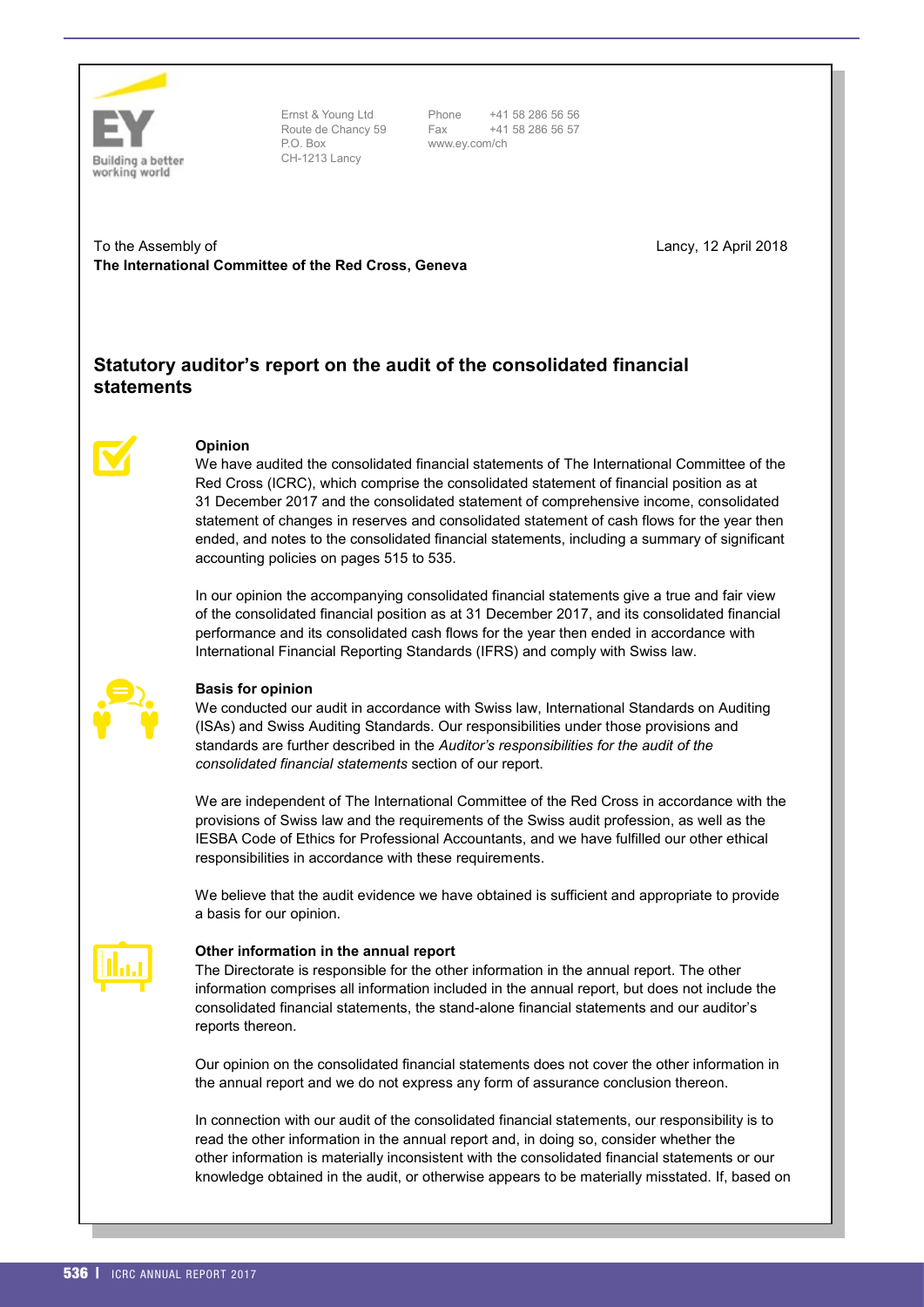Ernst & Young Ltd
Route de Chancy 59
P.O. Box
CH-1213 Lancy

Phone +41 58 286 56 56
Fax +41 58 286 56 57
www.ey.com/ch

To the Assembly of
**The International Committee of the Red Cross, Geneva**

Lancy, 12 April 2018

## Statutory auditor's report on the audit of the consolidated financial statements

### Opinion

We have audited the consolidated financial statements of The International Committee of the Red Cross (ICRC), which comprise the consolidated statement of financial position as at 31 December 2017 and the consolidated statement of comprehensive income, consolidated statement of changes in reserves and consolidated statement of cash flows for the year then ended, and notes to the consolidated financial statements, including a summary of significant accounting policies on pages 515 to 535.

In our opinion the accompanying consolidated financial statements give a true and fair view of the consolidated financial position as at 31 December 2017, and its consolidated financial performance and its consolidated cash flows for the year then ended in accordance with International Financial Reporting Standards (IFRS) and comply with Swiss law.

### Basis for opinion

We conducted our audit in accordance with Swiss law, International Standards on Auditing (ISAs) and Swiss Auditing Standards. Our responsibilities under those provisions and standards are further described in the *Auditor's responsibilities for the audit of the consolidated financial statements* section of our report.

We are independent of The International Committee of the Red Cross in accordance with the provisions of Swiss law and the requirements of the Swiss audit profession, as well as the IESBA Code of Ethics for Professional Accountants, and we have fulfilled our other ethical responsibilities in accordance with these requirements.

We believe that the audit evidence we have obtained is sufficient and appropriate to provide a basis for our opinion.

### Other information in the annual report

The Directorate is responsible for the other information in the annual report. The other information comprises all information included in the annual report, but does not include the consolidated financial statements, the stand-alone financial statements and our auditor's reports thereon.

Our opinion on the consolidated financial statements does not cover the other information in the annual report and we do not express any form of assurance conclusion thereon.

In connection with our audit of the consolidated financial statements, our responsibility is to read the other information in the annual report and, in doing so, consider whether the other information is materially inconsistent with the consolidated financial statements or our knowledge obtained in the audit, or otherwise appears to be materially misstated. If, based on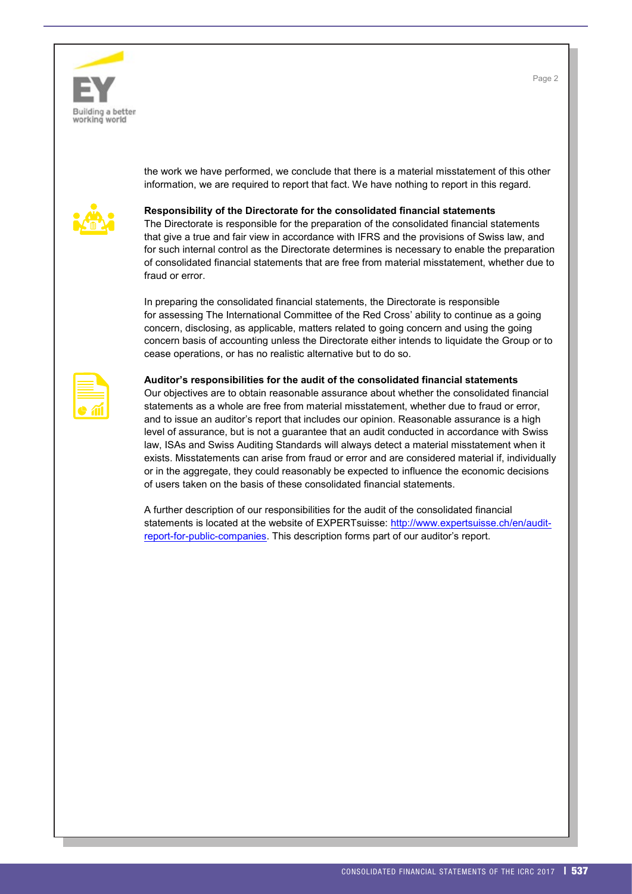the work we have performed, we conclude that there is a material misstatement of this other information, we are required to report that fact. We have nothing to report in this regard.

**Responsibility of the Directorate for the consolidated financial statements**

The Directorate is responsible for the preparation of the consolidated financial statements that give a true and fair view in accordance with IFRS and the provisions of Swiss law, and for such internal control as the Directorate determines is necessary to enable the preparation of consolidated financial statements that are free from material misstatement, whether due to fraud or error.

In preparing the consolidated financial statements, the Directorate is responsible for assessing The International Committee of the Red Cross' ability to continue as a going concern, disclosing, as applicable, matters related to going concern and using the going concern basis of accounting unless the Directorate either intends to liquidate the Group or to cease operations, or has no realistic alternative but to do so.

**Auditor's responsibilities for the audit of the consolidated financial statements**

Our objectives are to obtain reasonable assurance about whether the consolidated financial statements as a whole are free from material misstatement, whether due to fraud or error, and to issue an auditor's report that includes our opinion. Reasonable assurance is a high level of assurance, but is not a guarantee that an audit conducted in accordance with Swiss law, ISAs and Swiss Auditing Standards will always detect a material misstatement when it exists. Misstatements can arise from fraud or error and are considered material if, individually or in the aggregate, they could reasonably be expected to influence the economic decisions of users taken on the basis of these consolidated financial statements.

A further description of our responsibilities for the audit of the consolidated financial statements is located at the website of EXPERTsuisse: http://www.expertsuisse.ch/en/audit-report-for-public-companies. This description forms part of our auditor's report.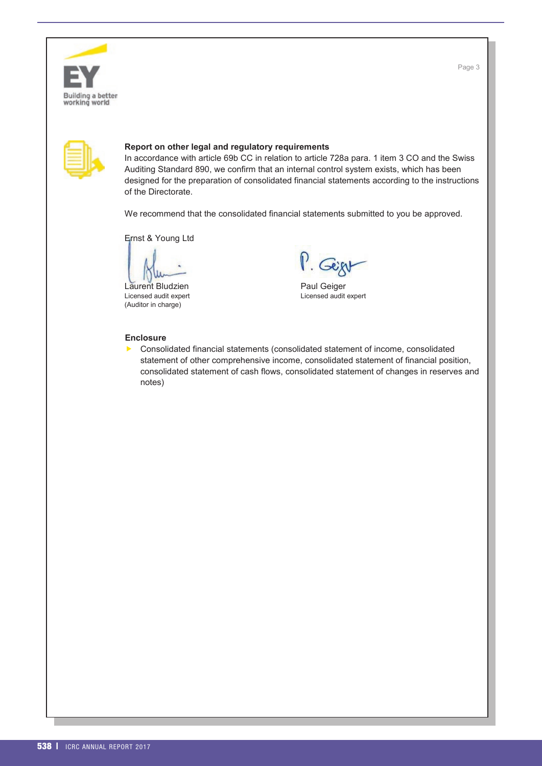## Report on other legal and regulatory requirements

In accordance with article 69b CC in relation to article 728a para. 1 item 3 CO and the Swiss Auditing Standard 890, we confirm that an internal control system exists, which has been designed for the preparation of consolidated financial statements according to the instructions of the Directorate.

We recommend that the consolidated financial statements submitted to you be approved.

Ernst & Young Ltd

| | |
|---|---|
| Laurent Bludzien | Paul Geiger |
| Licensed audit expert | Licensed audit expert |
| (Auditor in charge) | |

## Enclosure

- Consolidated financial statements (consolidated statement of income, consolidated statement of other comprehensive income, consolidated statement of financial position, consolidated statement of cash flows, consolidated statement of changes in reserves and notes)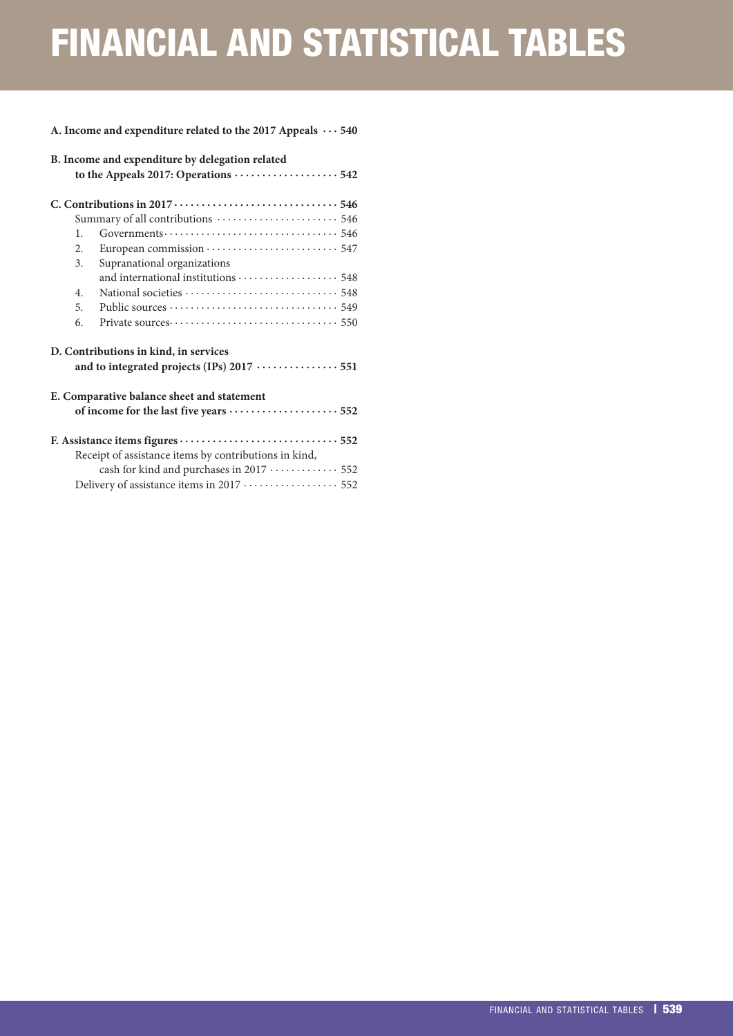# FINANCIAL AND STATISTICAL TABLES

**A. Income and expenditure related to the 2017 Appeals** ··· **540**

**B. Income and expenditure by delegation related to the Appeals 2017: Operations** ··· **542**

**C. Contributions in 2017** ··· **546**

Summary of all contributions ··· 546

1. Governments ··· 546
2. European commission ··· 547
3. Supranational organizations and international institutions ··· 548
4. National societies ··· 548
5. Public sources ··· 549
6. Private sources ··· 550

**D. Contributions in kind, in services and to integrated projects (IPs) 2017** ··· **551**

**E. Comparative balance sheet and statement of income for the last five years** ··· **552**

**F. Assistance items figures** ··· **552**

Receipt of assistance items by contributions in kind, cash for kind and purchases in 2017 ··· 552

Delivery of assistance items in 2017 ··· 552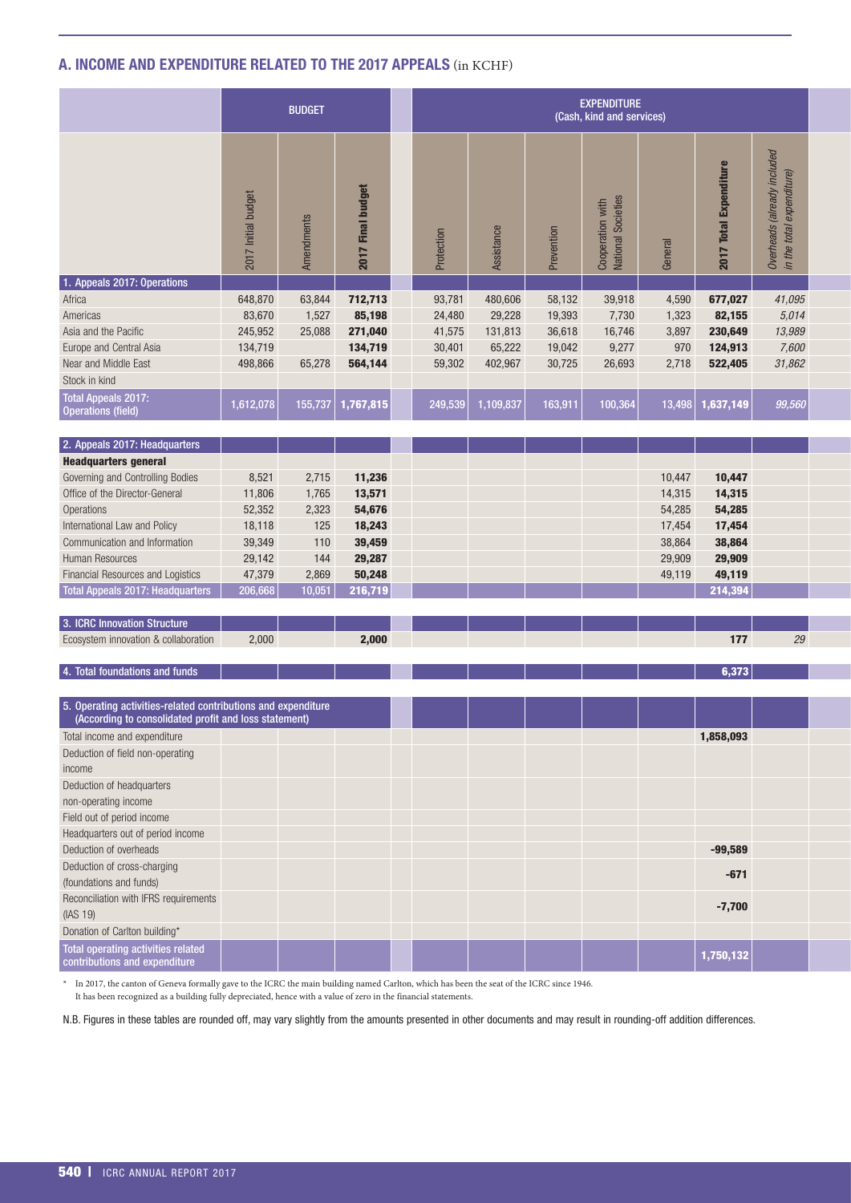## A. INCOME AND EXPENDITURE RELATED TO THE 2017 APPEALS (in KCHF)

| | BUDGET | | | EXPENDITURE (Cash, kind and services) | | | | | | |
|---|---|---|---|---|---|---|---|---|---|---|
| | 2017 Initial budget | Amendments | 2017 Final budget | Protection | Assistance | Prevention | Cooperation with National Societies | General | 2017 Total Expenditure | Overheads (already included in the total expenditure) |
| **1. Appeals 2017: Operations** | | | | | | | | | | |
| Africa | 648,870 | 63,844 | **712,713** | 93,781 | 480,606 | 58,132 | 39,918 | 4,590 | **677,027** | *41,095* |
| Americas | 83,670 | 1,527 | **85,198** | 24,480 | 29,228 | 19,393 | 7,730 | 1,323 | **82,155** | *5,014* |
| Asia and the Pacific | 245,952 | 25,088 | **271,040** | 41,575 | 131,813 | 36,618 | 16,746 | 3,897 | **230,649** | *13,989* |
| Europe and Central Asia | 134,719 | | **134,719** | 30,401 | 65,222 | 19,042 | 9,277 | 970 | **124,913** | *7,600* |
| Near and Middle East | 498,866 | 65,278 | **564,144** | 59,302 | 402,967 | 30,725 | 26,693 | 2,718 | **522,405** | *31,862* |
| Stock in kind | | | | | | | | | | |
| **Total Appeals 2017: Operations (field)** | 1,612,078 | 155,737 | 1,767,815 | 249,539 | 1,109,837 | 163,911 | 100,364 | 13,498 | 1,637,149 | *99,560* |
| **2. Appeals 2017: Headquarters** | | | | | | | | | | |
| **Headquarters general** | | | | | | | | | | |
| Governing and Controlling Bodies | 8,521 | 2,715 | **11,236** | | | | | 10,447 | **10,447** | |
| Office of the Director-General | 11,806 | 1,765 | **13,571** | | | | | 14,315 | **14,315** | |
| Operations | 52,352 | 2,323 | **54,676** | | | | | 54,285 | **54,285** | |
| International Law and Policy | 18,118 | 125 | **18,243** | | | | | 17,454 | **17,454** | |
| Communication and Information | 39,349 | 110 | **39,459** | | | | | 38,864 | **38,864** | |
| Human Resources | 29,142 | 144 | **29,287** | | | | | 29,909 | **29,909** | |
| Financial Resources and Logistics | 47,379 | 2,869 | **50,248** | | | | | 49,119 | **49,119** | |
| **Total Appeals 2017: Headquarters** | 206,668 | 10,051 | 216,719 | | | | | | 214,394 | |
| **3. ICRC Innovation Structure** | | | | | | | | | | |
| Ecosystem innovation & collaboration | 2,000 | | **2,000** | | | | | | **177** | *29* |
| **4. Total foundations and funds** | | | | | | | | | 6,373 | |
| **5. Operating activities-related contributions and expenditure (According to consolidated profit and loss statement)** | | | | | | | | | | |
| Total income and expenditure | | | | | | | | | **1,858,093** | |
| Deduction of field non-operating income | | | | | | | | | | |
| Deduction of headquarters non-operating income | | | | | | | | | | |
| Field out of period income | | | | | | | | | | |
| Headquarters out of period income | | | | | | | | | | |
| Deduction of overheads | | | | | | | | | **-99,589** | |
| Deduction of cross-charging (foundations and funds) | | | | | | | | | **-671** | |
| Reconciliation with IFRS requirements (IAS 19) | | | | | | | | | **-7,700** | |
| Donation of Carlton building* | | | | | | | | | | |
| **Total operating activities related contributions and expenditure** | | | | | | | | | 1,750,132 | |

\* In 2017, the canton of Geneva formally gave to the ICRC the main building named Carlton, which has been the seat of the ICRC since 1946. It has been recognized as a building fully depreciated, hence with a value of zero in the financial statements.

N.B. Figures in these tables are rounded off, may vary slightly from the amounts presented in other documents and may result in rounding-off addition differences.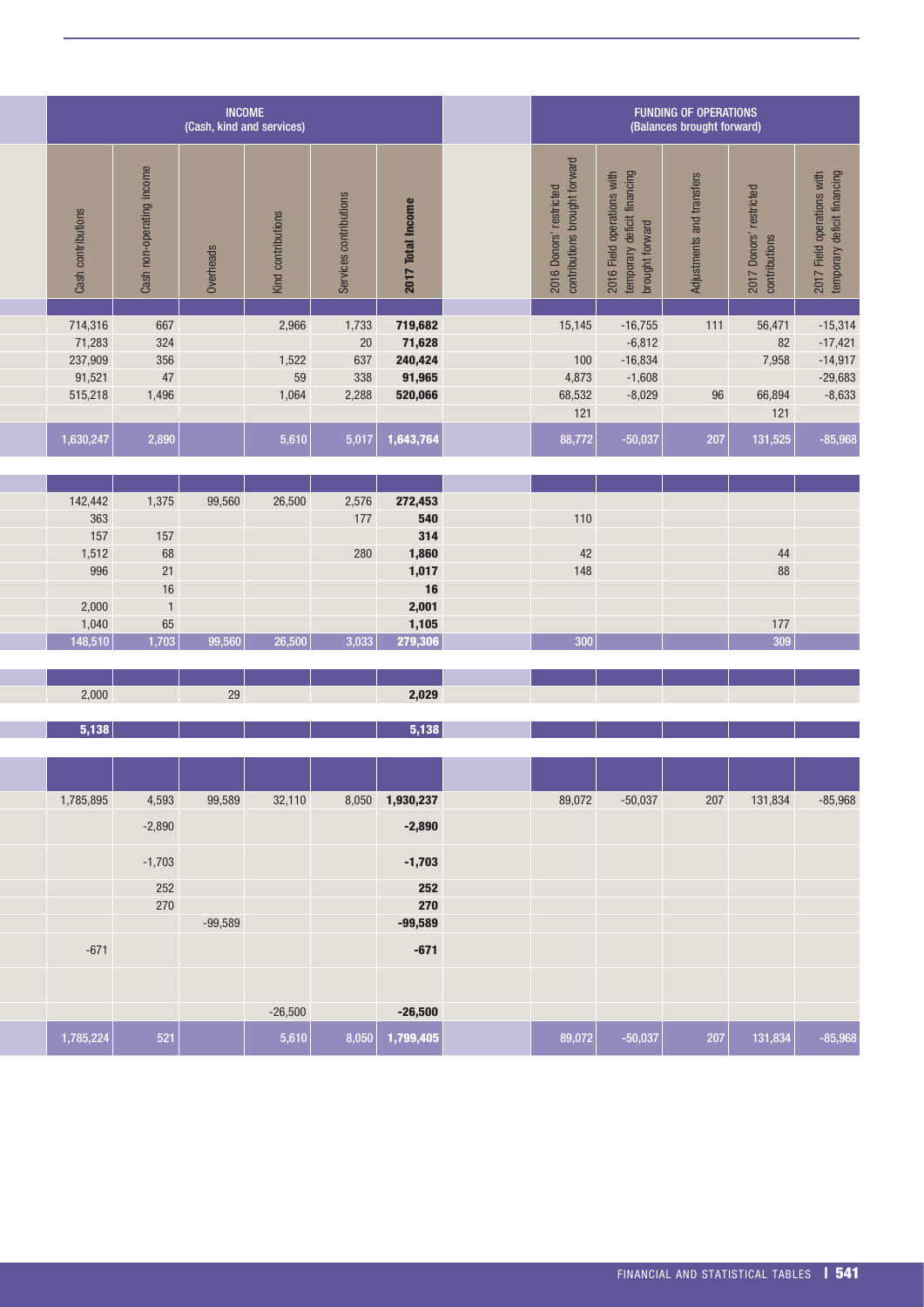| INCOME (Cash, kind and services) | | | | | | | FUNDING OF OPERATIONS (Balances brought forward) | | | | |
|---|---|---|---|---|---|---|---|---|---|---|---|
| Cash contributions | Cash non-operating income | Overheads | Kind contributions | Services contributions | **2017 Total Income** | | 2016 Donors' restricted contributions brought forward | 2016 Field operations with temporary deficit financing brought forward | Adjustments and transfers | 2017 Donors' restricted contributions | 2017 Field operations with temporary deficit financing |
| | | | | | | | | | | | |
| 714,316 | 667 | | 2,966 | 1,733 | **719,682** | | 15,145 | -16,755 | 111 | 56,471 | -15,314 |
| 71,283 | 324 | | | 20 | **71,628** | | | -6,812 | | 82 | -17,421 |
| 237,909 | 356 | | 1,522 | 637 | **240,424** | | 100 | -16,834 | | 7,958 | -14,917 |
| 91,521 | 47 | | 59 | 338 | **91,965** | | 4,873 | -1,608 | | | -29,683 |
| 515,218 | 1,496 | | 1,064 | 2,288 | **520,066** | | 68,532 | -8,029 | 96 | 66,894 | -8,633 |
| | | | | | | | 121 | | | 121 | |
| 1,630,247 | 2,890 | | 5,610 | 5,017 | **1,643,764** | | 88,772 | -50,037 | 207 | 131,525 | -85,968 |
| | | | | | | | | | | | |
| 142,442 | 1,375 | 99,560 | 26,500 | 2,576 | **272,453** | | | | | | |
| 363 | | | | 177 | **540** | | 110 | | | | |
| 157 | 157 | | | | **314** | | | | | | |
| 1,512 | 68 | | | 280 | **1,860** | | 42 | | | 44 | |
| 996 | 21 | | | | **1,017** | | 148 | | | 88 | |
| | 16 | | | | **16** | | | | | | |
| 2,000 | 1 | | | | **2,001** | | | | | | |
| 1,040 | 65 | | | | **1,105** | | | | | 177 | |
| 148,510 | 1,703 | 99,560 | 26,500 | 3,033 | **279,306** | | 300 | | | 309 | |
| | | | | | | | | | | | |
| 2,000 | | 29 | | | **2,029** | | | | | | |
| | | | | | | | | | | | |
| **5,138** | | | | | **5,138** | | | | | | |
| | | | | | | | | | | | |
| 1,785,895 | 4,593 | 99,589 | 32,110 | 8,050 | **1,930,237** | | 89,072 | -50,037 | 207 | 131,834 | -85,968 |
| | -2,890 | | | | **-2,890** | | | | | | |
| | -1,703 | | | | **-1,703** | | | | | | |
| | 252 | | | | **252** | | | | | | |
| | 270 | | | | **270** | | | | | | |
| | | -99,589 | | | **-99,589** | | | | | | |
| -671 | | | | | **-671** | | | | | | |
| | | | | | | | | | | | |
| | | | -26,500 | | **-26,500** | | | | | | |
| 1,785,224 | 521 | | 5,610 | 8,050 | **1,799,405** | | 89,072 | -50,037 | 207 | 131,834 | -85,968 |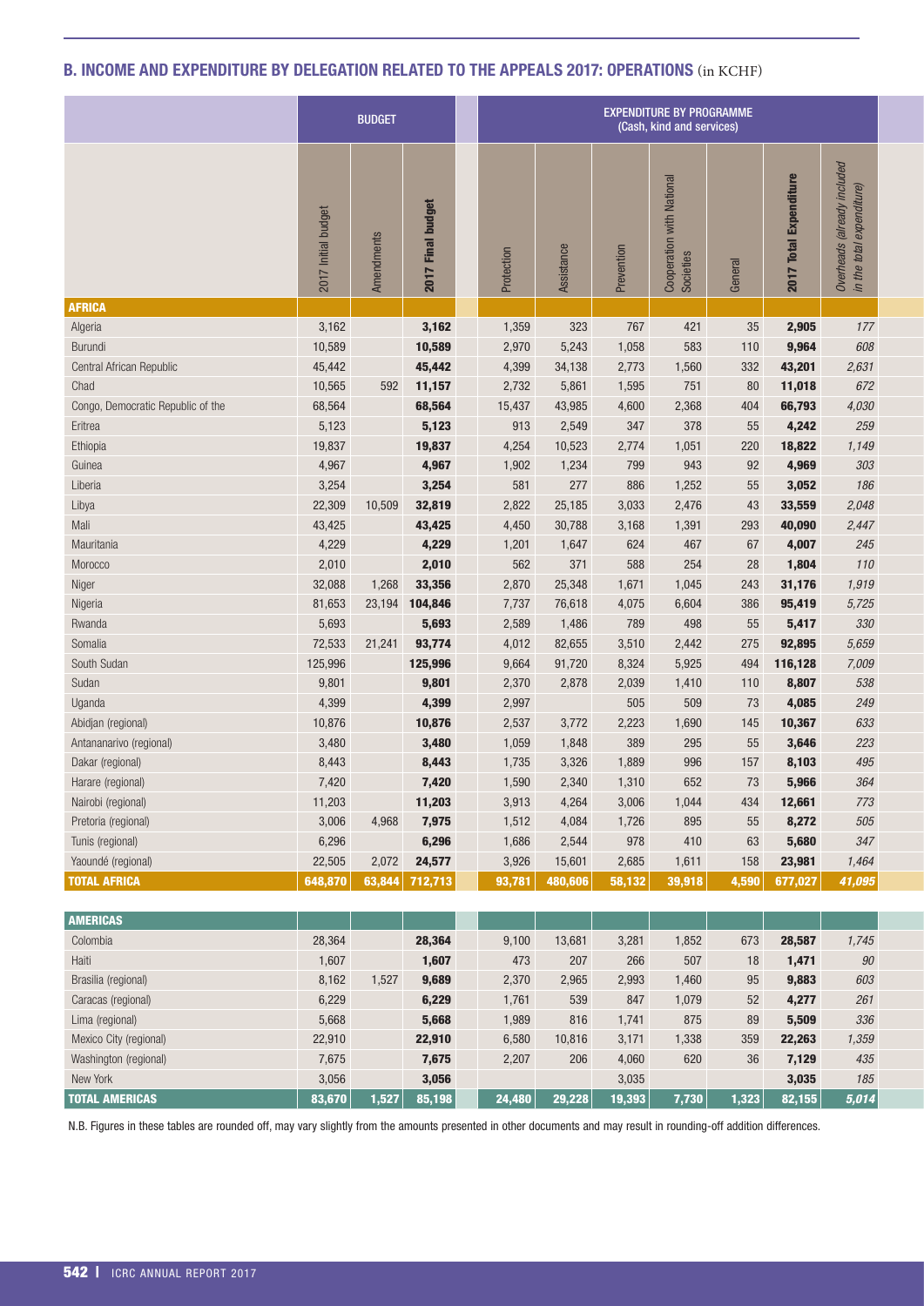## B. INCOME AND EXPENDITURE BY DELEGATION RELATED TO THE APPEALS 2017: OPERATIONS (in KCHF)

| | BUDGET | | | EXPENDITURE BY PROGRAMME (Cash, kind and services) | | | | | | |
|---|---|---|---|---|---|---|---|---|---|---|
| | 2017 Initial budget | Amendments | **2017 Final budget** | Protection | Assistance | Prevention | Cooperation with National Societies | General | **2017 Total Expenditure** | *Overheads (already included in the total expenditure)* |
| **AFRICA** | | | | | | | | | | |
| Algeria | 3,162 | | **3,162** | 1,359 | 323 | 767 | 421 | 35 | **2,905** | *177* |
| Burundi | 10,589 | | **10,589** | 2,970 | 5,243 | 1,058 | 583 | 110 | **9,964** | *608* |
| Central African Republic | 45,442 | | **45,442** | 4,399 | 34,138 | 2,773 | 1,560 | 332 | **43,201** | *2,631* |
| Chad | 10,565 | 592 | **11,157** | 2,732 | 5,861 | 1,595 | 751 | 80 | **11,018** | *672* |
| Congo, Democratic Republic of the | 68,564 | | **68,564** | 15,437 | 43,985 | 4,600 | 2,368 | 404 | **66,793** | *4,030* |
| Eritrea | 5,123 | | **5,123** | 913 | 2,549 | 347 | 378 | 55 | **4,242** | *259* |
| Ethiopia | 19,837 | | **19,837** | 4,254 | 10,523 | 2,774 | 1,051 | 220 | **18,822** | *1,149* |
| Guinea | 4,967 | | **4,967** | 1,902 | 1,234 | 799 | 943 | 92 | **4,969** | *303* |
| Liberia | 3,254 | | **3,254** | 581 | 277 | 886 | 1,252 | 55 | **3,052** | *186* |
| Libya | 22,309 | 10,509 | **32,819** | 2,822 | 25,185 | 3,033 | 2,476 | 43 | **33,559** | *2,048* |
| Mali | 43,425 | | **43,425** | 4,450 | 30,788 | 3,168 | 1,391 | 293 | **40,090** | *2,447* |
| Mauritania | 4,229 | | **4,229** | 1,201 | 1,647 | 624 | 467 | 67 | **4,007** | *245* |
| Morocco | 2,010 | | **2,010** | 562 | 371 | 588 | 254 | 28 | **1,804** | *110* |
| Niger | 32,088 | 1,268 | **33,356** | 2,870 | 25,348 | 1,671 | 1,045 | 243 | **31,176** | *1,919* |
| Nigeria | 81,653 | 23,194 | **104,846** | 7,737 | 76,618 | 4,075 | 6,604 | 386 | **95,419** | *5,725* |
| Rwanda | 5,693 | | **5,693** | 2,589 | 1,486 | 789 | 498 | 55 | **5,417** | *330* |
| Somalia | 72,533 | 21,241 | **93,774** | 4,012 | 82,655 | 3,510 | 2,442 | 275 | **92,895** | *5,659* |
| South Sudan | 125,996 | | **125,996** | 9,664 | 91,720 | 8,324 | 5,925 | 494 | **116,128** | *7,009* |
| Sudan | 9,801 | | **9,801** | 2,370 | 2,878 | 2,039 | 1,410 | 110 | **8,807** | *538* |
| Uganda | 4,399 | | **4,399** | 2,997 | | 505 | 509 | 73 | **4,085** | *249* |
| Abidjan (regional) | 10,876 | | **10,876** | 2,537 | 3,772 | 2,223 | 1,690 | 145 | **10,367** | *633* |
| Antananarivo (regional) | 3,480 | | **3,480** | 1,059 | 1,848 | 389 | 295 | 55 | **3,646** | *223* |
| Dakar (regional) | 8,443 | | **8,443** | 1,735 | 3,326 | 1,889 | 996 | 157 | **8,103** | *495* |
| Harare (regional) | 7,420 | | **7,420** | 1,590 | 2,340 | 1,310 | 652 | 73 | **5,966** | *364* |
| Nairobi (regional) | 11,203 | | **11,203** | 3,913 | 4,264 | 3,006 | 1,044 | 434 | **12,661** | *773* |
| Pretoria (regional) | 3,006 | 4,968 | **7,975** | 1,512 | 4,084 | 1,726 | 895 | 55 | **8,272** | *505* |
| Tunis (regional) | 6,296 | | **6,296** | 1,686 | 2,544 | 978 | 410 | 63 | **5,680** | *347* |
| Yaoundé (regional) | 22,505 | 2,072 | **24,577** | 3,926 | 15,601 | 2,685 | 1,611 | 158 | **23,981** | *1,464* |
| **TOTAL AFRICA** | **648,870** | **63,844** | **712,713** | **93,781** | **480,606** | **58,132** | **39,918** | **4,590** | **677,027** | ***41,095*** |
| **AMERICAS** | | | | | | | | | | |
| Colombia | 28,364 | | **28,364** | 9,100 | 13,681 | 3,281 | 1,852 | 673 | **28,587** | *1,745* |
| Haiti | 1,607 | | **1,607** | 473 | 207 | 266 | 507 | 18 | **1,471** | *90* |
| Brasilia (regional) | 8,162 | 1,527 | **9,689** | 2,370 | 2,965 | 2,993 | 1,460 | 95 | **9,883** | *603* |
| Caracas (regional) | 6,229 | | **6,229** | 1,761 | 539 | 847 | 1,079 | 52 | **4,277** | *261* |
| Lima (regional) | 5,668 | | **5,668** | 1,989 | 816 | 1,741 | 875 | 89 | **5,509** | *336* |
| Mexico City (regional) | 22,910 | | **22,910** | 6,580 | 10,816 | 3,171 | 1,338 | 359 | **22,263** | *1,359* |
| Washington (regional) | 7,675 | | **7,675** | 2,207 | 206 | 4,060 | 620 | 36 | **7,129** | *435* |
| New York | 3,056 | | **3,056** | | | 3,035 | | | **3,035** | *185* |
| **TOTAL AMERICAS** | **83,670** | **1,527** | **85,198** | **24,480** | **29,228** | **19,393** | **7,730** | **1,323** | **82,155** | ***5,014*** |

N.B. Figures in these tables are rounded off, may vary slightly from the amounts presented in other documents and may result in rounding-off addition differences.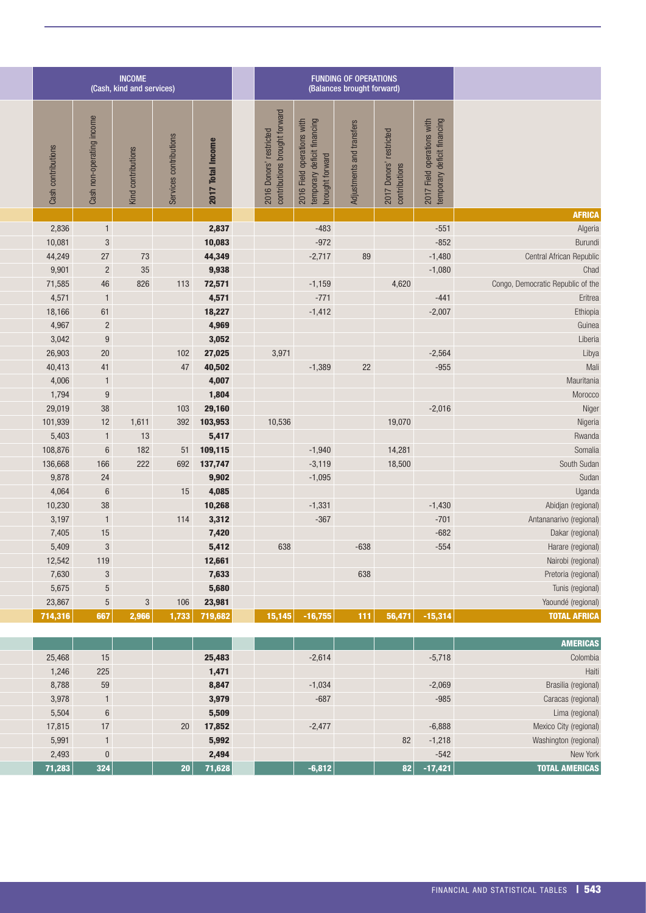| INCOME (Cash, kind and services) | | | | | FUNDING OF OPERATIONS (Balances brought forward) | | | | | |
|---|---|---|---|---|---|---|---|---|---|---|
| Cash contributions | Cash non-operating income | Kind contributions | Services contributions | **2017 Total Income** | 2016 Donors' restricted contributions brought forward | 2016 Field operations with temporary deficit financing brought forward | Adjustments and transfers | 2017 Donors' restricted contributions | 2017 Field operations with temporary deficit financing | |
| | | | | | | | | | | **AFRICA** |
| 2,836 | 1 | | | **2,837** | | -483 | | | -551 | Algeria |
| 10,081 | 3 | | | **10,083** | | -972 | | | -852 | Burundi |
| 44,249 | 27 | 73 | | **44,349** | | -2,717 | 89 | | -1,480 | Central African Republic |
| 9,901 | 2 | 35 | | **9,938** | | | | | -1,080 | Chad |
| 71,585 | 46 | 826 | 113 | **72,571** | | -1,159 | | 4,620 | | Congo, Democratic Republic of the |
| 4,571 | 1 | | | **4,571** | | -771 | | | -441 | Eritrea |
| 18,166 | 61 | | | **18,227** | | -1,412 | | | -2,007 | Ethiopia |
| 4,967 | 2 | | | **4,969** | | | | | | Guinea |
| 3,042 | 9 | | | **3,052** | | | | | | Liberia |
| 26,903 | 20 | | 102 | **27,025** | 3,971 | | | | -2,564 | Libya |
| 40,413 | 41 | | 47 | **40,502** | | -1,389 | 22 | | -955 | Mali |
| 4,006 | 1 | | | **4,007** | | | | | | Mauritania |
| 1,794 | 9 | | | **1,804** | | | | | | Morocco |
| 29,019 | 38 | | 103 | **29,160** | | | | | -2,016 | Niger |
| 101,939 | 12 | 1,611 | 392 | **103,953** | 10,536 | | | 19,070 | | Nigeria |
| 5,403 | 1 | 13 | | **5,417** | | | | | | Rwanda |
| 108,876 | 6 | 182 | 51 | **109,115** | | -1,940 | | 14,281 | | Somalia |
| 136,668 | 166 | 222 | 692 | **137,747** | | -3,119 | | 18,500 | | South Sudan |
| 9,878 | 24 | | | **9,902** | | -1,095 | | | | Sudan |
| 4,064 | 6 | | 15 | **4,085** | | | | | | Uganda |
| 10,230 | 38 | | | **10,268** | | -1,331 | | | -1,430 | Abidjan (regional) |
| 3,197 | 1 | | 114 | **3,312** | | -367 | | | -701 | Antananarivo (regional) |
| 7,405 | 15 | | | **7,420** | | | | | -682 | Dakar (regional) |
| 5,409 | 3 | | | **5,412** | 638 | | -638 | | -554 | Harare (regional) |
| 12,542 | 119 | | | **12,661** | | | | | | Nairobi (regional) |
| 7,630 | 3 | | | **7,633** | | | 638 | | | Pretoria (regional) |
| 5,675 | 5 | | | **5,680** | | | | | | Tunis (regional) |
| 23,867 | 5 | 3 | 106 | **23,981** | | | | | | Yaoundé (regional) |
| **714,316** | **667** | **2,966** | **1,733** | **719,682** | **15,145** | **-16,755** | **111** | **56,471** | **-15,314** | **TOTAL AFRICA** |
| | | | | | | | | | | **AMERICAS** |
| 25,468 | 15 | | | **25,483** | | -2,614 | | | -5,718 | Colombia |
| 1,246 | 225 | | | **1,471** | | | | | | Haiti |
| 8,788 | 59 | | | **8,847** | | -1,034 | | | -2,069 | Brasilia (regional) |
| 3,978 | 1 | | | **3,979** | | -687 | | | -985 | Caracas (regional) |
| 5,504 | 6 | | | **5,509** | | | | | | Lima (regional) |
| 17,815 | 17 | | 20 | **17,852** | | -2,477 | | | -6,888 | Mexico City (regional) |
| 5,991 | 1 | | | **5,992** | | | | 82 | -1,218 | Washington (regional) |
| 2,493 | 0 | | | **2,494** | | | | | -542 | New York |
| **71,283** | **324** | | **20** | **71,628** | | **-6,812** | | **82** | **-17,421** | **TOTAL AMERICAS** |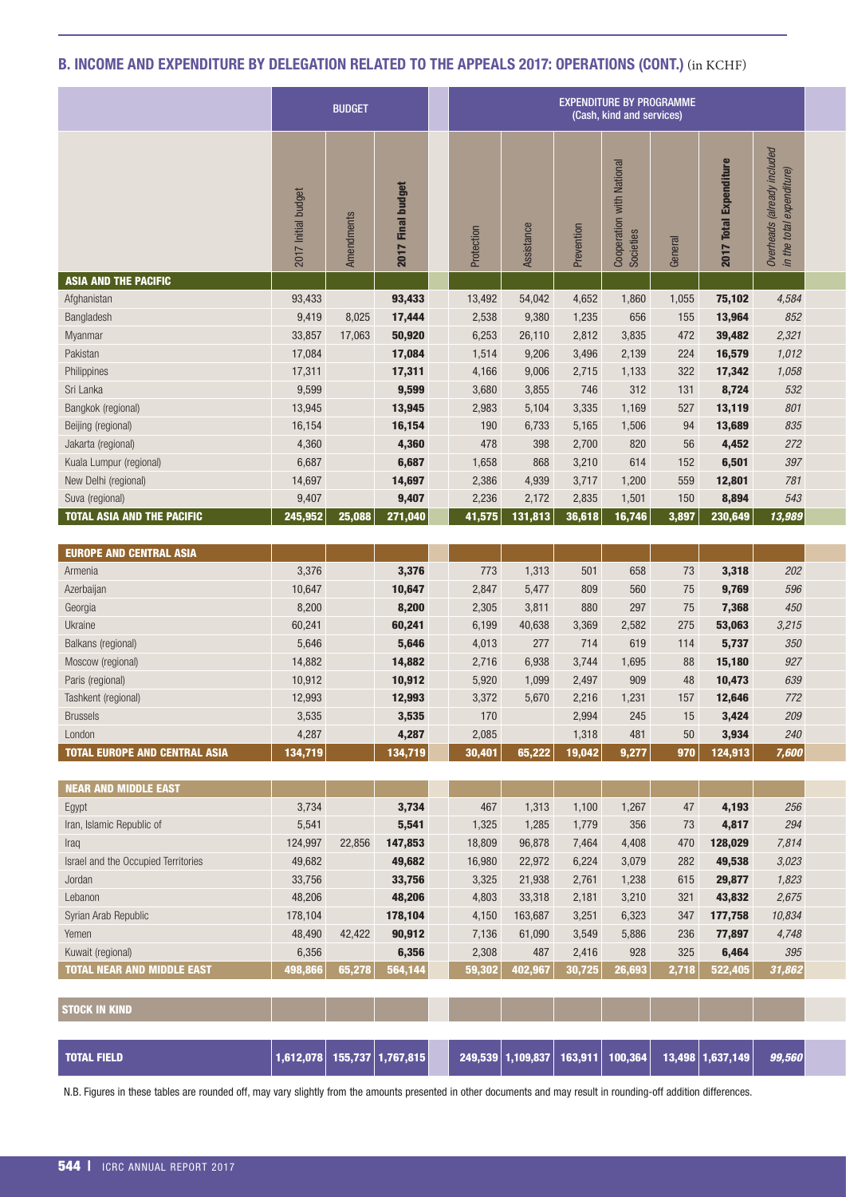## B. INCOME AND EXPENDITURE BY DELEGATION RELATED TO THE APPEALS 2017: OPERATIONS (CONT.) (in KCHF)

| | BUDGET | | | EXPENDITURE BY PROGRAMME (Cash, kind and services) | | | | | | |
|---|---|---|---|---|---|---|---|---|---|---|
| | 2017 Initial budget | Amendments | 2017 Final budget | Protection | Assistance | Prevention | Cooperation with National Societies | General | 2017 Total Expenditure | *Overheads (already included in the total expenditure)* |
| **ASIA AND THE PACIFIC** | | | | | | | | | | |
| Afghanistan | 93,433 | | **93,433** | 13,492 | 54,042 | 4,652 | 1,860 | 1,055 | **75,102** | *4,584* |
| Bangladesh | 9,419 | 8,025 | **17,444** | 2,538 | 9,380 | 1,235 | 656 | 155 | **13,964** | *852* |
| Myanmar | 33,857 | 17,063 | **50,920** | 6,253 | 26,110 | 2,812 | 3,835 | 472 | **39,482** | *2,321* |
| Pakistan | 17,084 | | **17,084** | 1,514 | 9,206 | 3,496 | 2,139 | 224 | **16,579** | *1,012* |
| Philippines | 17,311 | | **17,311** | 4,166 | 9,006 | 2,715 | 1,133 | 322 | **17,342** | *1,058* |
| Sri Lanka | 9,599 | | **9,599** | 3,680 | 3,855 | 746 | 312 | 131 | **8,724** | *532* |
| Bangkok (regional) | 13,945 | | **13,945** | 2,983 | 5,104 | 3,335 | 1,169 | 527 | **13,119** | *801* |
| Beijing (regional) | 16,154 | | **16,154** | 190 | 6,733 | 5,165 | 1,506 | 94 | **13,689** | *835* |
| Jakarta (regional) | 4,360 | | **4,360** | 478 | 398 | 2,700 | 820 | 56 | **4,452** | *272* |
| Kuala Lumpur (regional) | 6,687 | | **6,687** | 1,658 | 868 | 3,210 | 614 | 152 | **6,501** | *397* |
| New Delhi (regional) | 14,697 | | **14,697** | 2,386 | 4,939 | 3,717 | 1,200 | 559 | **12,801** | *781* |
| Suva (regional) | 9,407 | | **9,407** | 2,236 | 2,172 | 2,835 | 1,501 | 150 | **8,894** | *543* |
| **TOTAL ASIA AND THE PACIFIC** | **245,952** | **25,088** | **271,040** | **41,575** | **131,813** | **36,618** | **16,746** | **3,897** | **230,649** | ***13,989*** |
| **EUROPE AND CENTRAL ASIA** | | | | | | | | | | |
| Armenia | 3,376 | | **3,376** | 773 | 1,313 | 501 | 658 | 73 | **3,318** | *202* |
| Azerbaijan | 10,647 | | **10,647** | 2,847 | 5,477 | 809 | 560 | 75 | **9,769** | *596* |
| Georgia | 8,200 | | **8,200** | 2,305 | 3,811 | 880 | 297 | 75 | **7,368** | *450* |
| Ukraine | 60,241 | | **60,241** | 6,199 | 40,638 | 3,369 | 2,582 | 275 | **53,063** | *3,215* |
| Balkans (regional) | 5,646 | | **5,646** | 4,013 | 277 | 714 | 619 | 114 | **5,737** | *350* |
| Moscow (regional) | 14,882 | | **14,882** | 2,716 | 6,938 | 3,744 | 1,695 | 88 | **15,180** | *927* |
| Paris (regional) | 10,912 | | **10,912** | 5,920 | 1,099 | 2,497 | 909 | 48 | **10,473** | *639* |
| Tashkent (regional) | 12,993 | | **12,993** | 3,372 | 5,670 | 2,216 | 1,231 | 157 | **12,646** | *772* |
| Brussels | 3,535 | | **3,535** | 170 | | 2,994 | 245 | 15 | **3,424** | *209* |
| London | 4,287 | | **4,287** | 2,085 | | 1,318 | 481 | 50 | **3,934** | *240* |
| **TOTAL EUROPE AND CENTRAL ASIA** | **134,719** | | **134,719** | **30,401** | **65,222** | **19,042** | **9,277** | **970** | **124,913** | ***7,600*** |
| **NEAR AND MIDDLE EAST** | | | | | | | | | | |
| Egypt | 3,734 | | **3,734** | 467 | 1,313 | 1,100 | 1,267 | 47 | **4,193** | *256* |
| Iran, Islamic Republic of | 5,541 | | **5,541** | 1,325 | 1,285 | 1,779 | 356 | 73 | **4,817** | *294* |
| Iraq | 124,997 | 22,856 | **147,853** | 18,809 | 96,878 | 7,464 | 4,408 | 470 | **128,029** | *7,814* |
| Israel and the Occupied Territories | 49,682 | | **49,682** | 16,980 | 22,972 | 6,224 | 3,079 | 282 | **49,538** | *3,023* |
| Jordan | 33,756 | | **33,756** | 3,325 | 21,938 | 2,761 | 1,238 | 615 | **29,877** | *1,823* |
| Lebanon | 48,206 | | **48,206** | 4,803 | 33,318 | 2,181 | 3,210 | 321 | **43,832** | *2,675* |
| Syrian Arab Republic | 178,104 | | **178,104** | 4,150 | 163,687 | 3,251 | 6,323 | 347 | **177,758** | *10,834* |
| Yemen | 48,490 | 42,422 | **90,912** | 7,136 | 61,090 | 3,549 | 5,886 | 236 | **77,897** | *4,748* |
| Kuwait (regional) | 6,356 | | **6,356** | 2,308 | 487 | 2,416 | 928 | 325 | **6,464** | *395* |
| **TOTAL NEAR AND MIDDLE EAST** | **498,866** | **65,278** | **564,144** | **59,302** | **402,967** | **30,725** | **26,693** | **2,718** | **522,405** | ***31,862*** |
| **STOCK IN KIND** | | | | | | | | | | |
| **TOTAL FIELD** | **1,612,078** | **155,737** | **1,767,815** | **249,539** | **1,109,837** | **163,911** | **100,364** | **13,498** | **1,637,149** | ***99,560*** |

N.B. Figures in these tables are rounded off, may vary slightly from the amounts presented in other documents and may result in rounding-off addition differences.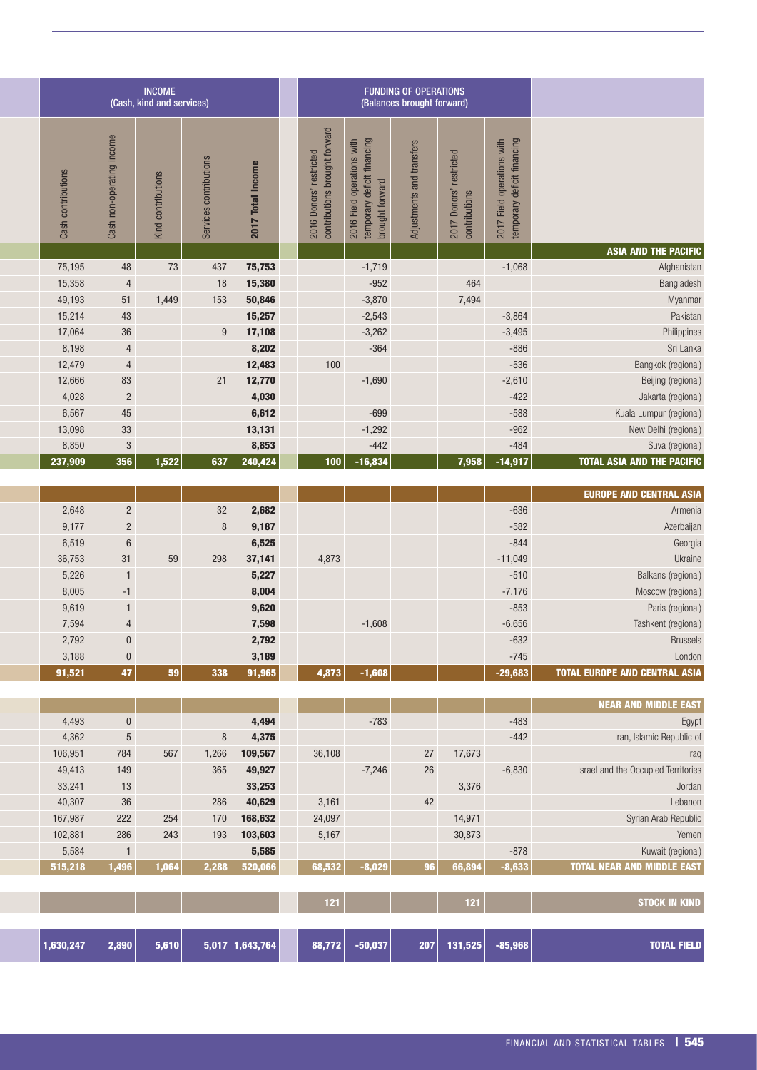| INCOME (Cash, kind and services) | | | | | FUNDING OF OPERATIONS (Balances brought forward) | | | | | |
|---|---|---|---|---|---|---|---|---|---|---|
| Cash contributions | Cash non-operating income | Kind contributions | Services contributions | **2017 Total Income** | 2016 Donors' restricted contributions brought forward | 2016 Field operations with temporary deficit financing brought forward | Adjustments and transfers | 2017 Donors' restricted contributions | 2017 Field operations with temporary deficit financing | |
| | | | | | | | | | | **ASIA AND THE PACIFIC** |
| 75,195 | 48 | 73 | 437 | **75,753** | | -1,719 | | | -1,068 | Afghanistan |
| 15,358 | 4 | | 18 | **15,380** | | -952 | | 464 | | Bangladesh |
| 49,193 | 51 | 1,449 | 153 | **50,846** | | -3,870 | | 7,494 | | Myanmar |
| 15,214 | 43 | | | **15,257** | | -2,543 | | | -3,864 | Pakistan |
| 17,064 | 36 | | 9 | **17,108** | | -3,262 | | | -3,495 | Philippines |
| 8,198 | 4 | | | **8,202** | | -364 | | | -886 | Sri Lanka |
| 12,479 | 4 | | | **12,483** | 100 | | | | -536 | Bangkok (regional) |
| 12,666 | 83 | | 21 | **12,770** | | -1,690 | | | -2,610 | Beijing (regional) |
| 4,028 | 2 | | | **4,030** | | | | | -422 | Jakarta (regional) |
| 6,567 | 45 | | | **6,612** | | -699 | | | -588 | Kuala Lumpur (regional) |
| 13,098 | 33 | | | **13,131** | | -1,292 | | | -962 | New Delhi (regional) |
| 8,850 | 3 | | | **8,853** | | -442 | | | -484 | Suva (regional) |
| **237,909** | **356** | **1,522** | **637** | **240,424** | **100** | **-16,834** | | **7,958** | **-14,917** | **TOTAL ASIA AND THE PACIFIC** |
| | | | | | | | | | | **EUROPE AND CENTRAL ASIA** |
| 2,648 | 2 | | 32 | **2,682** | | | | | -636 | Armenia |
| 9,177 | 2 | | 8 | **9,187** | | | | | -582 | Azerbaijan |
| 6,519 | 6 | | | **6,525** | | | | | -844 | Georgia |
| 36,753 | 31 | 59 | 298 | **37,141** | 4,873 | | | | -11,049 | Ukraine |
| 5,226 | 1 | | | **5,227** | | | | | -510 | Balkans (regional) |
| 8,005 | -1 | | | **8,004** | | | | | -7,176 | Moscow (regional) |
| 9,619 | 1 | | | **9,620** | | | | | -853 | Paris (regional) |
| 7,594 | 4 | | | **7,598** | | -1,608 | | | -6,656 | Tashkent (regional) |
| 2,792 | 0 | | | **2,792** | | | | | -632 | Brussels |
| 3,188 | 0 | | | **3,189** | | | | | -745 | London |
| **91,521** | **47** | **59** | **338** | **91,965** | **4,873** | **-1,608** | | | **-29,683** | **TOTAL EUROPE AND CENTRAL ASIA** |
| | | | | | | | | | | **NEAR AND MIDDLE EAST** |
| 4,493 | 0 | | | **4,494** | | -783 | | | -483 | Egypt |
| 4,362 | 5 | | 8 | **4,375** | | | | | -442 | Iran, Islamic Republic of |
| 106,951 | 784 | 567 | 1,266 | **109,567** | 36,108 | | 27 | 17,673 | | Iraq |
| 49,413 | 149 | | 365 | **49,927** | | -7,246 | 26 | | -6,830 | Israel and the Occupied Territories |
| 33,241 | 13 | | | **33,253** | | | | 3,376 | | Jordan |
| 40,307 | 36 | | 286 | **40,629** | 3,161 | | 42 | | | Lebanon |
| 167,987 | 222 | 254 | 170 | **168,632** | 24,097 | | | 14,971 | | Syrian Arab Republic |
| 102,881 | 286 | 243 | 193 | **103,603** | 5,167 | | | 30,873 | | Yemen |
| 5,584 | 1 | | | **5,585** | | | | | -878 | Kuwait (regional) |
| **515,218** | **1,496** | **1,064** | **2,288** | **520,066** | **68,532** | **-8,029** | **96** | **66,894** | **-8,633** | **TOTAL NEAR AND MIDDLE EAST** |
| | | | | | **121** | | | **121** | | **STOCK IN KIND** |
| **1,630,247** | **2,890** | **5,610** | **5,017** | **1,643,764** | **88,772** | **-50,037** | **207** | **131,525** | **-85,968** | **TOTAL FIELD** |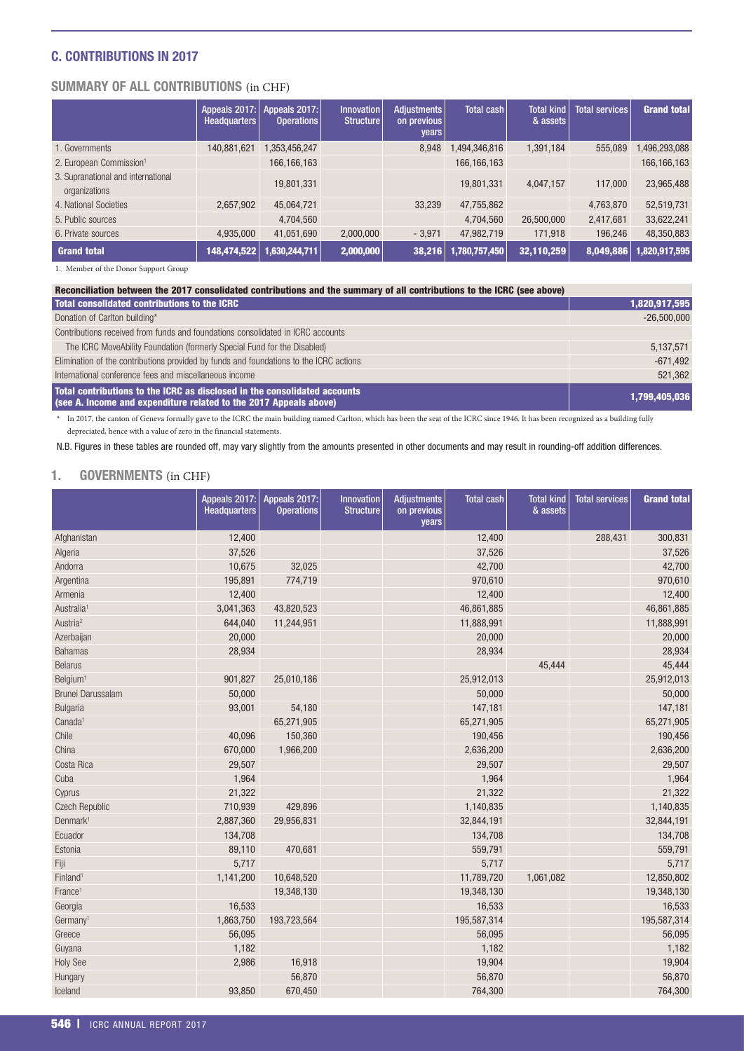## C. CONTRIBUTIONS IN 2017

### SUMMARY OF ALL CONTRIBUTIONS (in CHF)

| | Appeals 2017: Headquarters | Appeals 2017: Operations | Innovation Structure | Adjustments on previous years | Total cash | Total kind & assets | Total services | Grand total |
|---|---|---|---|---|---|---|---|---|
| 1. Governments | 140,881,621 | 1,353,456,247 | | 8,948 | 1,494,346,816 | 1,391,184 | 555,089 | 1,496,293,088 |
| 2. European Commission[1] | | 166,166,163 | | | 166,166,163 | | | 166,166,163 |
| 3. Supranational and international organizations | | 19,801,331 | | | 19,801,331 | 4,047,157 | 117,000 | 23,965,488 |
| 4. National Societies | 2,657,902 | 45,064,721 | | 33,239 | 47,755,862 | | 4,763,870 | 52,519,731 |
| 5. Public sources | | 4,704,560 | | | 4,704,560 | 26,500,000 | 2,417,681 | 33,622,241 |
| 6. Private sources | 4,935,000 | 41,051,690 | 2,000,000 | - 3,971 | 47,982,719 | 171,918 | 196,246 | 48,350,883 |
| **Grand total** | **148,474,522** | **1,630,244,711** | **2,000,000** | **38,216** | **1,780,757,450** | **32,110,259** | **8,049,886** | **1,820,917,595** |

1. Member of the Donor Support Group

| Reconciliation between the 2017 consolidated contributions and the summary of all contributions to the ICRC (see above) | |
|---|---|
| **Total consolidated contributions to the ICRC** | **1,820,917,595** |
| Donation of Carlton building* | -26,500,000 |
| Contributions received from funds and foundations consolidated in ICRC accounts | |
| The ICRC MoveAbility Foundation (formerly Special Fund for the Disabled) | 5,137,571 |
| Elimination of the contributions provided by funds and foundations to the ICRC actions | -671,492 |
| International conference fees and miscellaneous income | 521,362 |
| **Total contributions to the ICRC as disclosed in the consolidated accounts (see A. Income and expenditure related to the 2017 Appeals above)** | **1,799,405,036** |

\* In 2017, the canton of Geneva formally gave to the ICRC the main building named Carlton, which has been the seat of the ICRC since 1946. It has been recognized as a building fully depreciated, hence with a value of zero in the financial statements.

N.B. Figures in these tables are rounded off, may vary slightly from the amounts presented in other documents and may result in rounding-off addition differences.

### 1. GOVERNMENTS (in CHF)

| | Appeals 2017: Headquarters | Appeals 2017: Operations | Innovation Structure | Adjustments on previous years | Total cash | Total kind & assets | Total services | Grand total |
|---|---|---|---|---|---|---|---|---|
| Afghanistan | 12,400 | | | | 12,400 | | 288,431 | 300,831 |
| Algeria | 37,526 | | | | 37,526 | | | 37,526 |
| Andorra | 10,675 | 32,025 | | | 42,700 | | | 42,700 |
| Argentina | 195,891 | 774,719 | | | 970,610 | | | 970,610 |
| Armenia | 12,400 | | | | 12,400 | | | 12,400 |
| Australia[1] | 3,041,363 | 43,820,523 | | | 46,861,885 | | | 46,861,885 |
| Austria[2] | 644,040 | 11,244,951 | | | 11,888,991 | | | 11,888,991 |
| Azerbaijan | 20,000 | | | | 20,000 | | | 20,000 |
| Bahamas | 28,934 | | | | 28,934 | | | 28,934 |
| Belarus | | | | | | 45,444 | | 45,444 |
| Belgium[1] | 901,827 | 25,010,186 | | | 25,912,013 | | | 25,912,013 |
| Brunei Darussalam | 50,000 | | | | 50,000 | | | 50,000 |
| Bulgaria | 93,001 | 54,180 | | | 147,181 | | | 147,181 |
| Canada[1] | | 65,271,905 | | | 65,271,905 | | | 65,271,905 |
| Chile | 40,096 | 150,360 | | | 190,456 | | | 190,456 |
| China | 670,000 | 1,966,200 | | | 2,636,200 | | | 2,636,200 |
| Costa Rica | 29,507 | | | | 29,507 | | | 29,507 |
| Cuba | 1,964 | | | | 1,964 | | | 1,964 |
| Cyprus | 21,322 | | | | 21,322 | | | 21,322 |
| Czech Republic | 710,939 | 429,896 | | | 1,140,835 | | | 1,140,835 |
| Denmark[1] | 2,887,360 | 29,956,831 | | | 32,844,191 | | | 32,844,191 |
| Ecuador | 134,708 | | | | 134,708 | | | 134,708 |
| Estonia | 89,110 | 470,681 | | | 559,791 | | | 559,791 |
| Fiji | 5,717 | | | | 5,717 | | | 5,717 |
| Finland[1] | 1,141,200 | 10,648,520 | | | 11,789,720 | 1,061,082 | | 12,850,802 |
| France[1] | | 19,348,130 | | | 19,348,130 | | | 19,348,130 |
| Georgia | 16,533 | | | | 16,533 | | | 16,533 |
| Germany[1] | 1,863,750 | 193,723,564 | | | 195,587,314 | | | 195,587,314 |
| Greece | 56,095 | | | | 56,095 | | | 56,095 |
| Guyana | 1,182 | | | | 1,182 | | | 1,182 |
| Holy See | 2,986 | 16,918 | | | 19,904 | | | 19,904 |
| Hungary | | 56,870 | | | 56,870 | | | 56,870 |
| Iceland | 93,850 | 670,450 | | | 764,300 | | | 764,300 |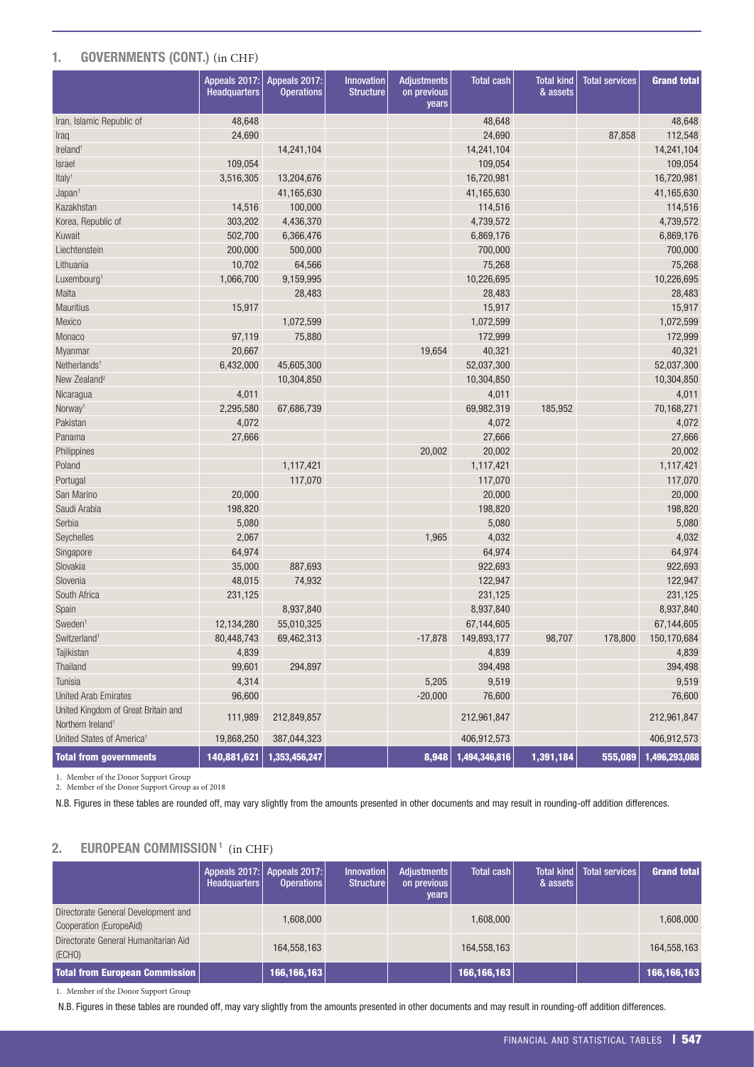## 1. GOVERNMENTS (CONT.) (in CHF)

| | Appeals 2017: Headquarters | Appeals 2017: Operations | Innovation Structure | Adjustments on previous years | Total cash | Total kind & assets | Total services | Grand total |
|---|---|---|---|---|---|---|---|---|
| Iran, Islamic Republic of | 48,648 | | | | 48,648 | | | 48,648 |
| Iraq | 24,690 | | | | 24,690 | | 87,858 | 112,548 |
| Ireland[1] | | 14,241,104 | | | 14,241,104 | | | 14,241,104 |
| Israel | 109,054 | | | | 109,054 | | | 109,054 |
| Italy[1] | 3,516,305 | 13,204,676 | | | 16,720,981 | | | 16,720,981 |
| Japan[1] | | 41,165,630 | | | 41,165,630 | | | 41,165,630 |
| Kazakhstan | 14,516 | 100,000 | | | 114,516 | | | 114,516 |
| Korea, Republic of | 303,202 | 4,436,370 | | | 4,739,572 | | | 4,739,572 |
| Kuwait | 502,700 | 6,366,476 | | | 6,869,176 | | | 6,869,176 |
| Liechtenstein | 200,000 | 500,000 | | | 700,000 | | | 700,000 |
| Lithuania | 10,702 | 64,566 | | | 75,268 | | | 75,268 |
| Luxembourg[1] | 1,066,700 | 9,159,995 | | | 10,226,695 | | | 10,226,695 |
| Malta | | 28,483 | | | 28,483 | | | 28,483 |
| Mauritius | 15,917 | | | | 15,917 | | | 15,917 |
| Mexico | | 1,072,599 | | | 1,072,599 | | | 1,072,599 |
| Monaco | 97,119 | 75,880 | | | 172,999 | | | 172,999 |
| Myanmar | 20,667 | | | 19,654 | 40,321 | | | 40,321 |
| Netherlands[1] | 6,432,000 | 45,605,300 | | | 52,037,300 | | | 52,037,300 |
| New Zealand[2] | | 10,304,850 | | | 10,304,850 | | | 10,304,850 |
| Nicaragua | 4,011 | | | | 4,011 | | | 4,011 |
| Norway[1] | 2,295,580 | 67,686,739 | | | 69,982,319 | 185,952 | | 70,168,271 |
| Pakistan | 4,072 | | | | 4,072 | | | 4,072 |
| Panama | 27,666 | | | | 27,666 | | | 27,666 |
| Philippines | | | | 20,002 | 20,002 | | | 20,002 |
| Poland | | 1,117,421 | | | 1,117,421 | | | 1,117,421 |
| Portugal | | 117,070 | | | 117,070 | | | 117,070 |
| San Marino | 20,000 | | | | 20,000 | | | 20,000 |
| Saudi Arabia | 198,820 | | | | 198,820 | | | 198,820 |
| Serbia | 5,080 | | | | 5,080 | | | 5,080 |
| Seychelles | 2,067 | | | 1,965 | 4,032 | | | 4,032 |
| Singapore | 64,974 | | | | 64,974 | | | 64,974 |
| Slovakia | 35,000 | 887,693 | | | 922,693 | | | 922,693 |
| Slovenia | 48,015 | 74,932 | | | 122,947 | | | 122,947 |
| South Africa | 231,125 | | | | 231,125 | | | 231,125 |
| Spain | | 8,937,840 | | | 8,937,840 | | | 8,937,840 |
| Sweden[1] | 12,134,280 | 55,010,325 | | | 67,144,605 | | | 67,144,605 |
| Switzerland[1] | 80,448,743 | 69,462,313 | | -17,878 | 149,893,177 | 98,707 | 178,800 | 150,170,684 |
| Tajikistan | 4,839 | | | | 4,839 | | | 4,839 |
| Thailand | 99,601 | 294,897 | | | 394,498 | | | 394,498 |
| Tunisia | 4,314 | | | 5,205 | 9,519 | | | 9,519 |
| United Arab Emirates | 96,600 | | | -20,000 | 76,600 | | | 76,600 |
| United Kingdom of Great Britain and Northern Ireland[1] | 111,989 | 212,849,857 | | | 212,961,847 | | | 212,961,847 |
| United States of America[1] | 19,868,250 | 387,044,323 | | | 406,912,573 | | | 406,912,573 |
| **Total from governments** | **140,881,621** | **1,353,456,247** | | **8,948** | **1,494,346,816** | **1,391,184** | **555,089** | **1,496,293,088** |

1. Member of the Donor Support Group
2. Member of the Donor Support Group as of 2018

N.B. Figures in these tables are rounded off, may vary slightly from the amounts presented in other documents and may result in rounding-off addition differences.

## 2. EUROPEAN COMMISSION[1] (in CHF)

| | Appeals 2017: Headquarters | Appeals 2017: Operations | Innovation Structure | Adjustments on previous years | Total cash | Total kind & assets | Total services | Grand total |
|---|---|---|---|---|---|---|---|---|
| Directorate General Development and Cooperation (EuropeAid) | | 1,608,000 | | | 1,608,000 | | | 1,608,000 |
| Directorate General Humanitarian Aid (ECHO) | | 164,558,163 | | | 164,558,163 | | | 164,558,163 |
| **Total from European Commission** | | **166,166,163** | | | **166,166,163** | | | **166,166,163** |

1. Member of the Donor Support Group

N.B. Figures in these tables are rounded off, may vary slightly from the amounts presented in other documents and may result in rounding-off addition differences.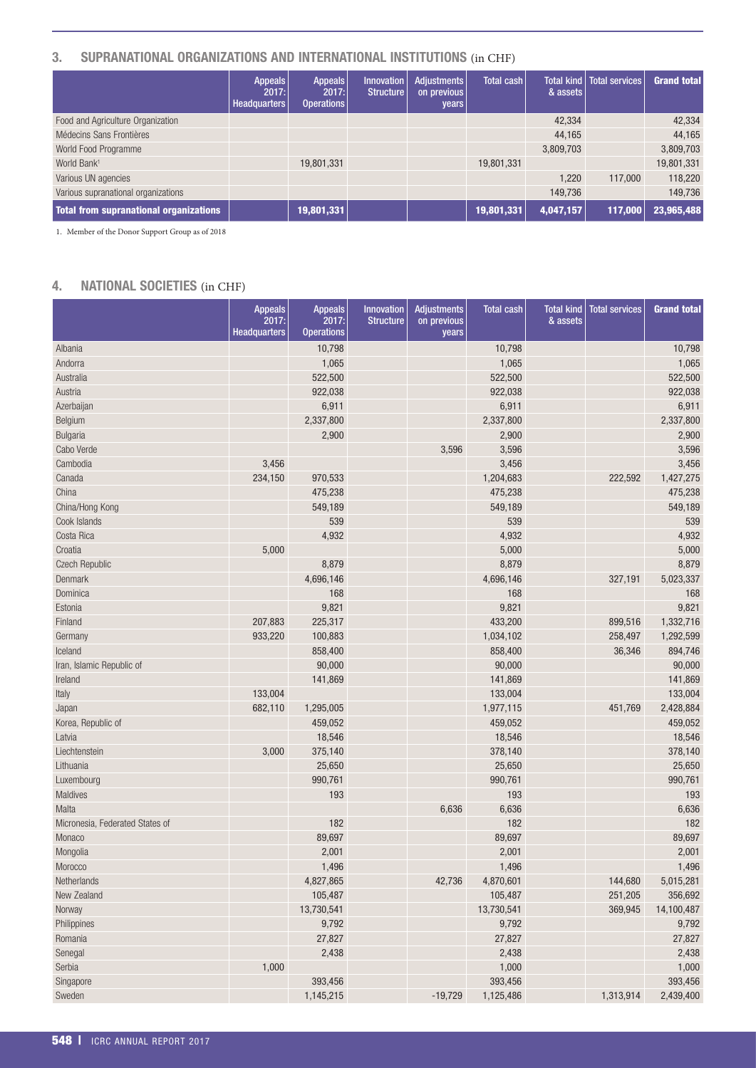## 3. SUPRANATIONAL ORGANIZATIONS AND INTERNATIONAL INSTITUTIONS (in CHF)

| | Appeals 2017: Headquarters | Appeals 2017: Operations | Innovation Structure | Adjustments on previous years | Total cash | Total kind & assets | Total services | Grand total |
|---|---|---|---|---|---|---|---|---|
| Food and Agriculture Organization | | | | | | 42,334 | | 42,334 |
| Médecins Sans Frontières | | | | | | 44,165 | | 44,165 |
| World Food Programme | | | | | | 3,809,703 | | 3,809,703 |
| World Bank[1] | | 19,801,331 | | | 19,801,331 | | | 19,801,331 |
| Various UN agencies | | | | | | 1,220 | 117,000 | 118,220 |
| Various supranational organizations | | | | | | 149,736 | | 149,736 |
| **Total from supranational organizations** | | **19,801,331** | | | **19,801,331** | **4,047,157** | **117,000** | **23,965,488** |

1. Member of the Donor Support Group as of 2018

## 4. NATIONAL SOCIETIES (in CHF)

| | Appeals 2017: Headquarters | Appeals 2017: Operations | Innovation Structure | Adjustments on previous years | Total cash | Total kind & assets | Total services | Grand total |
|---|---|---|---|---|---|---|---|---|
| Albania | | 10,798 | | | 10,798 | | | 10,798 |
| Andorra | | 1,065 | | | 1,065 | | | 1,065 |
| Australia | | 522,500 | | | 522,500 | | | 522,500 |
| Austria | | 922,038 | | | 922,038 | | | 922,038 |
| Azerbaijan | | 6,911 | | | 6,911 | | | 6,911 |
| Belgium | | 2,337,800 | | | 2,337,800 | | | 2,337,800 |
| Bulgaria | | 2,900 | | | 2,900 | | | 2,900 |
| Cabo Verde | | | | 3,596 | 3,596 | | | 3,596 |
| Cambodia | 3,456 | | | | 3,456 | | | 3,456 |
| Canada | 234,150 | 970,533 | | | 1,204,683 | | 222,592 | 1,427,275 |
| China | | 475,238 | | | 475,238 | | | 475,238 |
| China/Hong Kong | | 549,189 | | | 549,189 | | | 549,189 |
| Cook Islands | | 539 | | | 539 | | | 539 |
| Costa Rica | | 4,932 | | | 4,932 | | | 4,932 |
| Croatia | 5,000 | | | | 5,000 | | | 5,000 |
| Czech Republic | | 8,879 | | | 8,879 | | | 8,879 |
| Denmark | | 4,696,146 | | | 4,696,146 | | 327,191 | 5,023,337 |
| Dominica | | 168 | | | 168 | | | 168 |
| Estonia | | 9,821 | | | 9,821 | | | 9,821 |
| Finland | 207,883 | 225,317 | | | 433,200 | | 899,516 | 1,332,716 |
| Germany | 933,220 | 100,883 | | | 1,034,102 | | 258,497 | 1,292,599 |
| Iceland | | 858,400 | | | 858,400 | | 36,346 | 894,746 |
| Iran, Islamic Republic of | | 90,000 | | | 90,000 | | | 90,000 |
| Ireland | | 141,869 | | | 141,869 | | | 141,869 |
| Italy | 133,004 | | | | 133,004 | | | 133,004 |
| Japan | 682,110 | 1,295,005 | | | 1,977,115 | | 451,769 | 2,428,884 |
| Korea, Republic of | | 459,052 | | | 459,052 | | | 459,052 |
| Latvia | | 18,546 | | | 18,546 | | | 18,546 |
| Liechtenstein | 3,000 | 375,140 | | | 378,140 | | | 378,140 |
| Lithuania | | 25,650 | | | 25,650 | | | 25,650 |
| Luxembourg | | 990,761 | | | 990,761 | | | 990,761 |
| Maldives | | 193 | | | 193 | | | 193 |
| Malta | | | | 6,636 | 6,636 | | | 6,636 |
| Micronesia, Federated States of | | 182 | | | 182 | | | 182 |
| Monaco | | 89,697 | | | 89,697 | | | 89,697 |
| Mongolia | | 2,001 | | | 2,001 | | | 2,001 |
| Morocco | | 1,496 | | | 1,496 | | | 1,496 |
| Netherlands | | 4,827,865 | | 42,736 | 4,870,601 | | 144,680 | 5,015,281 |
| New Zealand | | 105,487 | | | 105,487 | | 251,205 | 356,692 |
| Norway | | 13,730,541 | | | 13,730,541 | | 369,945 | 14,100,487 |
| Philippines | | 9,792 | | | 9,792 | | | 9,792 |
| Romania | | 27,827 | | | 27,827 | | | 27,827 |
| Senegal | | 2,438 | | | 2,438 | | | 2,438 |
| Serbia | 1,000 | | | | 1,000 | | | 1,000 |
| Singapore | | 393,456 | | | 393,456 | | | 393,456 |
| Sweden | | 1,145,215 | | -19,729 | 1,125,486 | | 1,313,914 | 2,439,400 |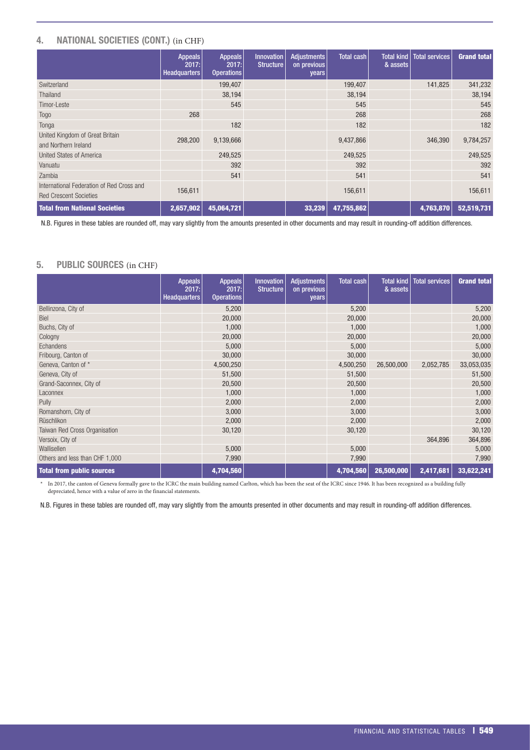## 4. NATIONAL SOCIETIES (CONT.) (in CHF)

| | Appeals 2017: Headquarters | Appeals 2017: Operations | Innovation Structure | Adjustments on previous years | Total cash | Total kind & assets | Total services | Grand total |
|---|---|---|---|---|---|---|---|---|
| Switzerland | | 199,407 | | | 199,407 | | 141,825 | 341,232 |
| Thailand | | 38,194 | | | 38,194 | | | 38,194 |
| Timor-Leste | | 545 | | | 545 | | | 545 |
| Togo | 268 | | | | 268 | | | 268 |
| Tonga | | 182 | | | 182 | | | 182 |
| United Kingdom of Great Britain and Northern Ireland | 298,200 | 9,139,666 | | | 9,437,866 | | 346,390 | 9,784,257 |
| United States of America | | 249,525 | | | 249,525 | | | 249,525 |
| Vanuatu | | 392 | | | 392 | | | 392 |
| Zambia | | 541 | | | 541 | | | 541 |
| International Federation of Red Cross and Red Crescent Societies | 156,611 | | | | 156,611 | | | 156,611 |
| **Total from National Societies** | **2,657,902** | **45,064,721** | | **33,239** | **47,755,862** | | **4,763,870** | **52,519,731** |

N.B. Figures in these tables are rounded off, may vary slightly from the amounts presented in other documents and may result in rounding-off addition differences.

## 5. PUBLIC SOURCES (in CHF)

| | Appeals 2017: Headquarters | Appeals 2017: Operations | Innovation Structure | Adjustments on previous years | Total cash | Total kind & assets | Total services | Grand total |
|---|---|---|---|---|---|---|---|---|
| Bellinzona, City of | | 5,200 | | | 5,200 | | | 5,200 |
| Biel | | 20,000 | | | 20,000 | | | 20,000 |
| Buchs, City of | | 1,000 | | | 1,000 | | | 1,000 |
| Cologny | | 20,000 | | | 20,000 | | | 20,000 |
| Echandens | | 5,000 | | | 5,000 | | | 5,000 |
| Fribourg, Canton of | | 30,000 | | | 30,000 | | | 30,000 |
| Geneva, Canton of * | | 4,500,250 | | | 4,500,250 | 26,500,000 | 2,052,785 | 33,053,035 |
| Geneva, City of | | 51,500 | | | 51,500 | | | 51,500 |
| Grand-Saconnex, City of | | 20,500 | | | 20,500 | | | 20,500 |
| Laconnex | | 1,000 | | | 1,000 | | | 1,000 |
| Pully | | 2,000 | | | 2,000 | | | 2,000 |
| Romanshorn, City of | | 3,000 | | | 3,000 | | | 3,000 |
| Rüschlikon | | 2,000 | | | 2,000 | | | 2,000 |
| Taiwan Red Cross Organisation | | 30,120 | | | 30,120 | | | 30,120 |
| Versoix, City of | | | | | | | 364,896 | 364,896 |
| Wallisellen | | 5,000 | | | 5,000 | | | 5,000 |
| Others and less than CHF 1,000 | | 7,990 | | | 7,990 | | | 7,990 |
| **Total from public sources** | | **4,704,560** | | | **4,704,560** | **26,500,000** | **2,417,681** | **33,622,241** |

\* In 2017, the canton of Geneva formally gave to the ICRC the main building named Carlton, which has been the seat of the ICRC since 1946. It has been recognized as a building fully depreciated, hence with a value of zero in the financial statements.

N.B. Figures in these tables are rounded off, may vary slightly from the amounts presented in other documents and may result in rounding-off addition differences.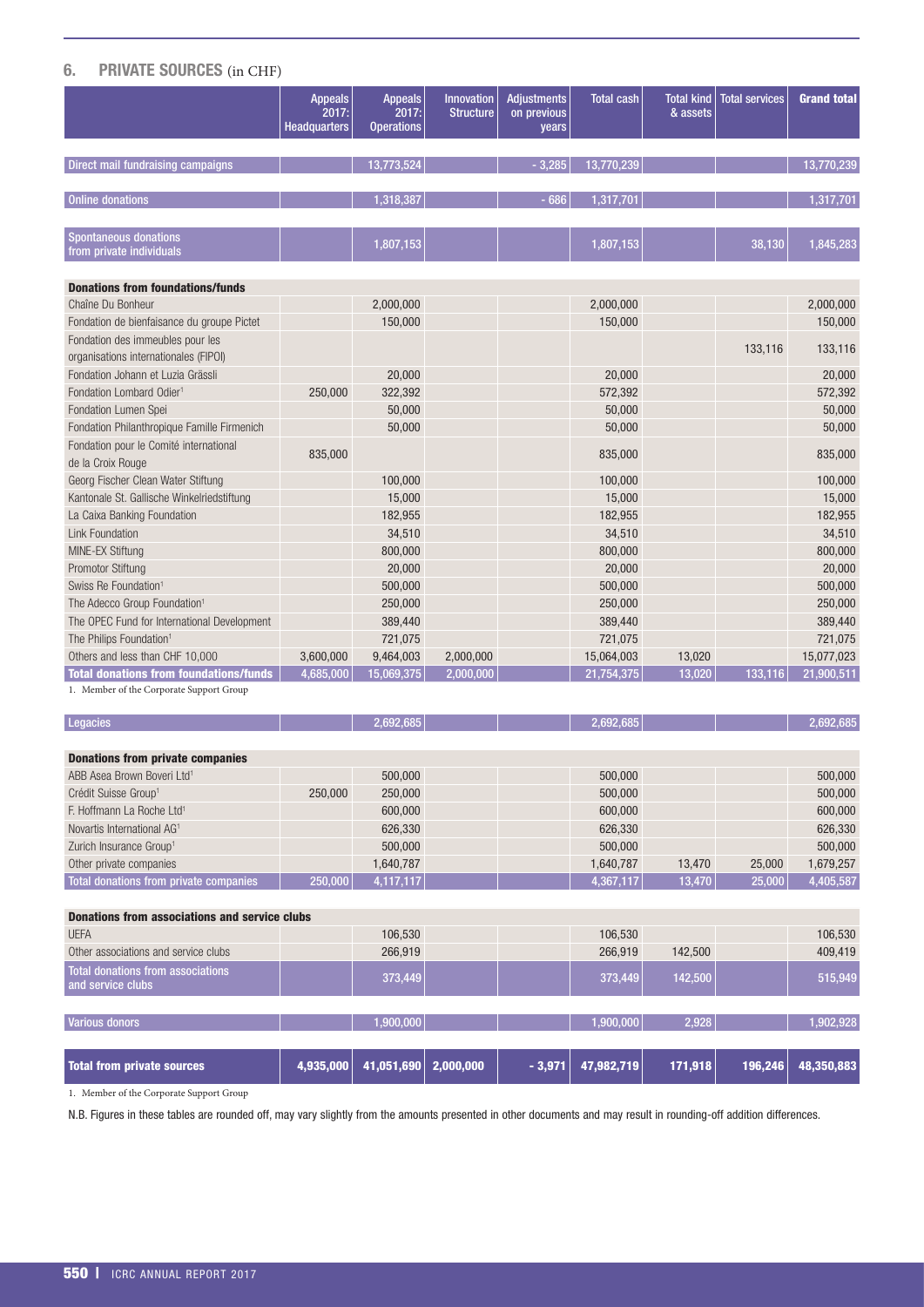## 6. PRIVATE SOURCES (in CHF)

| | Appeals 2017: Headquarters | Appeals 2017: Operations | Innovation Structure | Adjustments on previous years | Total cash | Total kind & assets | Total services | Grand total |
|---|---|---|---|---|---|---|---|---|
| **Direct mail fundraising campaigns** | | 13,773,524 | | - 3,285 | 13,770,239 | | | 13,770,239 |
| **Online donations** | | 1,318,387 | | - 686 | 1,317,701 | | | 1,317,701 |
| **Spontaneous donations from private individuals** | | 1,807,153 | | | 1,807,153 | | 38,130 | 1,845,283 |
| **Donations from foundations/funds** | | | | | | | | |
| Chaîne Du Bonheur | | 2,000,000 | | | 2,000,000 | | | 2,000,000 |
| Fondation de bienfaisance du groupe Pictet | | 150,000 | | | 150,000 | | | 150,000 |
| Fondation des immeubles pour les organisations internationales (FIPOI) | | | | | | | 133,116 | 133,116 |
| Fondation Johann et Luzia Grässli | | 20,000 | | | 20,000 | | | 20,000 |
| Fondation Lombard Odier[1] | 250,000 | 322,392 | | | 572,392 | | | 572,392 |
| Fondation Lumen Spei | | 50,000 | | | 50,000 | | | 50,000 |
| Fondation Philanthropique Famille Firmenich | | 50,000 | | | 50,000 | | | 50,000 |
| Fondation pour le Comité international de la Croix Rouge | 835,000 | | | | 835,000 | | | 835,000 |
| Georg Fischer Clean Water Stiftung | | 100,000 | | | 100,000 | | | 100,000 |
| Kantonale St. Gallische Winkelriedstiftung | | 15,000 | | | 15,000 | | | 15,000 |
| La Caixa Banking Foundation | | 182,955 | | | 182,955 | | | 182,955 |
| Link Foundation | | 34,510 | | | 34,510 | | | 34,510 |
| MINE-EX Stiftung | | 800,000 | | | 800,000 | | | 800,000 |
| Promotor Stiftung | | 20,000 | | | 20,000 | | | 20,000 |
| Swiss Re Foundation[1] | | 500,000 | | | 500,000 | | | 500,000 |
| The Adecco Group Foundation[1] | | 250,000 | | | 250,000 | | | 250,000 |
| The OPEC Fund for International Development | | 389,440 | | | 389,440 | | | 389,440 |
| The Philips Foundation[1] | | 721,075 | | | 721,075 | | | 721,075 |
| Others and less than CHF 10,000 | 3,600,000 | 9,464,003 | 2,000,000 | | 15,064,003 | 13,020 | | 15,077,023 |
| **Total donations from foundations/funds** | 4,685,000 | 15,069,375 | 2,000,000 | | 21,754,375 | 13,020 | 133,116 | 21,900,511 |

1. Member of the Corporate Support Group

| | Appeals 2017: Headquarters | Appeals 2017: Operations | Innovation Structure | Adjustments on previous years | Total cash | Total kind & assets | Total services | Grand total |
|---|---|---|---|---|---|---|---|---|
| **Legacies** | | 2,692,685 | | | 2,692,685 | | | 2,692,685 |
| **Donations from private companies** | | | | | | | | |
| ABB Asea Brown Boveri Ltd[1] | | 500,000 | | | 500,000 | | | 500,000 |
| Crédit Suisse Group[1] | 250,000 | 250,000 | | | 500,000 | | | 500,000 |
| F. Hoffmann La Roche Ltd[1] | | 600,000 | | | 600,000 | | | 600,000 |
| Novartis International AG[1] | | 626,330 | | | 626,330 | | | 626,330 |
| Zurich Insurance Group[1] | | 500,000 | | | 500,000 | | | 500,000 |
| Other private companies | | 1,640,787 | | | 1,640,787 | 13,470 | 25,000 | 1,679,257 |
| **Total donations from private companies** | 250,000 | 4,117,117 | | | 4,367,117 | 13,470 | 25,000 | 4,405,587 |
| **Donations from associations and service clubs** | | | | | | | | |
| UEFA | | 106,530 | | | 106,530 | | | 106,530 |
| Other associations and service clubs | | 266,919 | | | 266,919 | 142,500 | | 409,419 |
| **Total donations from associations and service clubs** | | 373,449 | | | 373,449 | 142,500 | | 515,949 |
| **Various donors** | | 1,900,000 | | | 1,900,000 | 2,928 | | 1,902,928 |
| **Total from private sources** | 4,935,000 | 41,051,690 | 2,000,000 | - 3,971 | 47,982,719 | 171,918 | 196,246 | 48,350,883 |

1. Member of the Corporate Support Group

N.B. Figures in these tables are rounded off, may vary slightly from the amounts presented in other documents and may result in rounding-off addition differences.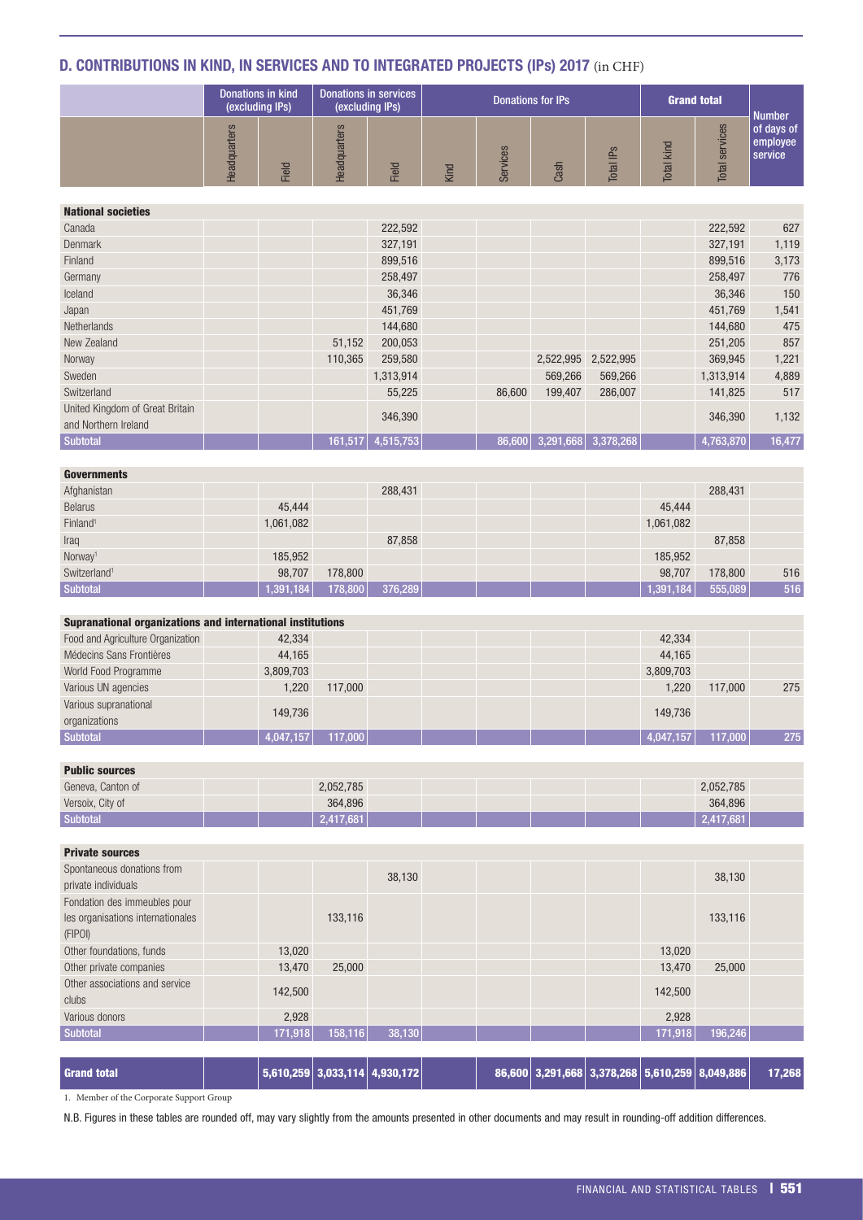## D. CONTRIBUTIONS IN KIND, IN SERVICES AND TO INTEGRATED PROJECTS (IPs) 2017 (in CHF)

| | Donations in kind (excluding IPs) | | Donations in services (excluding IPs) | | Donations for IPs | | | | Grand total | | Number of days of employee service |
|---|---|---|---|---|---|---|---|---|---|---|---|
| | Headquarters | Field | Headquarters | Field | Kind | Services | Cash | Total IPs | Total kind | Total services | |
| **National societies** | | | | | | | | | | | |
| Canada | | | | 222,592 | | | | | | 222,592 | 627 |
| Denmark | | | | 327,191 | | | | | | 327,191 | 1,119 |
| Finland | | | | 899,516 | | | | | | 899,516 | 3,173 |
| Germany | | | | 258,497 | | | | | | 258,497 | 776 |
| Iceland | | | | 36,346 | | | | | | 36,346 | 150 |
| Japan | | | | 451,769 | | | | | | 451,769 | 1,541 |
| Netherlands | | | | 144,680 | | | | | | 144,680 | 475 |
| New Zealand | | | 51,152 | 200,053 | | | | | | 251,205 | 857 |
| Norway | | | 110,365 | 259,580 | | | 2,522,995 | 2,522,995 | | 369,945 | 1,221 |
| Sweden | | | | 1,313,914 | | | 569,266 | 569,266 | | 1,313,914 | 4,889 |
| Switzerland | | | | 55,225 | | 86,600 | 199,407 | 286,007 | | 141,825 | 517 |
| United Kingdom of Great Britain and Northern Ireland | | | | 346,390 | | | | | | 346,390 | 1,132 |
| **Subtotal** | | | 161,517 | 4,515,753 | | 86,600 | 3,291,668 | 3,378,268 | | 4,763,870 | 16,477 |
| **Governments** | | | | | | | | | | | |
| Afghanistan | | | | 288,431 | | | | | | 288,431 | |
| Belarus | | 45,444 | | | | | | | 45,444 | | |
| Finland[1] | | 1,061,082 | | | | | | | 1,061,082 | | |
| Iraq | | | | 87,858 | | | | | | 87,858 | |
| Norway[1] | | 185,952 | | | | | | | 185,952 | | |
| Switzerland[1] | | 98,707 | 178,800 | | | | | | 98,707 | 178,800 | 516 |
| **Subtotal** | | 1,391,184 | 178,800 | 376,289 | | | | | 1,391,184 | 555,089 | 516 |
| **Supranational organizations and international institutions** | | | | | | | | | | | |
| Food and Agriculture Organization | | 42,334 | | | | | | | 42,334 | | |
| Médecins Sans Frontières | | 44,165 | | | | | | | 44,165 | | |
| World Food Programme | | 3,809,703 | | | | | | | 3,809,703 | | |
| Various UN agencies | | 1,220 | 117,000 | | | | | | 1,220 | 117,000 | 275 |
| Various supranational organizations | | 149,736 | | | | | | | 149,736 | | |
| **Subtotal** | | 4,047,157 | 117,000 | | | | | | 4,047,157 | 117,000 | 275 |
| **Public sources** | | | | | | | | | | | |
| Geneva, Canton of | | | 2,052,785 | | | | | | | 2,052,785 | |
| Versoix, City of | | | 364,896 | | | | | | | 364,896 | |
| **Subtotal** | | | 2,417,681 | | | | | | | 2,417,681 | |
| **Private sources** | | | | | | | | | | | |
| Spontaneous donations from private individuals | | | | 38,130 | | | | | | 38,130 | |
| Fondation des immeubles pour les organisations internationales (FIPOI) | | | 133,116 | | | | | | | 133,116 | |
| Other foundations, funds | | 13,020 | | | | | | | 13,020 | | |
| Other private companies | | 13,470 | 25,000 | | | | | | 13,470 | 25,000 | |
| Other associations and service clubs | | 142,500 | | | | | | | 142,500 | | |
| Various donors | | 2,928 | | | | | | | 2,928 | | |
| **Subtotal** | | 171,918 | 158,116 | 38,130 | | | | | 171,918 | 196,246 | |
| **Grand total** | | 5,610,259 | 3,033,114 | 4,930,172 | | 86,600 | 3,291,668 | 3,378,268 | 5,610,259 | 8,049,886 | 17,268 |

1. Member of the Corporate Support Group

N.B. Figures in these tables are rounded off, may vary slightly from the amounts presented in other documents and may result in rounding-off addition differences.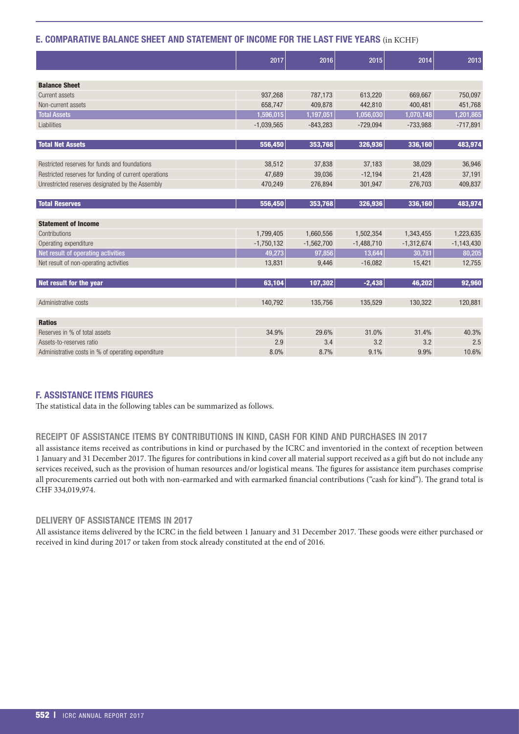## E. COMPARATIVE BALANCE SHEET AND STATEMENT OF INCOME FOR THE LAST FIVE YEARS (in KCHF)

| | 2017 | 2016 | 2015 | 2014 | 2013 |
|---|---|---|---|---|---|
| **Balance Sheet** | | | | | |
| Current assets | 937,268 | 787,173 | 613,220 | 669,667 | 750,097 |
| Non-current assets | 658,747 | 409,878 | 442,810 | 400,481 | 451,768 |
| **Total Assets** | 1,596,015 | 1,197,051 | 1,056,030 | 1,070,148 | 1,201,865 |
| Liabilities | -1,039,565 | -843,283 | -729,094 | -733,988 | -717,891 |
| **Total Net Assets** | **556,450** | **353,768** | **326,936** | **336,160** | **483,974** |
| Restricted reserves for funds and foundations | 38,512 | 37,838 | 37,183 | 38,029 | 36,946 |
| Restricted reserves for funding of current operations | 47,689 | 39,036 | -12,194 | 21,428 | 37,191 |
| Unrestricted reserves designated by the Assembly | 470,249 | 276,894 | 301,947 | 276,703 | 409,837 |
| **Total Reserves** | **556,450** | **353,768** | **326,936** | **336,160** | **483,974** |
| **Statement of Income** | | | | | |
| Contributions | 1,799,405 | 1,660,556 | 1,502,354 | 1,343,455 | 1,223,635 |
| Operating expenditure | -1,750,132 | -1,562,700 | -1,488,710 | -1,312,674 | -1,143,430 |
| **Net result of operating activities** | 49,273 | 97,856 | 13,644 | 30,781 | 80,205 |
| Net result of non-operating activities | 13,831 | 9,446 | -16,082 | 15,421 | 12,755 |
| **Net result for the year** | **63,104** | **107,302** | **-2,438** | **46,202** | **92,960** |
| Administrative costs | 140,792 | 135,756 | 135,529 | 130,322 | 120,881 |
| **Ratios** | | | | | |
| Reserves in % of total assets | 34.9% | 29.6% | 31.0% | 31.4% | 40.3% |
| Assets-to-reserves ratio | 2.9 | 3.4 | 3.2 | 3.2 | 2.5 |
| Administrative costs in % of operating expenditure | 8.0% | 8.7% | 9.1% | 9.9% | 10.6% |

## F. ASSISTANCE ITEMS FIGURES

The statistical data in the following tables can be summarized as follows.

### RECEIPT OF ASSISTANCE ITEMS BY CONTRIBUTIONS IN KIND, CASH FOR KIND AND PURCHASES IN 2017

all assistance items received as contributions in kind or purchased by the ICRC and inventoried in the context of reception between 1 January and 31 December 2017. The figures for contributions in kind cover all material support received as a gift but do not include any services received, such as the provision of human resources and/or logistical means. The figures for assistance item purchases comprise all procurements carried out both with non-earmarked and with earmarked financial contributions ("cash for kind"). The grand total is CHF 334,019,974.

### DELIVERY OF ASSISTANCE ITEMS IN 2017

All assistance items delivered by the ICRC in the field between 1 January and 31 December 2017. These goods were either purchased or received in kind during 2017 or taken from stock already constituted at the end of 2016.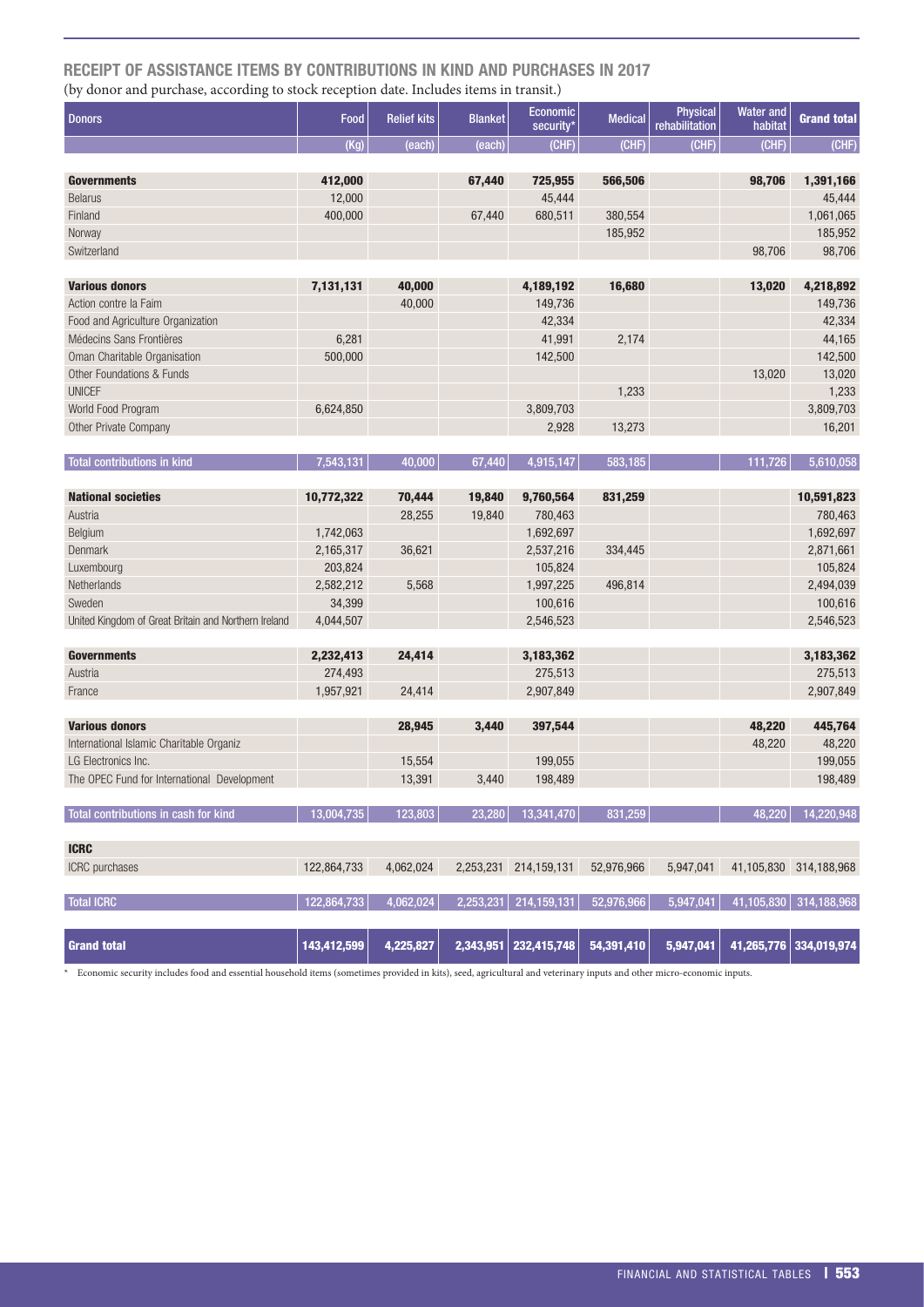## RECEIPT OF ASSISTANCE ITEMS BY CONTRIBUTIONS IN KIND AND PURCHASES IN 2017

(by donor and purchase, according to stock reception date. Includes items in transit.)

| Donors | Food | Relief kits | Blanket | Economic security* | Medical | Physical rehabilitation | Water and habitat | Grand total |
|---|---|---|---|---|---|---|---|---|
| | (Kg) | (each) | (each) | (CHF) | (CHF) | (CHF) | (CHF) | (CHF) |
| **Governments** | **412,000** | | **67,440** | **725,955** | **566,506** | | **98,706** | **1,391,166** |
| Belarus | 12,000 | | | 45,444 | | | | 45,444 |
| Finland | 400,000 | | 67,440 | 680,511 | 380,554 | | | 1,061,065 |
| Norway | | | | | 185,952 | | | 185,952 |
| Switzerland | | | | | | | 98,706 | 98,706 |
| **Various donors** | **7,131,131** | **40,000** | | **4,189,192** | **16,680** | | **13,020** | **4,218,892** |
| Action contre la Faim | | 40,000 | | 149,736 | | | | 149,736 |
| Food and Agriculture Organization | | | | 42,334 | | | | 42,334 |
| Médecins Sans Frontières | 6,281 | | | 41,991 | 2,174 | | | 44,165 |
| Oman Charitable Organisation | 500,000 | | | 142,500 | | | | 142,500 |
| Other Foundations & Funds | | | | | | | 13,020 | 13,020 |
| UNICEF | | | | | 1,233 | | | 1,233 |
| World Food Program | 6,624,850 | | | 3,809,703 | | | | 3,809,703 |
| Other Private Company | | | | 2,928 | 13,273 | | | 16,201 |
| Total contributions in kind | 7,543,131 | 40,000 | 67,440 | 4,915,147 | 583,185 | | 111,726 | 5,610,058 |
| **National societies** | **10,772,322** | **70,444** | **19,840** | **9,760,564** | **831,259** | | | **10,591,823** |
| Austria | | 28,255 | 19,840 | 780,463 | | | | 780,463 |
| Belgium | 1,742,063 | | | 1,692,697 | | | | 1,692,697 |
| Denmark | 2,165,317 | 36,621 | | 2,537,216 | 334,445 | | | 2,871,661 |
| Luxembourg | 203,824 | | | 105,824 | | | | 105,824 |
| Netherlands | 2,582,212 | 5,568 | | 1,997,225 | 496,814 | | | 2,494,039 |
| Sweden | 34,399 | | | 100,616 | | | | 100,616 |
| United Kingdom of Great Britain and Northern Ireland | 4,044,507 | | | 2,546,523 | | | | 2,546,523 |
| **Governments** | **2,232,413** | **24,414** | | **3,183,362** | | | | **3,183,362** |
| Austria | 274,493 | | | 275,513 | | | | 275,513 |
| France | 1,957,921 | 24,414 | | 2,907,849 | | | | 2,907,849 |
| **Various donors** | | **28,945** | **3,440** | **397,544** | | | **48,220** | **445,764** |
| International Islamic Charitable Organiz | | | | | | | 48,220 | 48,220 |
| LG Electronics Inc. | | 15,554 | | 199,055 | | | | 199,055 |
| The OPEC Fund for International Development | | 13,391 | 3,440 | 198,489 | | | | 198,489 |
| Total contributions in cash for kind | 13,004,735 | 123,803 | 23,280 | 13,341,470 | 831,259 | | 48,220 | 14,220,948 |
| **ICRC** | | | | | | | | |
| ICRC purchases | 122,864,733 | 4,062,024 | 2,253,231 | 214,159,131 | 52,976,966 | 5,947,041 | 41,105,830 | 314,188,968 |
| Total ICRC | 122,864,733 | 4,062,024 | 2,253,231 | 214,159,131 | 52,976,966 | 5,947,041 | 41,105,830 | 314,188,968 |
| **Grand total** | **143,412,599** | **4,225,827** | **2,343,951** | **232,415,748** | **54,391,410** | **5,947,041** | **41,265,776** | **334,019,974** |

\* Economic security includes food and essential household items (sometimes provided in kits), seed, agricultural and veterinary inputs and other micro-economic inputs.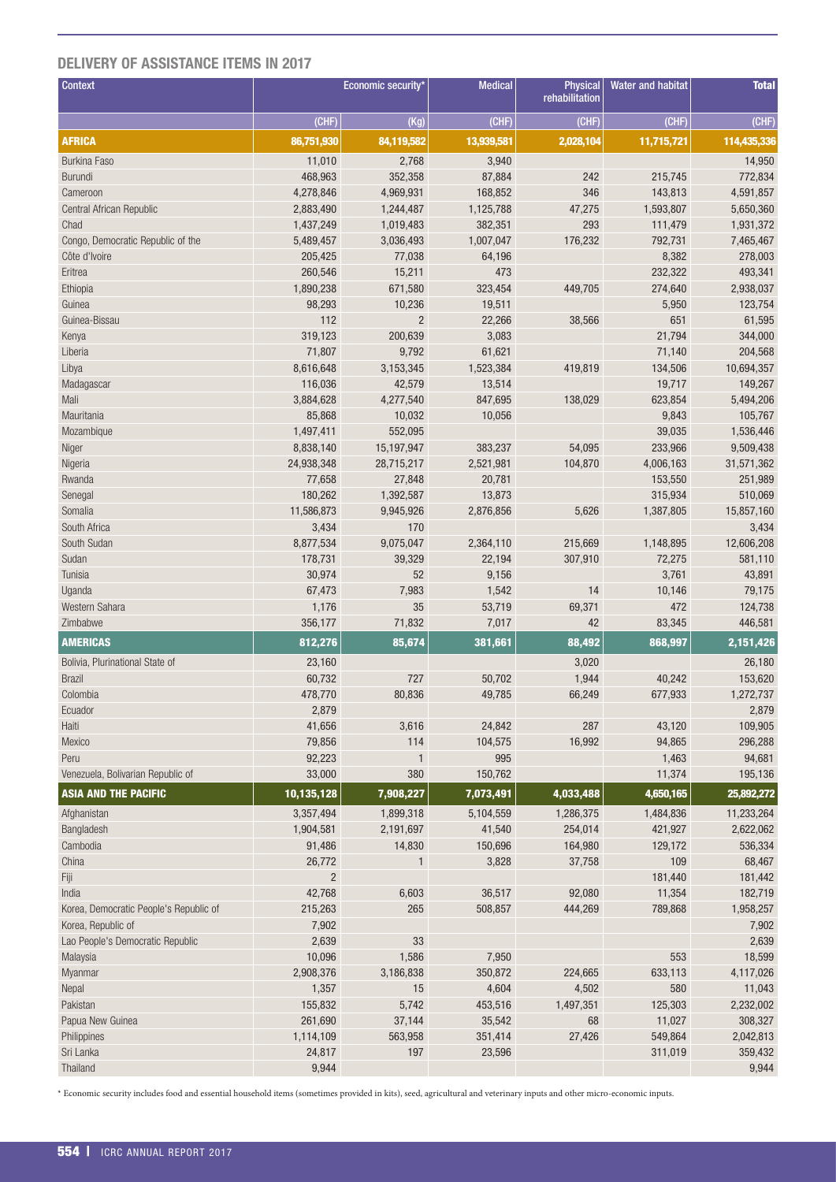## DELIVERY OF ASSISTANCE ITEMS IN 2017

| Context | Economic security* | | Medical | Physical rehabilitation | Water and habitat | Total |
|---|---|---|---|---|---|---|
| | (CHF) | (Kg) | (CHF) | (CHF) | (CHF) | (CHF) |
| **AFRICA** | **86,751,930** | **84,119,582** | **13,939,581** | **2,028,104** | **11,715,721** | **114,435,336** |
| Burkina Faso | 11,010 | 2,768 | 3,940 | | | 14,950 |
| Burundi | 468,963 | 352,358 | 87,884 | 242 | 215,745 | 772,834 |
| Cameroon | 4,278,846 | 4,969,931 | 168,852 | 346 | 143,813 | 4,591,857 |
| Central African Republic | 2,883,490 | 1,244,487 | 1,125,788 | 47,275 | 1,593,807 | 5,650,360 |
| Chad | 1,437,249 | 1,019,483 | 382,351 | 293 | 111,479 | 1,931,372 |
| Congo, Democratic Republic of the | 5,489,457 | 3,036,493 | 1,007,047 | 176,232 | 792,731 | 7,465,467 |
| Côte d'Ivoire | 205,425 | 77,038 | 64,196 | | 8,382 | 278,003 |
| Eritrea | 260,546 | 15,211 | 473 | | 232,322 | 493,341 |
| Ethiopia | 1,890,238 | 671,580 | 323,454 | 449,705 | 274,640 | 2,938,037 |
| Guinea | 98,293 | 10,236 | 19,511 | | 5,950 | 123,754 |
| Guinea-Bissau | 112 | 2 | 22,266 | 38,566 | 651 | 61,595 |
| Kenya | 319,123 | 200,639 | 3,083 | | 21,794 | 344,000 |
| Liberia | 71,807 | 9,792 | 61,621 | | 71,140 | 204,568 |
| Libya | 8,616,648 | 3,153,345 | 1,523,384 | 419,819 | 134,506 | 10,694,357 |
| Madagascar | 116,036 | 42,579 | 13,514 | | 19,717 | 149,267 |
| Mali | 3,884,628 | 4,277,540 | 847,695 | 138,029 | 623,854 | 5,494,206 |
| Mauritania | 85,868 | 10,032 | 10,056 | | 9,843 | 105,767 |
| Mozambique | 1,497,411 | 552,095 | | | 39,035 | 1,536,446 |
| Niger | 8,838,140 | 15,197,947 | 383,237 | 54,095 | 233,966 | 9,509,438 |
| Nigeria | 24,938,348 | 28,715,217 | 2,521,981 | 104,870 | 4,006,163 | 31,571,362 |
| Rwanda | 77,658 | 27,848 | 20,781 | | 153,550 | 251,989 |
| Senegal | 180,262 | 1,392,587 | 13,873 | | 315,934 | 510,069 |
| Somalia | 11,586,873 | 9,945,926 | 2,876,856 | 5,626 | 1,387,805 | 15,857,160 |
| South Africa | 3,434 | 170 | | | | 3,434 |
| South Sudan | 8,877,534 | 9,075,047 | 2,364,110 | 215,669 | 1,148,895 | 12,606,208 |
| Sudan | 178,731 | 39,329 | 22,194 | 307,910 | 72,275 | 581,110 |
| Tunisia | 30,974 | 52 | 9,156 | | 3,761 | 43,891 |
| Uganda | 67,473 | 7,983 | 1,542 | 14 | 10,146 | 79,175 |
| Western Sahara | 1,176 | 35 | 53,719 | 69,371 | 472 | 124,738 |
| Zimbabwe | 356,177 | 71,832 | 7,017 | 42 | 83,345 | 446,581 |
| **AMERICAS** | **812,276** | **85,674** | **381,661** | **88,492** | **868,997** | **2,151,426** |
| Bolivia, Plurinational State of | 23,160 | | | 3,020 | | 26,180 |
| Brazil | 60,732 | 727 | 50,702 | 1,944 | 40,242 | 153,620 |
| Colombia | 478,770 | 80,836 | 49,785 | 66,249 | 677,933 | 1,272,737 |
| Ecuador | 2,879 | | | | | 2,879 |
| Haiti | 41,656 | 3,616 | 24,842 | 287 | 43,120 | 109,905 |
| Mexico | 79,856 | 114 | 104,575 | 16,992 | 94,865 | 296,288 |
| Peru | 92,223 | 1 | 995 | | 1,463 | 94,681 |
| Venezuela, Bolivarian Republic of | 33,000 | 380 | 150,762 | | 11,374 | 195,136 |
| **ASIA AND THE PACIFIC** | **10,135,128** | **7,908,227** | **7,073,491** | **4,033,488** | **4,650,165** | **25,892,272** |
| Afghanistan | 3,357,494 | 1,899,318 | 5,104,559 | 1,286,375 | 1,484,836 | 11,233,264 |
| Bangladesh | 1,904,581 | 2,191,697 | 41,540 | 254,014 | 421,927 | 2,622,062 |
| Cambodia | 91,486 | 14,830 | 150,696 | 164,980 | 129,172 | 536,334 |
| China | 26,772 | 1 | 3,828 | 37,758 | 109 | 68,467 |
| Fiji | 2 | | | | 181,440 | 181,442 |
| India | 42,768 | 6,603 | 36,517 | 92,080 | 11,354 | 182,719 |
| Korea, Democratic People's Republic of | 215,263 | 265 | 508,857 | 444,269 | 789,868 | 1,958,257 |
| Korea, Republic of | 7,902 | | | | | 7,902 |
| Lao People's Democratic Republic | 2,639 | 33 | | | | 2,639 |
| Malaysia | 10,096 | 1,586 | 7,950 | | 553 | 18,599 |
| Myanmar | 2,908,376 | 3,186,838 | 350,872 | 224,665 | 633,113 | 4,117,026 |
| Nepal | 1,357 | 15 | 4,604 | 4,502 | 580 | 11,043 |
| Pakistan | 155,832 | 5,742 | 453,516 | 1,497,351 | 125,303 | 2,232,002 |
| Papua New Guinea | 261,690 | 37,144 | 35,542 | 68 | 11,027 | 308,327 |
| Philippines | 1,114,109 | 563,958 | 351,414 | 27,426 | 549,864 | 2,042,813 |
| Sri Lanka | 24,817 | 197 | 23,596 | | 311,019 | 359,432 |
| Thailand | 9,944 | | | | | 9,944 |

* Economic security includes food and essential household items (sometimes provided in kits), seed, agricultural and veterinary inputs and other micro-economic inputs.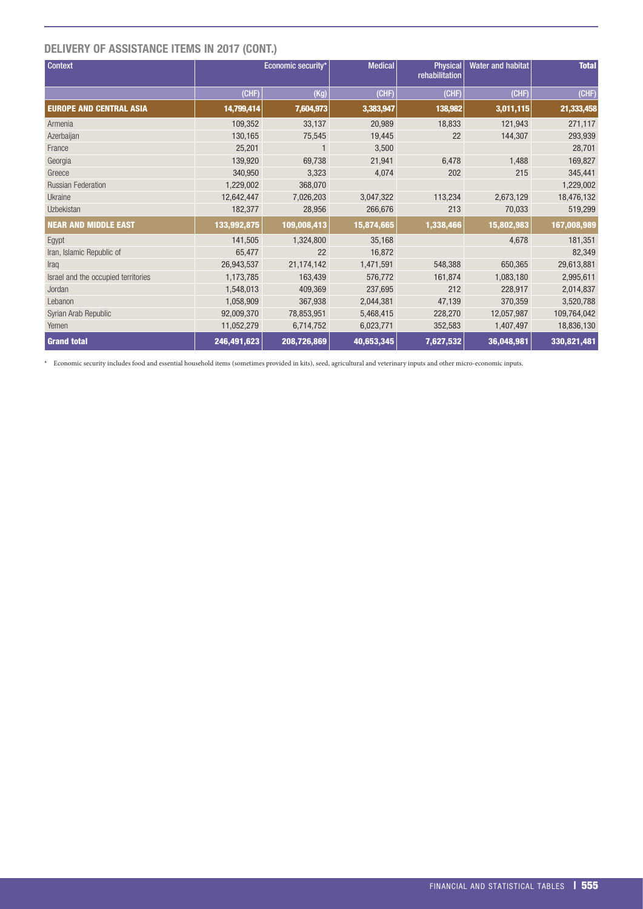## DELIVERY OF ASSISTANCE ITEMS IN 2017 (CONT.)

| Context | Economic security* | | Medical | Physical rehabilitation | Water and habitat | Total |
|---|---|---|---|---|---|---|
| | (CHF) | (Kg) | (CHF) | (CHF) | (CHF) | (CHF) |
| **EUROPE AND CENTRAL ASIA** | **14,799,414** | **7,604,973** | **3,383,947** | **138,982** | **3,011,115** | **21,333,458** |
| Armenia | 109,352 | 33,137 | 20,989 | 18,833 | 121,943 | 271,117 |
| Azerbaijan | 130,165 | 75,545 | 19,445 | 22 | 144,307 | 293,939 |
| France | 25,201 | 1 | 3,500 | | | 28,701 |
| Georgia | 139,920 | 69,738 | 21,941 | 6,478 | 1,488 | 169,827 |
| Greece | 340,950 | 3,323 | 4,074 | 202 | 215 | 345,441 |
| Russian Federation | 1,229,002 | 368,070 | | | | 1,229,002 |
| Ukraine | 12,642,447 | 7,026,203 | 3,047,322 | 113,234 | 2,673,129 | 18,476,132 |
| Uzbekistan | 182,377 | 28,956 | 266,676 | 213 | 70,033 | 519,299 |
| **NEAR AND MIDDLE EAST** | **133,992,875** | **109,008,413** | **15,874,665** | **1,338,466** | **15,802,983** | **167,008,989** |
| Egypt | 141,505 | 1,324,800 | 35,168 | | 4,678 | 181,351 |
| Iran, Islamic Republic of | 65,477 | 22 | 16,872 | | | 82,349 |
| Iraq | 26,943,537 | 21,174,142 | 1,471,591 | 548,388 | 650,365 | 29,613,881 |
| Israel and the occupied territories | 1,173,785 | 163,439 | 576,772 | 161,874 | 1,083,180 | 2,995,611 |
| Jordan | 1,548,013 | 409,369 | 237,695 | 212 | 228,917 | 2,014,837 |
| Lebanon | 1,058,909 | 367,938 | 2,044,381 | 47,139 | 370,359 | 3,520,788 |
| Syrian Arab Republic | 92,009,370 | 78,853,951 | 5,468,415 | 228,270 | 12,057,987 | 109,764,042 |
| Yemen | 11,052,279 | 6,714,752 | 6,023,771 | 352,583 | 1,407,497 | 18,836,130 |
| **Grand total** | **246,491,623** | **208,726,869** | **40,653,345** | **7,627,532** | **36,048,981** | **330,821,481** |

* Economic security includes food and essential household items (sometimes provided in kits), seed, agricultural and veterinary inputs and other micro-economic inputs.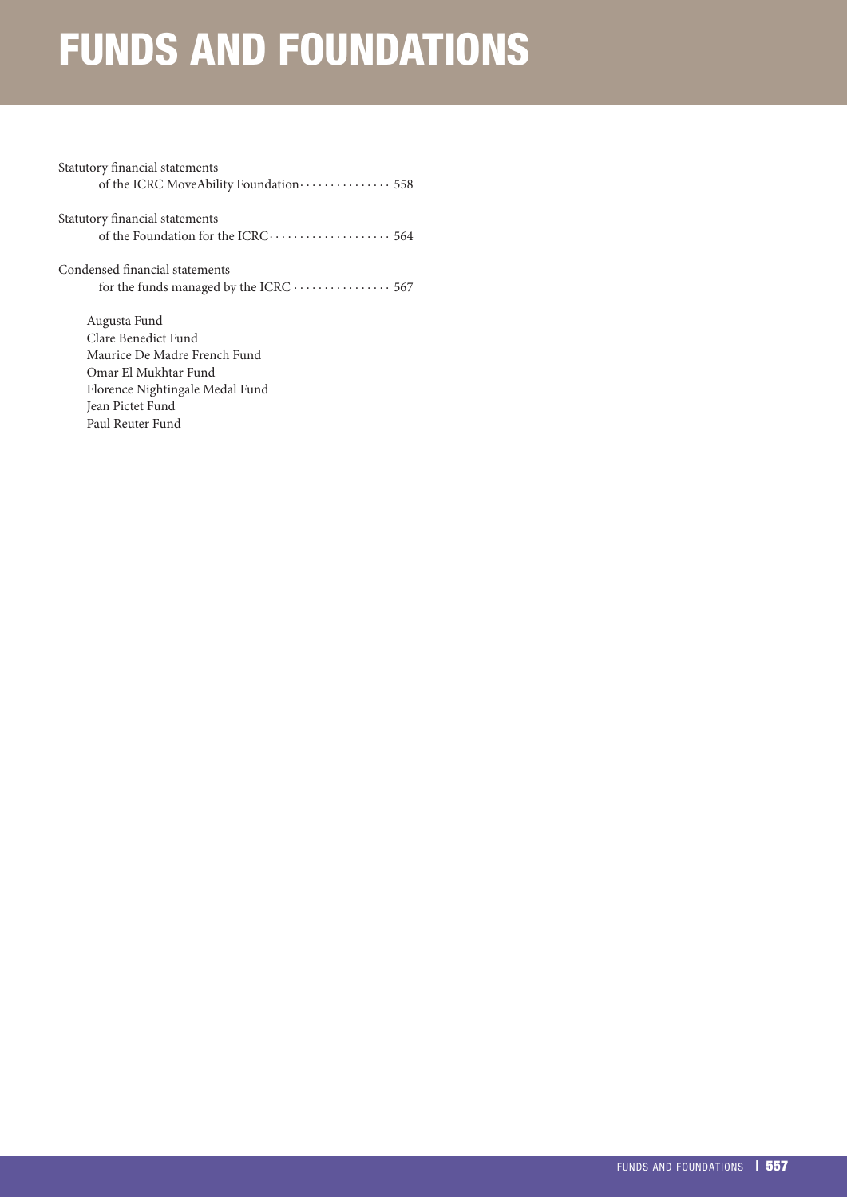# FUNDS AND FOUNDATIONS

Statutory financial statements
of the ICRC MoveAbility Foundation ............... 558

Statutory financial statements
of the Foundation for the ICRC .................... 564

Condensed financial statements
for the funds managed by the ICRC ................ 567

- Augusta Fund
- Clare Benedict Fund
- Maurice De Madre French Fund
- Omar El Mukhtar Fund
- Florence Nightingale Medal Fund
- Jean Pictet Fund
- Paul Reuter Fund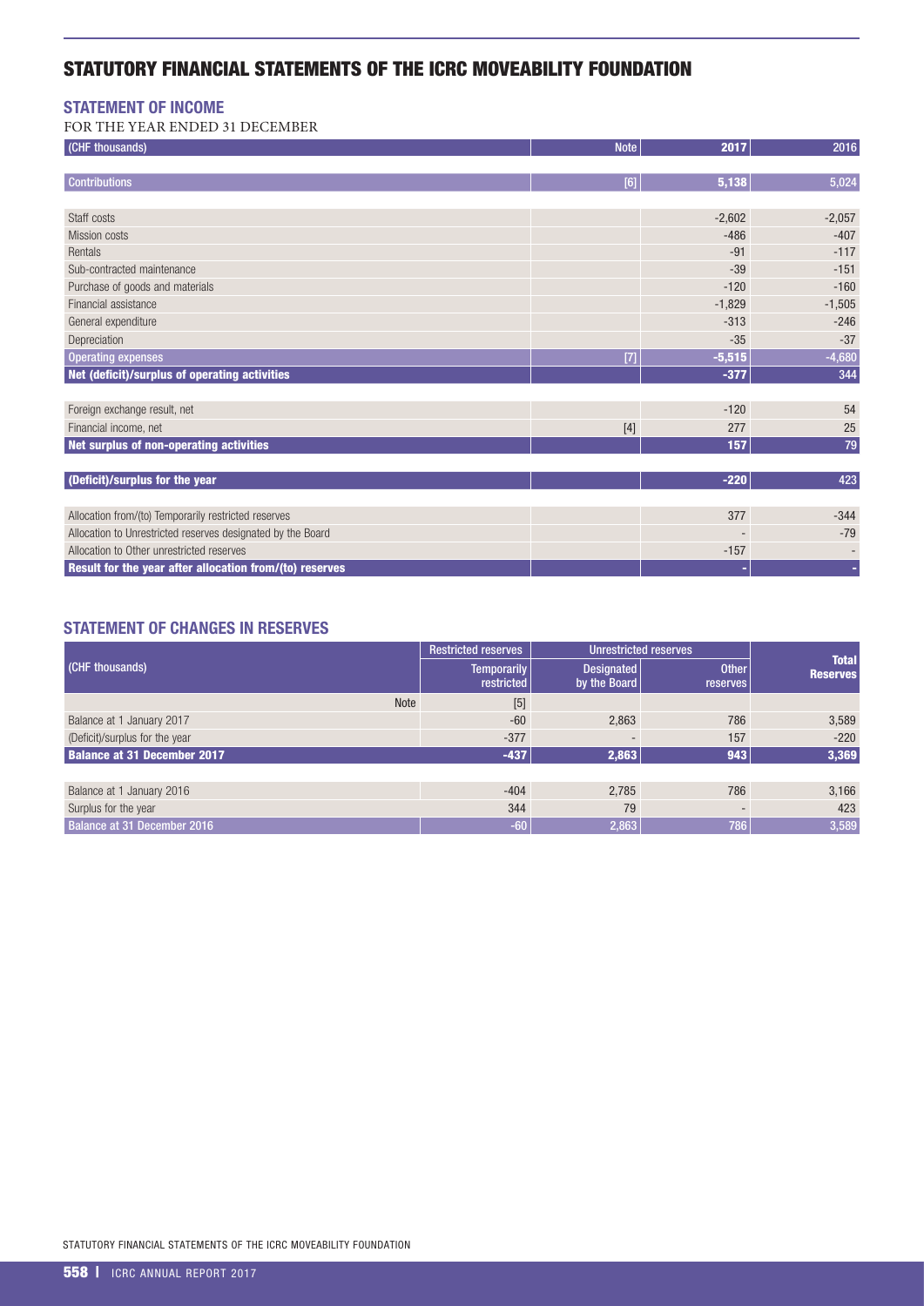# STATUTORY FINANCIAL STATEMENTS OF THE ICRC MOVEABILITY FOUNDATION

## STATEMENT OF INCOME

FOR THE YEAR ENDED 31 DECEMBER

| (CHF thousands) | Note | 2017 | 2016 |
|---|---|---|---|
| **Contributions** | [6] | **5,138** | 5,024 |
| Staff costs | | -2,602 | -2,057 |
| Mission costs | | -486 | -407 |
| Rentals | | -91 | -117 |
| Sub-contracted maintenance | | -39 | -151 |
| Purchase of goods and materials | | -120 | -160 |
| Financial assistance | | -1,829 | -1,505 |
| General expenditure | | -313 | -246 |
| Depreciation | | -35 | -37 |
| **Operating expenses** | [7] | **-5,515** | -4,680 |
| **Net (deficit)/surplus of operating activities** | | **-377** | 344 |
| Foreign exchange result, net | | -120 | 54 |
| Financial income, net | [4] | 277 | 25 |
| **Net surplus of non-operating activities** | | **157** | 79 |
| **(Deficit)/surplus for the year** | | **-220** | 423 |
| Allocation from/(to) Temporarily restricted reserves | | 377 | -344 |
| Allocation to Unrestricted reserves designated by the Board | | - | -79 |
| Allocation to Other unrestricted reserves | | -157 | - |
| **Result for the year after allocation from/(to) reserves** | | **-** | - |

## STATEMENT OF CHANGES IN RESERVES

| (CHF thousands) | Restricted reserves | Unrestricted reserves | | Total Reserves |
|---|---|---|---|---|
| | Temporarily restricted | Designated by the Board | Other reserves | |
| Note | [5] | | | |
| Balance at 1 January 2017 | -60 | 2,863 | 786 | 3,589 |
| (Deficit)/surplus for the year | -377 | - | 157 | -220 |
| **Balance at 31 December 2017** | **-437** | **2,863** | **943** | **3,369** |
| Balance at 1 January 2016 | -404 | 2,785 | 786 | 3,166 |
| Surplus for the year | 344 | 79 | - | 423 |
| Balance at 31 December 2016 | -60 | 2,863 | 786 | 3,589 |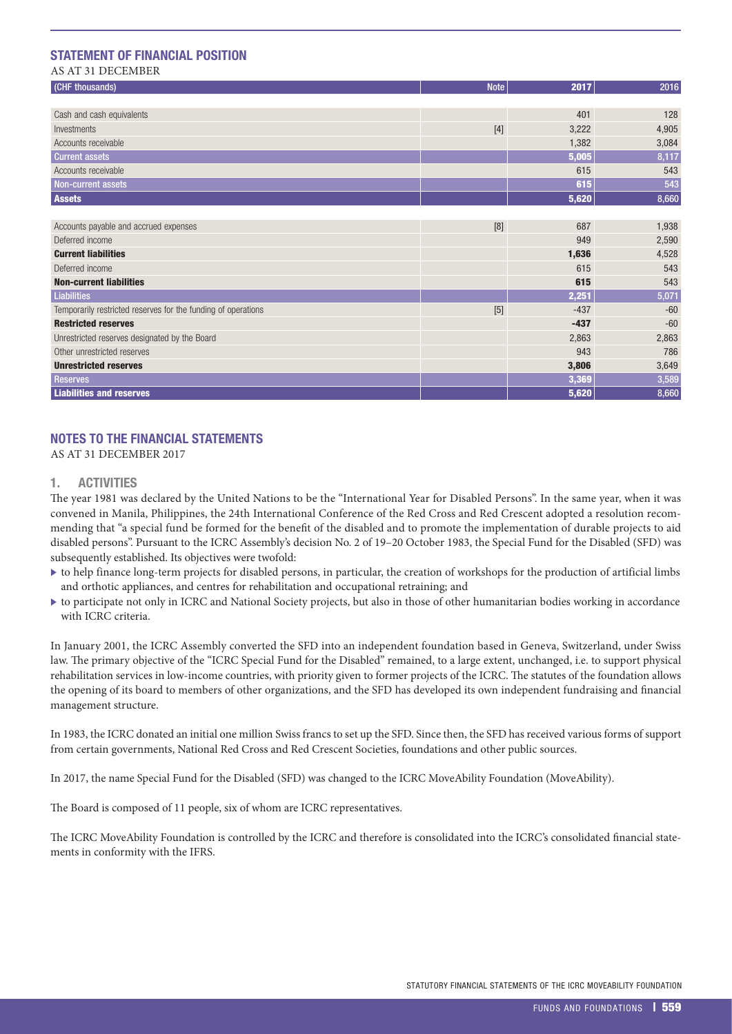## STATEMENT OF FINANCIAL POSITION

AS AT 31 DECEMBER

| (CHF thousands) | Note | 2017 | 2016 |
|---|---|---|---|
| Cash and cash equivalents | | 401 | 128 |
| Investments | [4] | 3,222 | 4,905 |
| Accounts receivable | | 1,382 | 3,084 |
| **Current assets** | | **5,005** | **8,117** |
| Accounts receivable | | 615 | 543 |
| **Non-current assets** | | **615** | **543** |
| **Assets** | | **5,620** | **8,660** |
| Accounts payable and accrued expenses | [8] | 687 | 1,938 |
| Deferred income | | 949 | 2,590 |
| **Current liabilities** | | **1,636** | **4,528** |
| Deferred income | | 615 | 543 |
| **Non-current liabilities** | | **615** | **543** |
| **Liabilities** | | **2,251** | **5,071** |
| Temporarily restricted reserves for the funding of operations | [5] | -437 | -60 |
| **Restricted reserves** | | **-437** | **-60** |
| Unrestricted reserves designated by the Board | | 2,863 | 2,863 |
| Other unrestricted reserves | | 943 | 786 |
| **Unrestricted reserves** | | **3,806** | **3,649** |
| **Reserves** | | **3,369** | **3,589** |
| **Liabilities and reserves** | | **5,620** | **8,660** |

## NOTES TO THE FINANCIAL STATEMENTS

AS AT 31 DECEMBER 2017

### 1. ACTIVITIES

The year 1981 was declared by the United Nations to be the "International Year for Disabled Persons". In the same year, when it was convened in Manila, Philippines, the 24th International Conference of the Red Cross and Red Crescent adopted a resolution recommending that "a special fund be formed for the benefit of the disabled and to promote the implementation of durable projects to aid disabled persons". Pursuant to the ICRC Assembly's decision No. 2 of 19–20 October 1983, the Special Fund for the Disabled (SFD) was subsequently established. Its objectives were twofold:

- to help finance long-term projects for disabled persons, in particular, the creation of workshops for the production of artificial limbs and orthotic appliances, and centres for rehabilitation and occupational retraining; and
- to participate not only in ICRC and National Society projects, but also in those of other humanitarian bodies working in accordance with ICRC criteria.

In January 2001, the ICRC Assembly converted the SFD into an independent foundation based in Geneva, Switzerland, under Swiss law. The primary objective of the "ICRC Special Fund for the Disabled" remained, to a large extent, unchanged, i.e. to support physical rehabilitation services in low-income countries, with priority given to former projects of the ICRC. The statutes of the foundation allows the opening of its board to members of other organizations, and the SFD has developed its own independent fundraising and financial management structure.

In 1983, the ICRC donated an initial one million Swiss francs to set up the SFD. Since then, the SFD has received various forms of support from certain governments, National Red Cross and Red Crescent Societies, foundations and other public sources.

In 2017, the name Special Fund for the Disabled (SFD) was changed to the ICRC MoveAbility Foundation (MoveAbility).

The Board is composed of 11 people, six of whom are ICRC representatives.

The ICRC MoveAbility Foundation is controlled by the ICRC and therefore is consolidated into the ICRC's consolidated financial statements in conformity with the IFRS.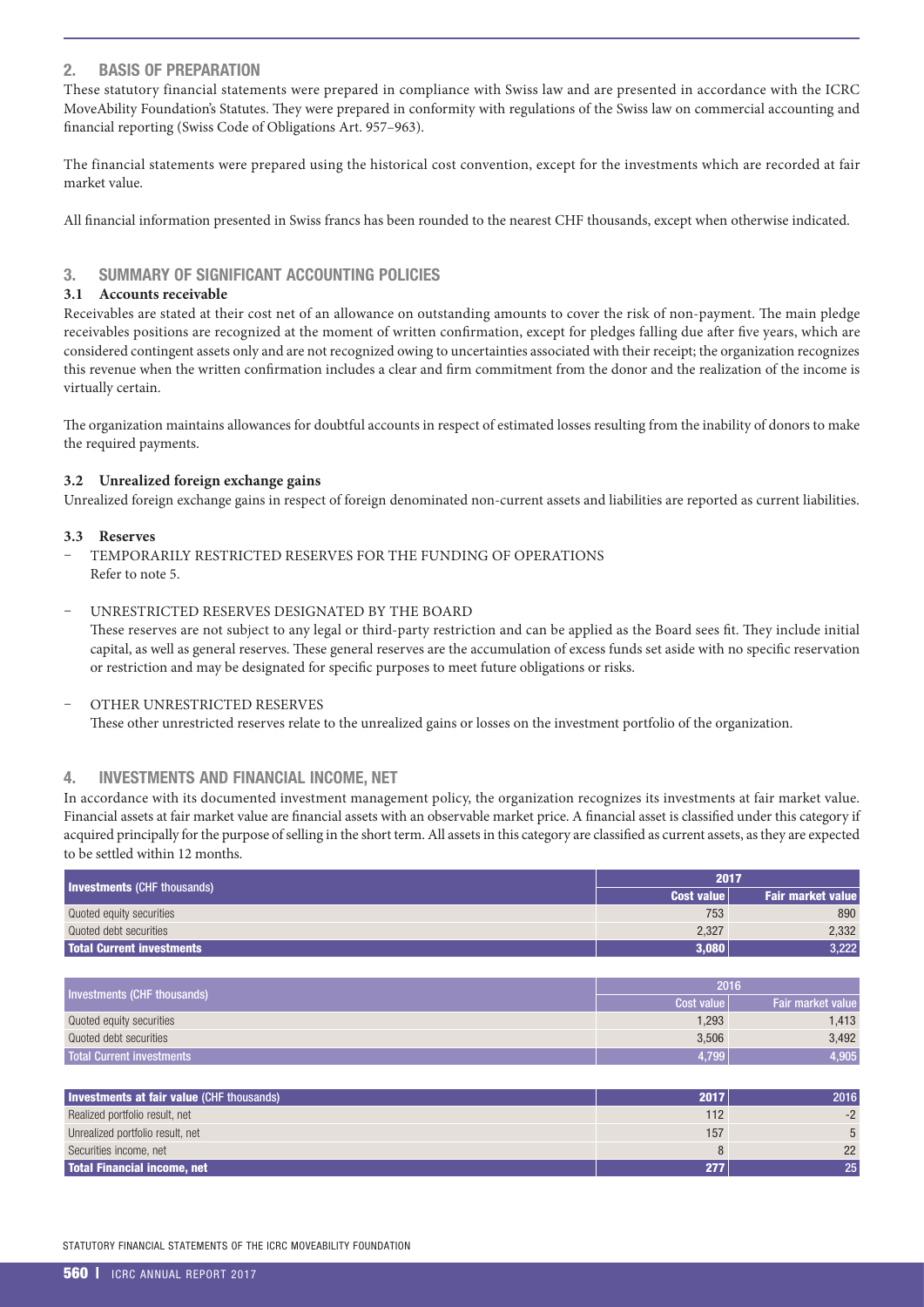## 2. BASIS OF PREPARATION

These statutory financial statements were prepared in compliance with Swiss law and are presented in accordance with the ICRC MoveAbility Foundation's Statutes. They were prepared in conformity with regulations of the Swiss law on commercial accounting and financial reporting (Swiss Code of Obligations Art. 957–963).

The financial statements were prepared using the historical cost convention, except for the investments which are recorded at fair market value.

All financial information presented in Swiss francs has been rounded to the nearest CHF thousands, except when otherwise indicated.

## 3. SUMMARY OF SIGNIFICANT ACCOUNTING POLICIES

### 3.1 Accounts receivable

Receivables are stated at their cost net of an allowance on outstanding amounts to cover the risk of non-payment. The main pledge receivables positions are recognized at the moment of written confirmation, except for pledges falling due after five years, which are considered contingent assets only and are not recognized owing to uncertainties associated with their receipt; the organization recognizes this revenue when the written confirmation includes a clear and firm commitment from the donor and the realization of the income is virtually certain.

The organization maintains allowances for doubtful accounts in respect of estimated losses resulting from the inability of donors to make the required payments.

### 3.2 Unrealized foreign exchange gains

Unrealized foreign exchange gains in respect of foreign denominated non-current assets and liabilities are reported as current liabilities.

### 3.3 Reserves

- TEMPORARILY RESTRICTED RESERVES FOR THE FUNDING OF OPERATIONS
  Refer to note 5.
- UNRESTRICTED RESERVES DESIGNATED BY THE BOARD
  These reserves are not subject to any legal or third-party restriction and can be applied as the Board sees fit. They include initial capital, as well as general reserves. These general reserves are the accumulation of excess funds set aside with no specific reservation or restriction and may be designated for specific purposes to meet future obligations or risks.
- OTHER UNRESTRICTED RESERVES
  These other unrestricted reserves relate to the unrealized gains or losses on the investment portfolio of the organization.

## 4. INVESTMENTS AND FINANCIAL INCOME, NET

In accordance with its documented investment management policy, the organization recognizes its investments at fair market value. Financial assets at fair market value are financial assets with an observable market price. A financial asset is classified under this category if acquired principally for the purpose of selling in the short term. All assets in this category are classified as current assets, as they are expected to be settled within 12 months.

| **Investments** (CHF thousands) | 2017 | |
|---|---|---|
| | Cost value | Fair market value |
| Quoted equity securities | 753 | 890 |
| Quoted debt securities | 2,327 | 2,332 |
| **Total Current investments** | **3,080** | **3,222** |

| Investments (CHF thousands) | 2016 | |
|---|---|---|
| | Cost value | Fair market value |
| Quoted equity securities | 1,293 | 1,413 |
| Quoted debt securities | 3,506 | 3,492 |
| Total Current investments | 4,799 | 4,905 |

| **Investments at fair value** (CHF thousands) | 2017 | 2016 |
|---|---|---|
| Realized portfolio result, net | 112 | -2 |
| Unrealized portfolio result, net | 157 | 5 |
| Securities income, net | 8 | 22 |
| **Total Financial income, net** | **277** | **25** |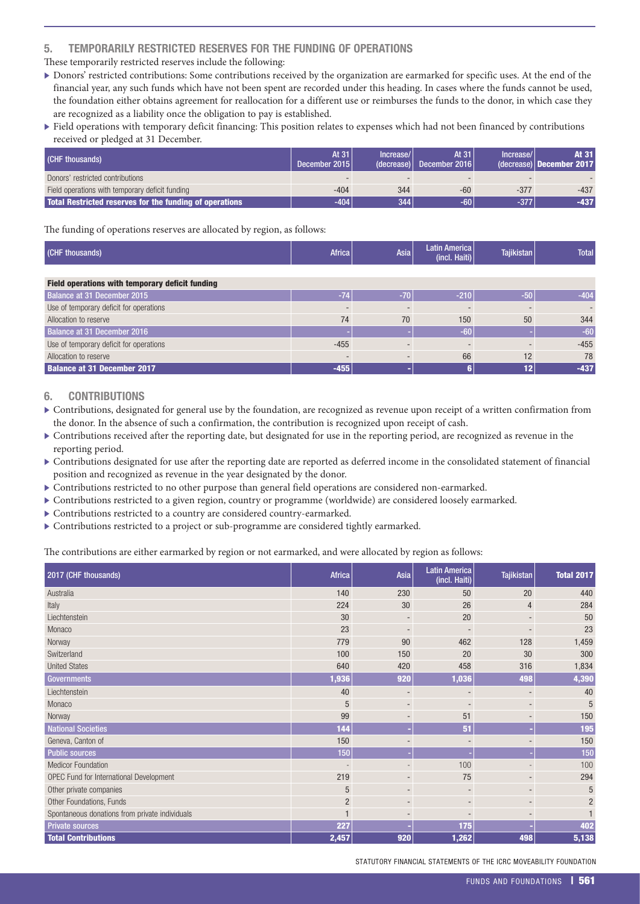## 5. TEMPORARILY RESTRICTED RESERVES FOR THE FUNDING OF OPERATIONS

These temporarily restricted reserves include the following:

- Donors' restricted contributions: Some contributions received by the organization are earmarked for specific uses. At the end of the financial year, any such funds which have not been spent are recorded under this heading. In cases where the funds cannot be used, the foundation either obtains agreement for reallocation for a different use or reimburses the funds to the donor, in which case they are recognized as a liability once the obligation to pay is established.
- Field operations with temporary deficit financing: This position relates to expenses which had not been financed by contributions received or pledged at 31 December.

| (CHF thousands) | At 31 December 2015 | Increase/ (decrease) | At 31 December 2016 | Increase/ (decrease) | At 31 December 2017 |
|---|---|---|---|---|---|
| Donors' restricted contributions | - | - | - | - | - |
| Field operations with temporary deficit funding | -404 | 344 | -60 | -377 | -437 |
| **Total Restricted reserves for the funding of operations** | **-404** | **344** | **-60** | **-377** | **-437** |

The funding of operations reserves are allocated by region, as follows:

| (CHF thousands) | Africa | Asia | Latin America (incl. Haiti) | Tajikistan | Total |
|---|---|---|---|---|---|
| **Field operations with temporary deficit funding** | | | | | |
| Balance at 31 December 2015 | -74 | -70 | -210 | -50 | -404 |
| Use of temporary deficit for operations | - | - | - | - | - |
| Allocation to reserve | 74 | 70 | 150 | 50 | 344 |
| Balance at 31 December 2016 | - | - | -60 | - | -60 |
| Use of temporary deficit for operations | -455 | - | - | - | -455 |
| Allocation to reserve | - | - | 66 | 12 | 78 |
| **Balance at 31 December 2017** | **-455** | **-** | **6** | **12** | **-437** |

## 6. CONTRIBUTIONS

- Contributions, designated for general use by the foundation, are recognized as revenue upon receipt of a written confirmation from the donor. In the absence of such a confirmation, the contribution is recognized upon receipt of cash.
- Contributions received after the reporting date, but designated for use in the reporting period, are recognized as revenue in the reporting period.
- Contributions designated for use after the reporting date are reported as deferred income in the consolidated statement of financial position and recognized as revenue in the year designated by the donor.
- Contributions restricted to no other purpose than general field operations are considered non-earmarked.
- Contributions restricted to a given region, country or programme (worldwide) are considered loosely earmarked.
- Contributions restricted to a country are considered country-earmarked.
- Contributions restricted to a project or sub-programme are considered tightly earmarked.

The contributions are either earmarked by region or not earmarked, and were allocated by region as follows:

| 2017 (CHF thousands) | Africa | Asia | Latin America (incl. Haiti) | Tajikistan | Total 2017 |
|---|---|---|---|---|---|
| Australia | 140 | 230 | 50 | 20 | 440 |
| Italy | 224 | 30 | 26 | 4 | 284 |
| Liechtenstein | 30 | - | 20 | - | 50 |
| Monaco | 23 | - | - | - | 23 |
| Norway | 779 | 90 | 462 | 128 | 1,459 |
| Switzerland | 100 | 150 | 20 | 30 | 300 |
| United States | 640 | 420 | 458 | 316 | 1,834 |
| **Governments** | **1,936** | **920** | **1,036** | **498** | **4,390** |
| Liechtenstein | 40 | - | - | - | 40 |
| Monaco | 5 | - | - | - | 5 |
| Norway | 99 | - | 51 | - | 150 |
| **National Societies** | **144** | **-** | **51** | **-** | **195** |
| Geneva, Canton of | 150 | - | - | - | 150 |
| **Public sources** | **150** | **-** | **-** | **-** | **150** |
| Medicor Foundation | - | - | 100 | - | 100 |
| OPEC Fund for International Development | 219 | - | 75 | - | 294 |
| Other private companies | 5 | - | - | - | 5 |
| Other Foundations, Funds | 2 | - | - | - | 2 |
| Spontaneous donations from private individuals | 1 | - | - | - | 1 |
| **Private sources** | **227** | **-** | **175** | **-** | **402** |
| **Total Contributions** | **2,457** | **920** | **1,262** | **498** | **5,138** |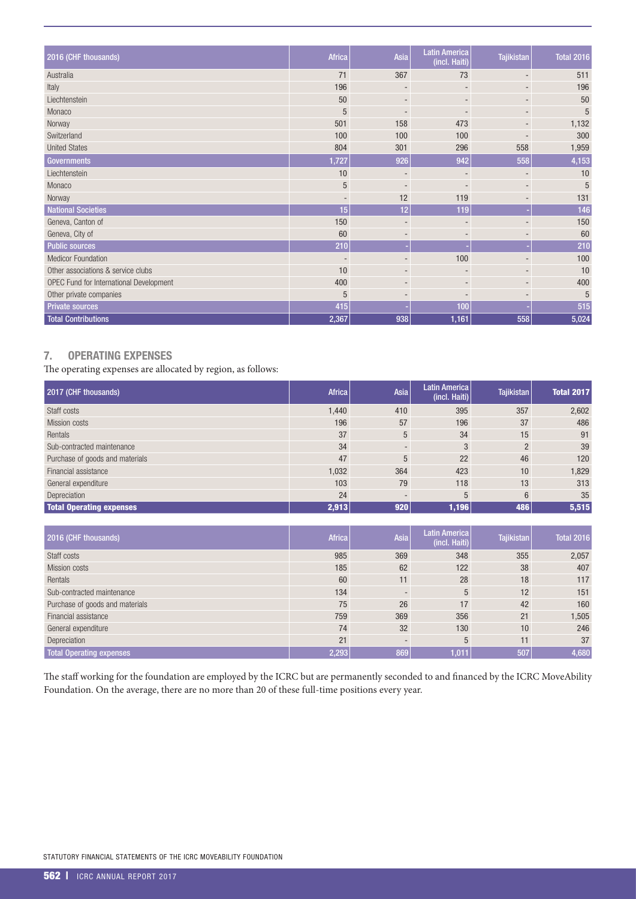| 2016 (CHF thousands) | Africa | Asia | Latin America (incl. Haiti) | Tajikistan | Total 2016 |
|---|---|---|---|---|---|
| Australia | 71 | 367 | 73 | - | 511 |
| Italy | 196 | - | - | - | 196 |
| Liechtenstein | 50 | - | - | - | 50 |
| Monaco | 5 | - | - | - | 5 |
| Norway | 501 | 158 | 473 | - | 1,132 |
| Switzerland | 100 | 100 | 100 | - | 300 |
| United States | 804 | 301 | 296 | 558 | 1,959 |
| **Governments** | **1,727** | **926** | **942** | **558** | **4,153** |
| Liechtenstein | 10 | - | - | - | 10 |
| Monaco | 5 | - | - | - | 5 |
| Norway | - | 12 | 119 | - | 131 |
| **National Societies** | **15** | **12** | **119** | **-** | **146** |
| Geneva, Canton of | 150 | - | - | - | 150 |
| Geneva, City of | 60 | - | - | - | 60 |
| **Public sources** | **210** | **-** | **-** | **-** | **210** |
| Medicor Foundation | - | - | 100 | - | 100 |
| Other associations & service clubs | 10 | - | - | - | 10 |
| OPEC Fund for International Development | 400 | - | - | - | 400 |
| Other private companies | 5 | - | - | - | 5 |
| **Private sources** | **415** | **-** | **100** | **-** | **515** |
| **Total Contributions** | **2,367** | **938** | **1,161** | **558** | **5,024** |

## 7. OPERATING EXPENSES

The operating expenses are allocated by region, as follows:

| 2017 (CHF thousands) | Africa | Asia | Latin America (incl. Haiti) | Tajikistan | Total 2017 |
|---|---|---|---|---|---|
| Staff costs | 1,440 | 410 | 395 | 357 | 2,602 |
| Mission costs | 196 | 57 | 196 | 37 | 486 |
| Rentals | 37 | 5 | 34 | 15 | 91 |
| Sub-contracted maintenance | 34 | - | 3 | 2 | 39 |
| Purchase of goods and materials | 47 | 5 | 22 | 46 | 120 |
| Financial assistance | 1,032 | 364 | 423 | 10 | 1,829 |
| General expenditure | 103 | 79 | 118 | 13 | 313 |
| Depreciation | 24 | - | 5 | 6 | 35 |
| **Total Operating expenses** | **2,913** | **920** | **1,196** | **486** | **5,515** |

| 2016 (CHF thousands) | Africa | Asia | Latin America (incl. Haiti) | Tajikistan | Total 2016 |
|---|---|---|---|---|---|
| Staff costs | 985 | 369 | 348 | 355 | 2,057 |
| Mission costs | 185 | 62 | 122 | 38 | 407 |
| Rentals | 60 | 11 | 28 | 18 | 117 |
| Sub-contracted maintenance | 134 | - | 5 | 12 | 151 |
| Purchase of goods and materials | 75 | 26 | 17 | 42 | 160 |
| Financial assistance | 759 | 369 | 356 | 21 | 1,505 |
| General expenditure | 74 | 32 | 130 | 10 | 246 |
| Depreciation | 21 | - | 5 | 11 | 37 |
| **Total Operating expenses** | **2,293** | **869** | **1,011** | **507** | **4,680** |

The staff working for the foundation are employed by the ICRC but are permanently seconded to and financed by the ICRC MoveAbility Foundation. On the average, there are no more than 20 of these full-time positions every year.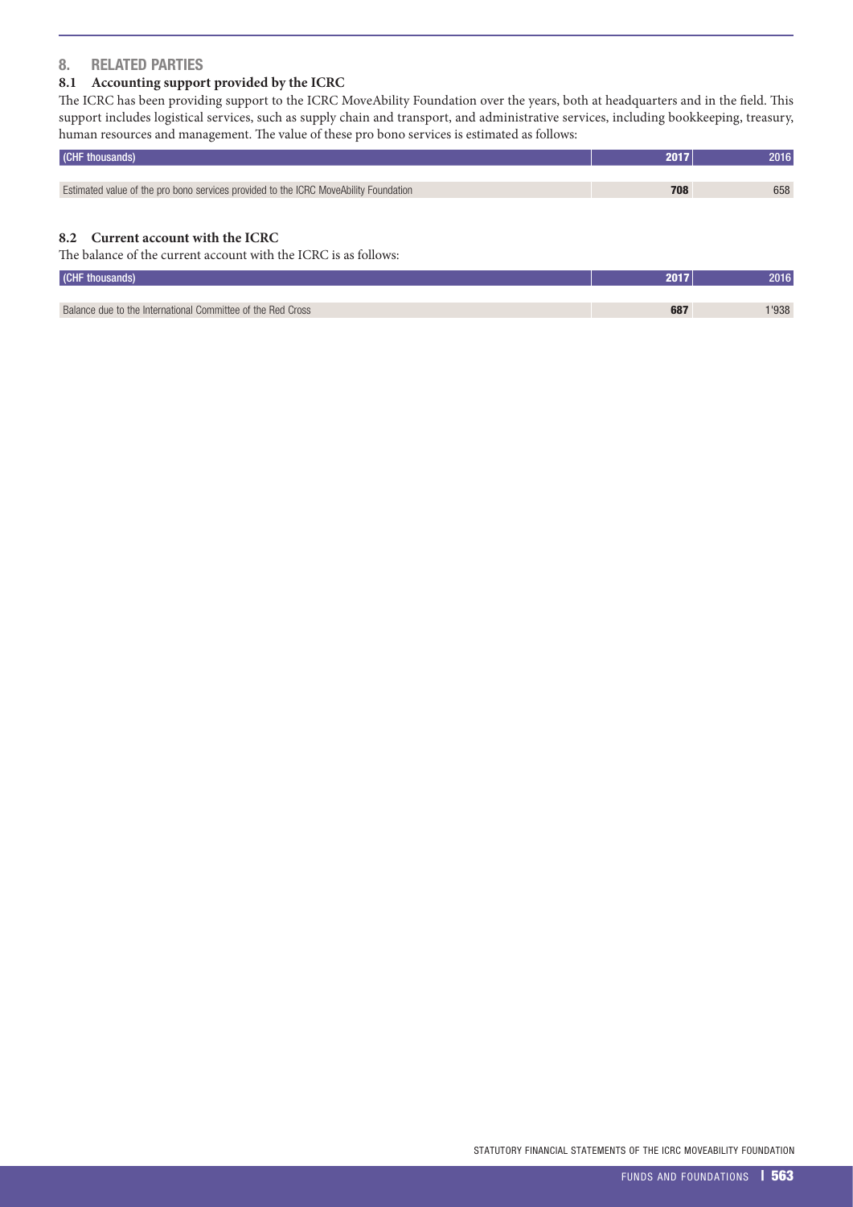## 8. RELATED PARTIES

### 8.1 Accounting support provided by the ICRC

The ICRC has been providing support to the ICRC MoveAbility Foundation over the years, both at headquarters and in the field. This support includes logistical services, such as supply chain and transport, and administrative services, including bookkeeping, treasury, human resources and management. The value of these pro bono services is estimated as follows:

| (CHF thousands) | 2017 | 2016 |
|---|---|---|
| Estimated value of the pro bono services provided to the ICRC MoveAbility Foundation | **708** | 658 |

### 8.2 Current account with the ICRC

The balance of the current account with the ICRC is as follows:

| (CHF thousands) | 2017 | 2016 |
|---|---|---|
| Balance due to the International Committee of the Red Cross | **687** | 1'938 |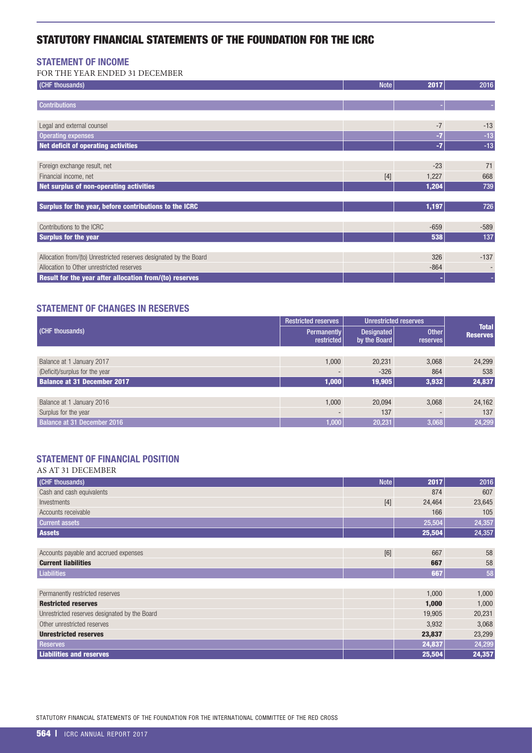# STATUTORY FINANCIAL STATEMENTS OF THE FOUNDATION FOR THE ICRC

## STATEMENT OF INCOME

FOR THE YEAR ENDED 31 DECEMBER

| (CHF thousands) | Note | 2017 | 2016 |
|---|---|---|---|
| **Contributions** | | - | - |
| Legal and external counsel | | -7 | -13 |
| **Operating expenses** | | -7 | -13 |
| **Net deficit of operating activities** | | -7 | -13 |
| Foreign exchange result, net | | -23 | 71 |
| Financial income, net | [4] | 1,227 | 668 |
| **Net surplus of non-operating activities** | | 1,204 | 739 |
| **Surplus for the year, before contributions to the ICRC** | | 1,197 | 726 |
| Contributions to the ICRC | | -659 | -589 |
| **Surplus for the year** | | 538 | 137 |
| Allocation from/(to) Unrestricted reserves designated by the Board | | 326 | -137 |
| Allocation to Other unrestricted reserves | | -864 | - |
| **Result for the year after allocation from/(to) reserves** | | - | - |

## STATEMENT OF CHANGES IN RESERVES

| (CHF thousands) | Restricted reserves | Unrestricted reserves | | Total Reserves |
|---|---|---|---|---|
| | Permanently restricted | Designated by the Board | Other reserves | |
| Balance at 1 January 2017 | 1,000 | 20,231 | 3,068 | 24,299 |
| (Deficit)/surplus for the year | - | -326 | 864 | 538 |
| **Balance at 31 December 2017** | 1,000 | 19,905 | 3,932 | 24,837 |
| Balance at 1 January 2016 | 1,000 | 20,094 | 3,068 | 24,162 |
| Surplus for the year | - | 137 | - | 137 |
| **Balance at 31 December 2016** | 1,000 | 20,231 | 3,068 | 24,299 |

## STATEMENT OF FINANCIAL POSITION

AS AT 31 DECEMBER

| (CHF thousands) | Note | 2017 | 2016 |
|---|---|---|---|
| Cash and cash equivalents | | 874 | 607 |
| Investments | [4] | 24,464 | 23,645 |
| Accounts receivable | | 166 | 105 |
| **Current assets** | | 25,504 | 24,357 |
| **Assets** | | 25,504 | 24,357 |
| Accounts payable and accrued expenses | [6] | 667 | 58 |
| **Current liabilities** | | 667 | 58 |
| **Liabilities** | | 667 | 58 |
| Permanently restricted reserves | | 1,000 | 1,000 |
| **Restricted reserves** | | 1,000 | 1,000 |
| Unrestricted reserves designated by the Board | | 19,905 | 20,231 |
| Other unrestricted reserves | | 3,932 | 3,068 |
| **Unrestricted reserves** | | 23,837 | 23,299 |
| **Reserves** | | 24,837 | 24,299 |
| **Liabilities and reserves** | | 25,504 | 24,357 |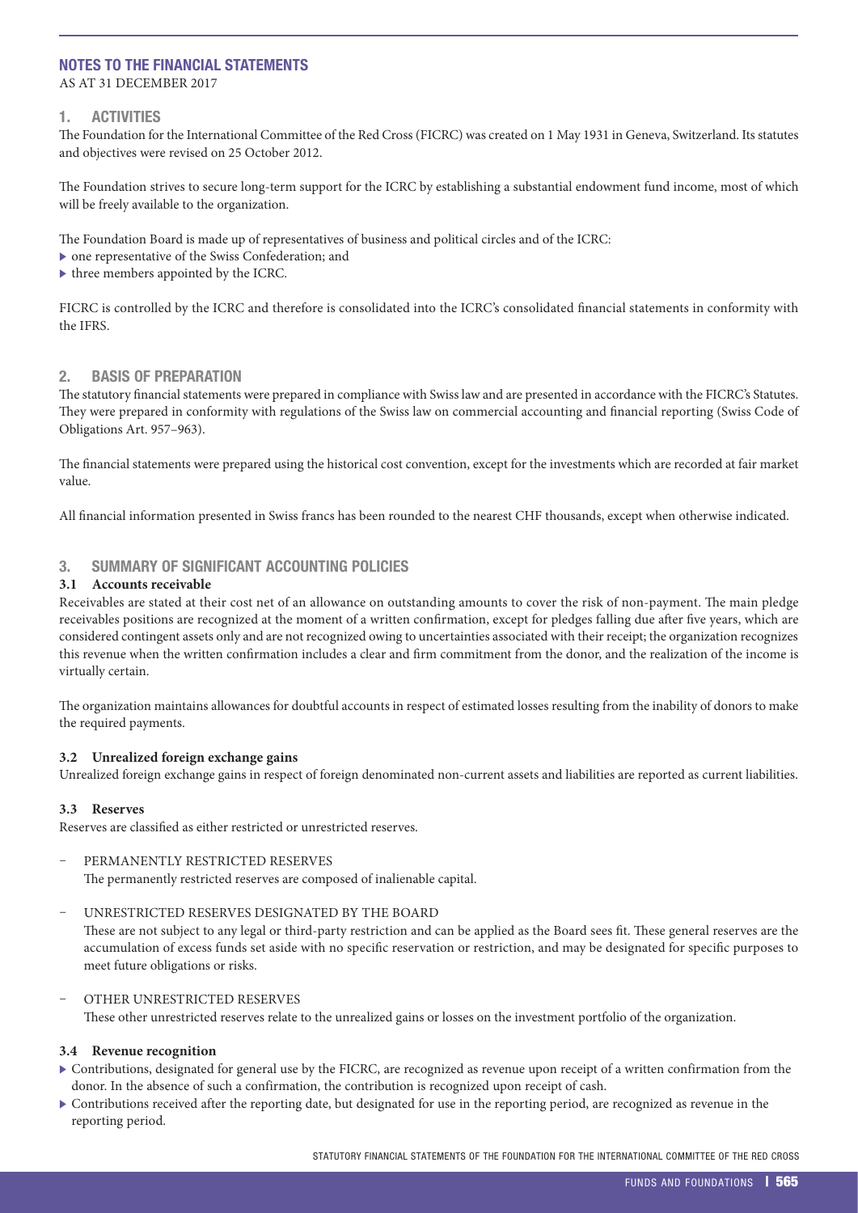# NOTES TO THE FINANCIAL STATEMENTS

AS AT 31 DECEMBER 2017

## 1. ACTIVITIES

The Foundation for the International Committee of the Red Cross (FICRC) was created on 1 May 1931 in Geneva, Switzerland. Its statutes and objectives were revised on 25 October 2012.

The Foundation strives to secure long-term support for the ICRC by establishing a substantial endowment fund income, most of which will be freely available to the organization.

The Foundation Board is made up of representatives of business and political circles and of the ICRC:

- one representative of the Swiss Confederation; and
- three members appointed by the ICRC.

FICRC is controlled by the ICRC and therefore is consolidated into the ICRC's consolidated financial statements in conformity with the IFRS.

## 2. BASIS OF PREPARATION

The statutory financial statements were prepared in compliance with Swiss law and are presented in accordance with the FICRC's Statutes. They were prepared in conformity with regulations of the Swiss law on commercial accounting and financial reporting (Swiss Code of Obligations Art. 957–963).

The financial statements were prepared using the historical cost convention, except for the investments which are recorded at fair market value.

All financial information presented in Swiss francs has been rounded to the nearest CHF thousands, except when otherwise indicated.

## 3. SUMMARY OF SIGNIFICANT ACCOUNTING POLICIES

### 3.1 Accounts receivable

Receivables are stated at their cost net of an allowance on outstanding amounts to cover the risk of non-payment. The main pledge receivables positions are recognized at the moment of a written confirmation, except for pledges falling due after five years, which are considered contingent assets only and are not recognized owing to uncertainties associated with their receipt; the organization recognizes this revenue when the written confirmation includes a clear and firm commitment from the donor, and the realization of the income is virtually certain.

The organization maintains allowances for doubtful accounts in respect of estimated losses resulting from the inability of donors to make the required payments.

### 3.2 Unrealized foreign exchange gains

Unrealized foreign exchange gains in respect of foreign denominated non-current assets and liabilities are reported as current liabilities.

### 3.3 Reserves

Reserves are classified as either restricted or unrestricted reserves.

- PERMANENTLY RESTRICTED RESERVES
  The permanently restricted reserves are composed of inalienable capital.

- UNRESTRICTED RESERVES DESIGNATED BY THE BOARD
  These are not subject to any legal or third-party restriction and can be applied as the Board sees fit. These general reserves are the accumulation of excess funds set aside with no specific reservation or restriction, and may be designated for specific purposes to meet future obligations or risks.

- OTHER UNRESTRICTED RESERVES
  These other unrestricted reserves relate to the unrealized gains or losses on the investment portfolio of the organization.

### 3.4 Revenue recognition

- Contributions, designated for general use by the FICRC, are recognized as revenue upon receipt of a written confirmation from the donor. In the absence of such a confirmation, the contribution is recognized upon receipt of cash.
- Contributions received after the reporting date, but designated for use in the reporting period, are recognized as revenue in the reporting period.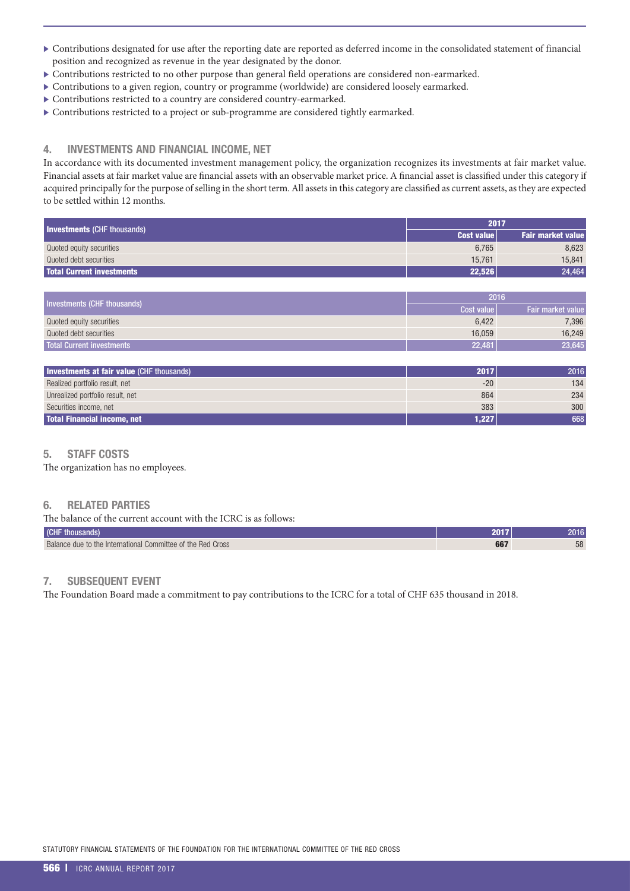- Contributions designated for use after the reporting date are reported as deferred income in the consolidated statement of financial position and recognized as revenue in the year designated by the donor.
- Contributions restricted to no other purpose than general field operations are considered non-earmarked.
- Contributions to a given region, country or programme (worldwide) are considered loosely earmarked.
- Contributions restricted to a country are considered country-earmarked.
- Contributions restricted to a project or sub-programme are considered tightly earmarked.

## 4. INVESTMENTS AND FINANCIAL INCOME, NET

In accordance with its documented investment management policy, the organization recognizes its investments at fair market value. Financial assets at fair market value are financial assets with an observable market price. A financial asset is classified under this category if acquired principally for the purpose of selling in the short term. All assets in this category are classified as current assets, as they are expected to be settled within 12 months.

| **Investments** (CHF thousands) | 2017 | |
|---|---|---|
| | **Cost value** | **Fair market value** |
| Quoted equity securities | 6,765 | 8,623 |
| Quoted debt securities | 15,761 | 15,841 |
| **Total Current investments** | **22,526** | **24,464** |

| Investments (CHF thousands) | 2016 | |
|---|---|---|
| | Cost value | Fair market value |
| Quoted equity securities | 6,422 | 7,396 |
| Quoted debt securities | 16,059 | 16,249 |
| Total Current investments | 22,481 | 23,645 |

| **Investments at fair value** (CHF thousands) | **2017** | 2016 |
|---|---|---|
| Realized portfolio result, net | -20 | 134 |
| Unrealized portfolio result, net | 864 | 234 |
| Securities income, net | 383 | 300 |
| **Total Financial income, net** | **1,227** | 668 |

## 5. STAFF COSTS

The organization has no employees.

## 6. RELATED PARTIES

The balance of the current account with the ICRC is as follows:

| (CHF thousands) | **2017** | 2016 |
|---|---|---|
| Balance due to the International Committee of the Red Cross | **667** | 58 |

## 7. SUBSEQUENT EVENT

The Foundation Board made a commitment to pay contributions to the ICRC for a total of CHF 635 thousand in 2018.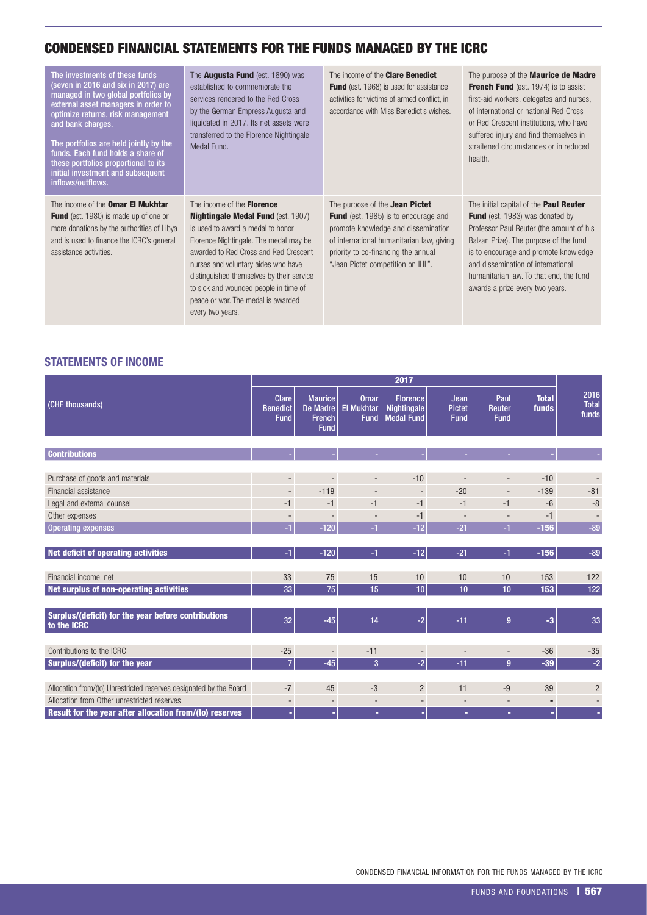# CONDENSED FINANCIAL STATEMENTS FOR THE FUNDS MANAGED BY THE ICRC

**The investments of these funds (seven in 2016 and six in 2017) are managed in two global portfolios by external asset managers in order to optimize returns, risk management and bank charges.**

**The portfolios are held jointly by the funds. Each fund holds a share of these portfolios proportional to its initial investment and subsequent inflows/outflows.**

The **Augusta Fund** (est. 1890) was established to commemorate the services rendered to the Red Cross by the German Empress Augusta and liquidated in 2017. Its net assets were transferred to the Florence Nightingale Medal Fund.

The income of the **Clare Benedict Fund** (est. 1968) is used for assistance activities for victims of armed conflict, in accordance with Miss Benedict's wishes.

The purpose of the **Maurice de Madre French Fund** (est. 1974) is to assist first-aid workers, delegates and nurses, of international or national Red Cross or Red Crescent institutions, who have suffered injury and find themselves in straitened circumstances or in reduced health.

The income of the **Omar El Mukhtar Fund** (est. 1980) is made up of one or more donations by the authorities of Libya and is used to finance the ICRC's general assistance activities.

The income of the **Florence Nightingale Medal Fund** (est. 1907) is used to award a medal to honor Florence Nightingale. The medal may be awarded to Red Cross and Red Crescent nurses and voluntary aides who have distinguished themselves by their service to sick and wounded people in time of peace or war. The medal is awarded every two years.

The purpose of the **Jean Pictet Fund** (est. 1985) is to encourage and promote knowledge and dissemination of international humanitarian law, giving priority to co-financing the annual "Jean Pictet competition on IHL".

The initial capital of the **Paul Reuter Fund** (est. 1983) was donated by Professor Paul Reuter (the amount of his Balzan Prize). The purpose of the fund is to encourage and promote knowledge and dissemination of international humanitarian law. To that end, the fund awards a prize every two years.

## STATEMENTS OF INCOME

| (CHF thousands) | 2017 | | | | | | | |
|---|---|---|---|---|---|---|---|---|
| | Clare Benedict Fund | Maurice De Madre French Fund | Omar El Mukhtar Fund | Florence Nightingale Medal Fund | Jean Pictet Fund | Paul Reuter Fund | Total funds | 2016 Total funds |
| **Contributions** | - | - | - | - | - | - | - | - |
| Purchase of goods and materials | - | - | - | -10 | - | - | -10 | - |
| Financial assistance | - | -119 | - | - | -20 | - | -139 | -81 |
| Legal and external counsel | -1 | -1 | -1 | -1 | -1 | -1 | -6 | -8 |
| Other expenses | - | - | - | -1 | - | - | -1 | - |
| **Operating expenses** | -1 | -120 | -1 | -12 | -21 | -1 | -156 | -89 |
| **Net deficit of operating activities** | -1 | -120 | -1 | -12 | -21 | -1 | -156 | -89 |
| Financial income, net | 33 | 75 | 15 | 10 | 10 | 10 | 153 | 122 |
| **Net surplus of non-operating activities** | 33 | 75 | 15 | 10 | 10 | 10 | 153 | 122 |
| **Surplus/(deficit) for the year before contributions to the ICRC** | 32 | -45 | 14 | -2 | -11 | 9 | -3 | 33 |
| Contributions to the ICRC | -25 | - | -11 | - | - | - | -36 | -35 |
| **Surplus/(deficit) for the year** | 7 | -45 | 3 | -2 | -11 | 9 | -39 | -2 |
| Allocation from/(to) Unrestricted reserves designated by the Board | -7 | 45 | -3 | 2 | 11 | -9 | 39 | 2 |
| Allocation from Other unrestricted reserves | - | - | - | - | - | - | - | - |
| **Result for the year after allocation from/(to) reserves** | - | - | - | - | - | - | - | - |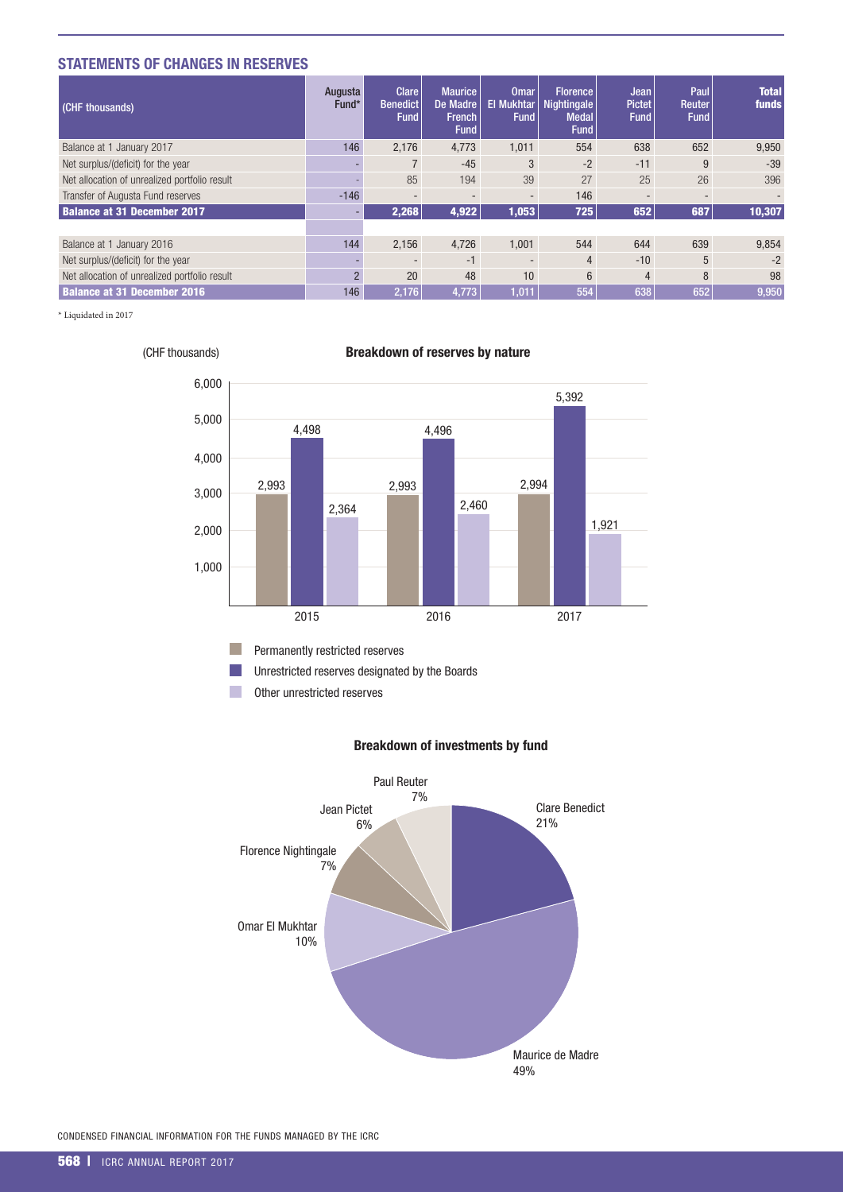## STATEMENTS OF CHANGES IN RESERVES

| (CHF thousands) | Augusta Fund* | Clare Benedict Fund | Maurice De Madre French Fund | Omar El Mukhtar Fund | Florence Nightingale Medal Fund | Jean Pictet Fund | Paul Reuter Fund | Total funds |
|---|---|---|---|---|---|---|---|---|
| Balance at 1 January 2017 | 146 | 2,176 | 4,773 | 1,011 | 554 | 638 | 652 | 9,950 |
| Net surplus/(deficit) for the year | - | 7 | -45 | 3 | -2 | -11 | 9 | -39 |
| Net allocation of unrealized portfolio result | - | 85 | 194 | 39 | 27 | 25 | 26 | 396 |
| Transfer of Augusta Fund reserves | -146 | - | - | - | 146 | - | - | - |
| **Balance at 31 December 2017** | - | **2,268** | **4,922** | **1,053** | **725** | **652** | **687** | **10,307** |
| | | | | | | | | |
| Balance at 1 January 2016 | 144 | 2,156 | 4,726 | 1,001 | 544 | 644 | 639 | 9,854 |
| Net surplus/(deficit) for the year | - | - | -1 | - | 4 | -10 | 5 | -2 |
| Net allocation of unrealized portfolio result | 2 | 20 | 48 | 10 | 6 | 4 | 8 | 98 |
| **Balance at 31 December 2016** | 146 | 2,176 | 4,773 | 1,011 | 554 | 638 | 652 | 9,950 |

\* Liquidated in 2017

**Breakdown of reserves by nature**

(CHF thousands)

| | 2015 | 2016 | 2017 |
|---|---|---|---|
| Permanently restricted reserves | 2,993 | 2,993 | 2,994 |
| Unrestricted reserves designated by the Boards | 4,498 | 4,496 | 5,392 |
| Other unrestricted reserves | 2,364 | 2,460 | 1,921 |

**Breakdown of investments by fund**

| Fund | % |
|---|---|
| Clare Benedict | 21% |
| Maurice de Madre | 49% |
| Omar El Mukhtar | 10% |
| Florence Nightingale | 7% |
| Jean Pictet | 6% |
| Paul Reuter | 7% |

CONDENSED FINANCIAL INFORMATION FOR THE FUNDS MANAGED BY THE ICRC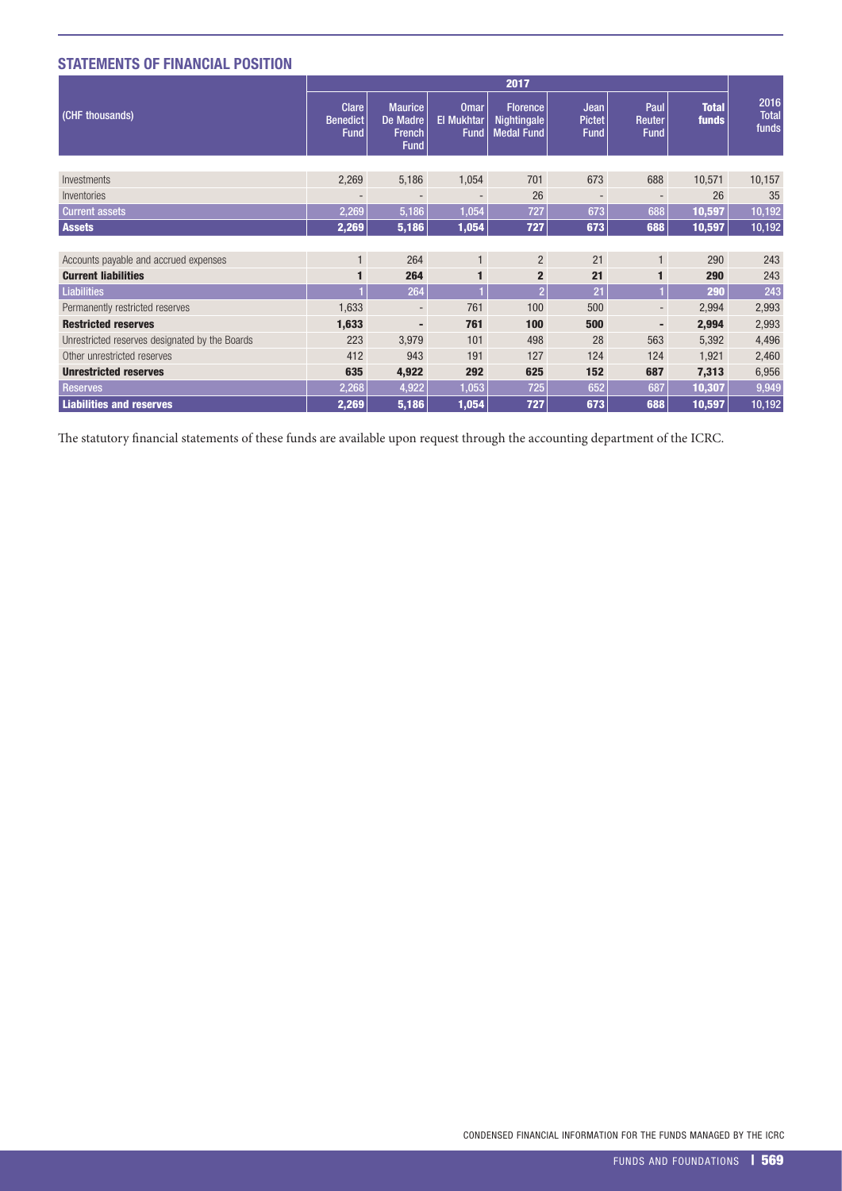## STATEMENTS OF FINANCIAL POSITION

| (CHF thousands) | 2017 | | | | | | | 2016 |
|---|---|---|---|---|---|---|---|---|
| | Clare Benedict Fund | Maurice De Madre French Fund | Omar El Mukhtar Fund | Florence Nightingale Medal Fund | Jean Pictet Fund | Paul Reuter Fund | **Total funds** | Total funds |
| Investments | 2,269 | 5,186 | 1,054 | 701 | 673 | 688 | 10,571 | 10,157 |
| Inventories | - | - | - | 26 | - | - | 26 | 35 |
| Current assets | 2,269 | 5,186 | 1,054 | 727 | 673 | 688 | **10,597** | 10,192 |
| **Assets** | **2,269** | **5,186** | **1,054** | **727** | **673** | **688** | **10,597** | 10,192 |
| Accounts payable and accrued expenses | 1 | 264 | 1 | 2 | 21 | 1 | 290 | 243 |
| **Current liabilities** | **1** | **264** | **1** | **2** | **21** | **1** | **290** | 243 |
| Liabilities | 1 | 264 | 1 | 2 | 21 | 1 | **290** | 243 |
| Permanently restricted reserves | 1,633 | - | 761 | 100 | 500 | - | 2,994 | 2,993 |
| **Restricted reserves** | **1,633** | **-** | **761** | **100** | **500** | **-** | **2,994** | 2,993 |
| Unrestricted reserves designated by the Boards | 223 | 3,979 | 101 | 498 | 28 | 563 | 5,392 | 4,496 |
| Other unrestricted reserves | 412 | 943 | 191 | 127 | 124 | 124 | 1,921 | 2,460 |
| **Unrestricted reserves** | **635** | **4,922** | **292** | **625** | **152** | **687** | **7,313** | 6,956 |
| Reserves | 2,268 | 4,922 | 1,053 | 725 | 652 | 687 | **10,307** | 9,949 |
| **Liabilities and reserves** | **2,269** | **5,186** | **1,054** | **727** | **673** | **688** | **10,597** | 10,192 |

The statutory financial statements of these funds are available upon request through the accounting department of the ICRC.